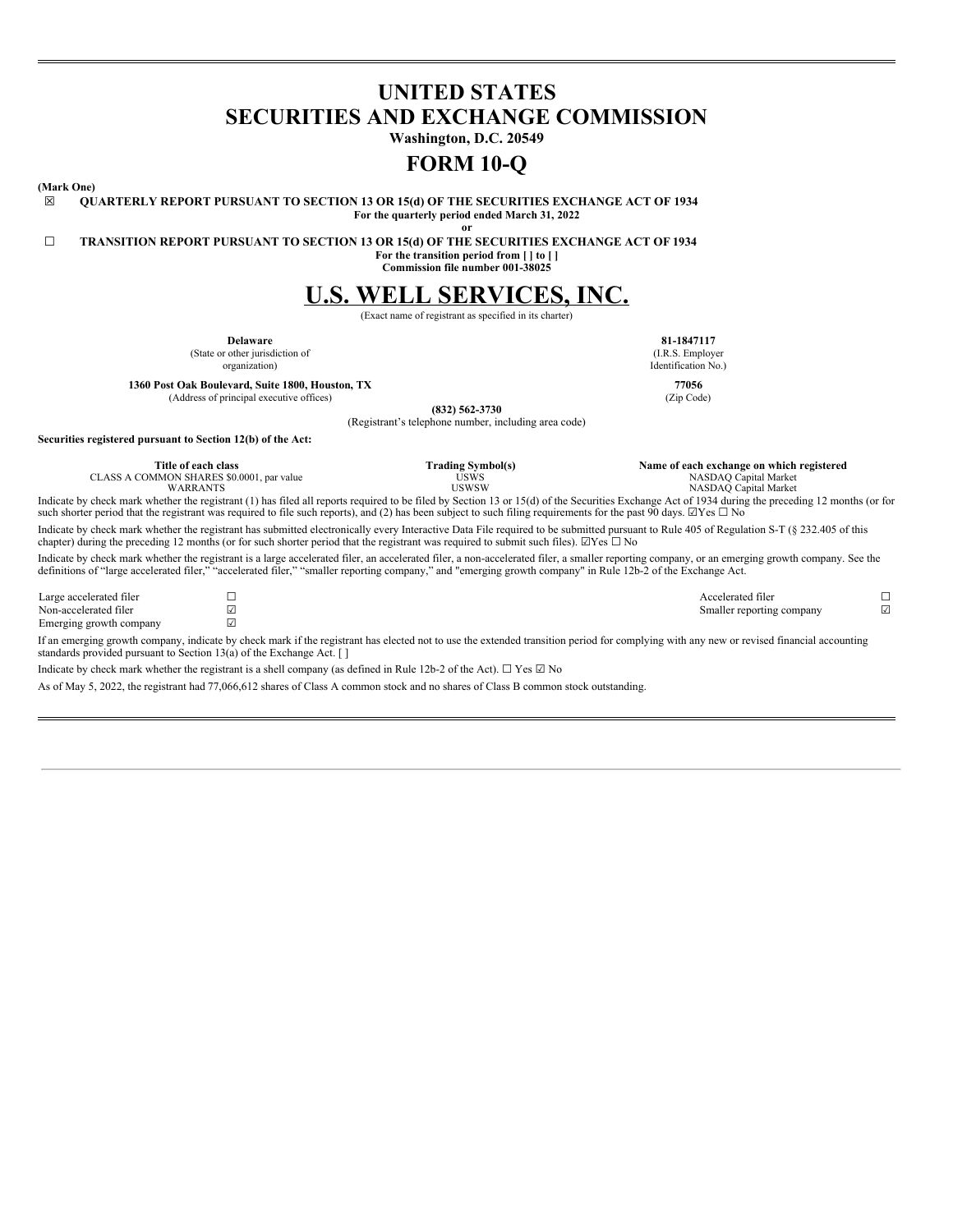# UNITED STATES
# SECURITIES AND EXCHANGE COMMISSION

**Washington, D.C. 20549**

# FORM 10-Q

**(Mark One)**

☒ **QUARTERLY REPORT PURSUANT TO SECTION 13 OR 15(d) OF THE SECURITIES EXCHANGE ACT OF 1934**

**For the quarterly period ended March 31, 2022**

**or**

☐ **TRANSITION REPORT PURSUANT TO SECTION 13 OR 15(d) OF THE SECURITIES EXCHANGE ACT OF 1934**

**For the transition period from [ ] to [ ]**

**Commission file number 001-38025**

# U.S. WELL SERVICES, INC.

(Exact name of registrant as specified in its charter)

| | |
|---|---|
| **Delaware** | **81-1847117** |
| (State or other jurisdiction of organization) | (I.R.S. Employer Identification No.) |
| **1360 Post Oak Boulevard, Suite 1800, Houston, TX** | **77056** |
| (Address of principal executive offices) | (Zip Code) |

**(832) 562-3730**

(Registrant's telephone number, including area code)

**Securities registered pursuant to Section 12(b) of the Act:**

| Title of each class | Trading Symbol(s) | Name of each exchange on which registered |
|---|---|---|
| CLASS A COMMON SHARES $0.0001, par value | USWS | NASDAQ Capital Market |
| WARRANTS | USWSW | NASDAQ Capital Market |

Indicate by check mark whether the registrant (1) has filed all reports required to be filed by Section 13 or 15(d) of the Securities Exchange Act of 1934 during the preceding 12 months (or for such shorter period that the registrant was required to file such reports), and (2) has been subject to such filing requirements for the past 90 days. ☑Yes ☐ No

Indicate by check mark whether the registrant has submitted electronically every Interactive Data File required to be submitted pursuant to Rule 405 of Regulation S-T (§ 232.405 of this chapter) during the preceding 12 months (or for such shorter period that the registrant was required to submit such files). ☑Yes ☐ No

Indicate by check mark whether the registrant is a large accelerated filer, an accelerated filer, a non-accelerated filer, a smaller reporting company, or an emerging growth company. See the definitions of "large accelerated filer," "accelerated filer," "smaller reporting company," and "emerging growth company" in Rule 12b-2 of the Exchange Act.

| | | | |
|---|---|---|---|
| Large accelerated filer | ☐ | Accelerated filer | ☐ |
| Non-accelerated filer | ☑ | Smaller reporting company | ☑ |
| Emerging growth company | ☑ | | |

If an emerging growth company, indicate by check mark if the registrant has elected not to use the extended transition period for complying with any new or revised financial accounting standards provided pursuant to Section 13(a) of the Exchange Act. [ ]

Indicate by check mark whether the registrant is a shell company (as defined in Rule 12b-2 of the Act). ☐ Yes ☑ No

As of May 5, 2022, the registrant had 77,066,612 shares of Class A common stock and no shares of Class B common stock outstanding.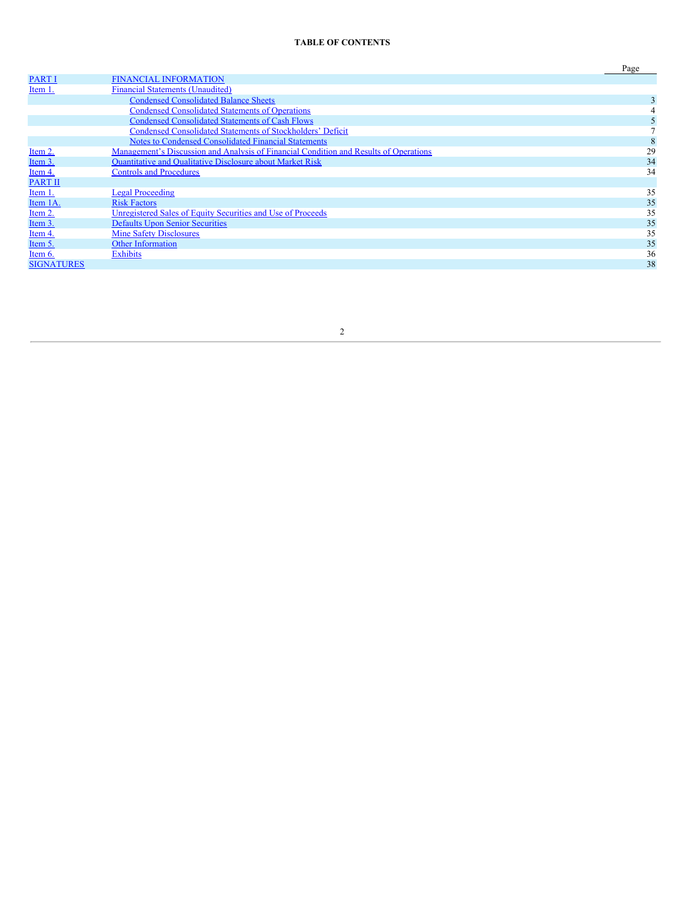**TABLE OF CONTENTS**

| | | Page |
|---|---|---|
| PART I | FINANCIAL INFORMATION | |
| Item 1. | Financial Statements (Unaudited) | |
| | Condensed Consolidated Balance Sheets | 3 |
| | Condensed Consolidated Statements of Operations | 4 |
| | Condensed Consolidated Statements of Cash Flows | 5 |
| | Condensed Consolidated Statements of Stockholders' Deficit | 7 |
| | Notes to Condensed Consolidated Financial Statements | 8 |
| Item 2. | Management's Discussion and Analysis of Financial Condition and Results of Operations | 29 |
| Item 3. | Quantitative and Qualitative Disclosure about Market Risk | 34 |
| Item 4. | Controls and Procedures | 34 |
| PART II | | |
| Item 1. | Legal Proceeding | 35 |
| Item 1A. | Risk Factors | 35 |
| Item 2. | Unregistered Sales of Equity Securities and Use of Proceeds | 35 |
| Item 3. | Defaults Upon Senior Securities | 35 |
| Item 4. | Mine Safety Disclosures | 35 |
| Item 5. | Other Information | 35 |
| Item 6. | Exhibits | 36 |
| SIGNATURES | | 38 |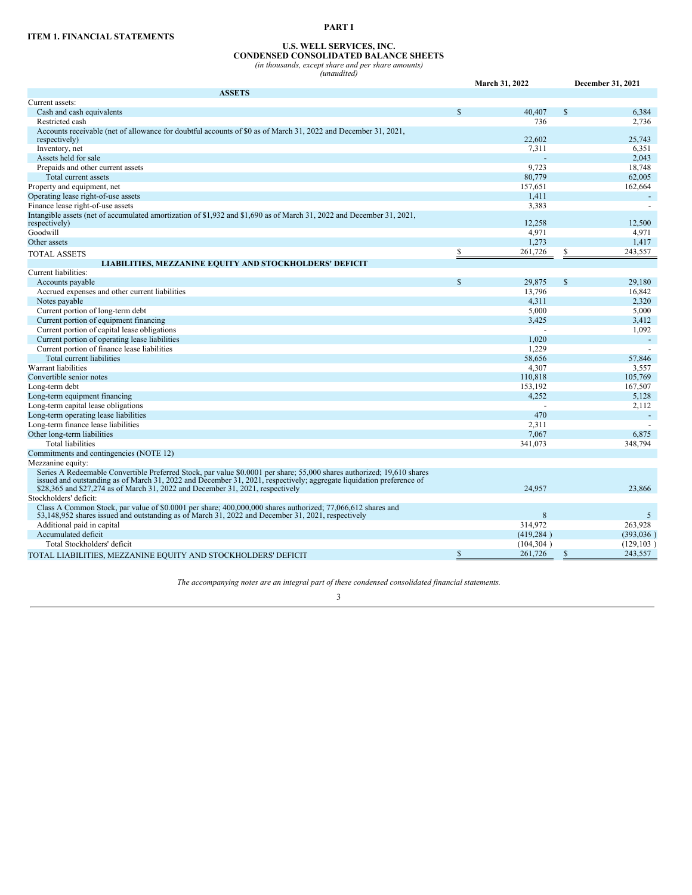# PART I

## ITEM 1. FINANCIAL STATEMENTS

### U.S. WELL SERVICES, INC.
### CONDENSED CONSOLIDATED BALANCE SHEETS
*(in thousands, except share and per share amounts)*
*(unaudited)*

| | March 31, 2022 | December 31, 2021 |
|---|---|---|
| **ASSETS** | | |
| Current assets: | | |
| Cash and cash equivalents | $ 40,407 | $ 6,384 |
| Restricted cash | 736 | 2,736 |
| Accounts receivable (net of allowance for doubtful accounts of $0 as of March 31, 2022 and December 31, 2021, respectively) | 22,602 | 25,743 |
| Inventory, net | 7,311 | 6,351 |
| Assets held for sale | - | 2,043 |
| Prepaids and other current assets | 9,723 | 18,748 |
| Total current assets | 80,779 | 62,005 |
| Property and equipment, net | 157,651 | 162,664 |
| Operating lease right-of-use assets | 1,411 | - |
| Finance lease right-of-use assets | 3,383 | - |
| Intangible assets (net of accumulated amortization of $1,932 and $1,690 as of March 31, 2022 and December 31, 2021, respectively) | 12,258 | 12,500 |
| Goodwill | 4,971 | 4,971 |
| Other assets | 1,273 | 1,417 |
| TOTAL ASSETS | $ 261,726 | $ 243,557 |
| **LIABILITIES, MEZZANINE EQUITY AND STOCKHOLDERS' DEFICIT** | | |
| Current liabilities: | | |
| Accounts payable | $ 29,875 | $ 29,180 |
| Accrued expenses and other current liabilities | 13,796 | 16,842 |
| Notes payable | 4,311 | 2,320 |
| Current portion of long-term debt | 5,000 | 5,000 |
| Current portion of equipment financing | 3,425 | 3,412 |
| Current portion of capital lease obligations | - | 1,092 |
| Current portion of operating lease liabilities | 1,020 | - |
| Current portion of finance lease liabilities | 1,229 | - |
| Total current liabilities | 58,656 | 57,846 |
| Warrant liabilities | 4,307 | 3,557 |
| Convertible senior notes | 110,818 | 105,769 |
| Long-term debt | 153,192 | 167,507 |
| Long-term equipment financing | 4,252 | 5,128 |
| Long-term capital lease obligations | - | 2,112 |
| Long-term operating lease liabilities | 470 | - |
| Long-term finance lease liabilities | 2,311 | - |
| Other long-term liabilities | 7,067 | 6,875 |
| Total liabilities | 341,073 | 348,794 |
| Commitments and contingencies (NOTE 12) | | |
| Mezzanine equity: | | |
| Series A Redeemable Convertible Preferred Stock, par value $0.0001 per share; 55,000 shares authorized; 19,610 shares issued and outstanding as of March 31, 2022 and December 31, 2021, respectively; aggregate liquidation preference of $28,365 and $27,274 as of March 31, 2022 and December 31, 2021, respectively | 24,957 | 23,866 |
| Stockholders' deficit: | | |
| Class A Common Stock, par value of $0.0001 per share; 400,000,000 shares authorized; 77,066,612 shares and 53,148,952 shares issued and outstanding as of March 31, 2022 and December 31, 2021, respectively | 8 | 5 |
| Additional paid in capital | 314,972 | 263,928 |
| Accumulated deficit | (419,284 ) | (393,036 ) |
| Total Stockholders' deficit | (104,304 ) | (129,103 ) |
| TOTAL LIABILITIES, MEZZANINE EQUITY AND STOCKHOLDERS' DEFICIT | $ 261,726 | $ 243,557 |

*The accompanying notes are an integral part of these condensed consolidated financial statements.*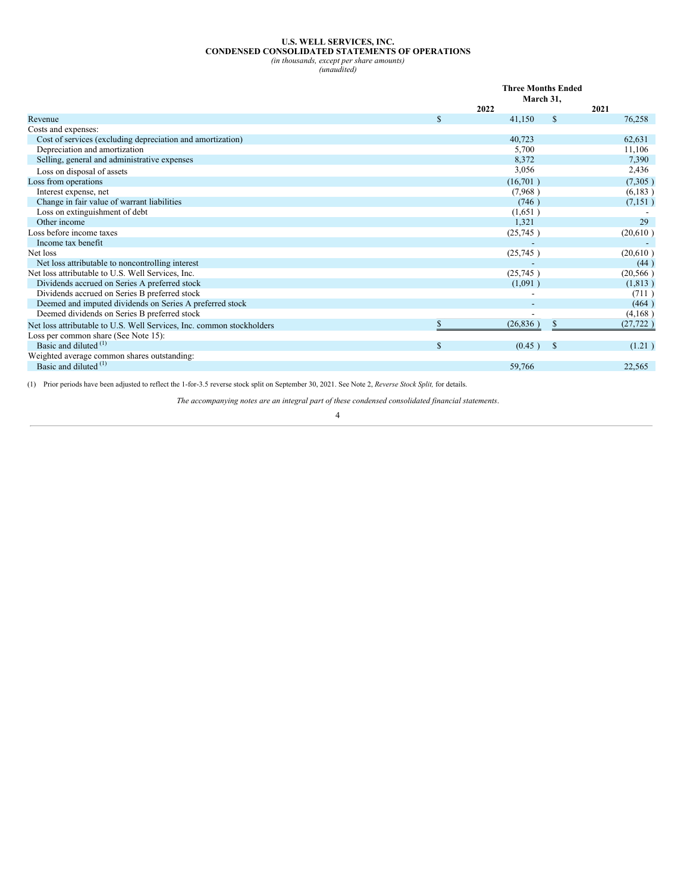**U.S. WELL SERVICES, INC.**
**CONDENSED CONSOLIDATED STATEMENTS OF OPERATIONS**
*(in thousands, except per share amounts)*
*(unaudited)*

| | Three Months Ended March 31, | |
|---|---|---|
| | 2022 | 2021 |
| Revenue | $ 41,150 | $ 76,258 |
| Costs and expenses: | | |
| Cost of services (excluding depreciation and amortization) | 40,723 | 62,631 |
| Depreciation and amortization | 5,700 | 11,106 |
| Selling, general and administrative expenses | 8,372 | 7,390 |
| Loss on disposal of assets | 3,056 | 2,436 |
| Loss from operations | (16,701) | (7,305) |
| Interest expense, net | (7,968) | (6,183) |
| Change in fair value of warrant liabilities | (746) | (7,151) |
| Loss on extinguishment of debt | (1,651) | - |
| Other income | 1,321 | 29 |
| Loss before income taxes | (25,745) | (20,610) |
| Income tax benefit | - | - |
| Net loss | (25,745) | (20,610) |
| Net loss attributable to noncontrolling interest | - | (44) |
| Net loss attributable to U.S. Well Services, Inc. | (25,745) | (20,566) |
| Dividends accrued on Series A preferred stock | (1,091) | (1,813) |
| Dividends accrued on Series B preferred stock | - | (711) |
| Deemed and imputed dividends on Series A preferred stock | - | (464) |
| Deemed dividends on Series B preferred stock | - | (4,168) |
| Net loss attributable to U.S. Well Services, Inc. common stockholders | $ (26,836) | $ (27,722) |
| Loss per common share (See Note 15): | | |
| Basic and diluted [(1)] | $ (0.45) | $ (1.21) |
| Weighted average common shares outstanding: | | |
| Basic and diluted [(1)] | 59,766 | 22,565 |

(1) Prior periods have been adjusted to reflect the 1-for-3.5 reverse stock split on September 30, 2021. See Note 2, *Reverse Stock Split,* for details.

*The accompanying notes are an integral part of these condensed consolidated financial statements.*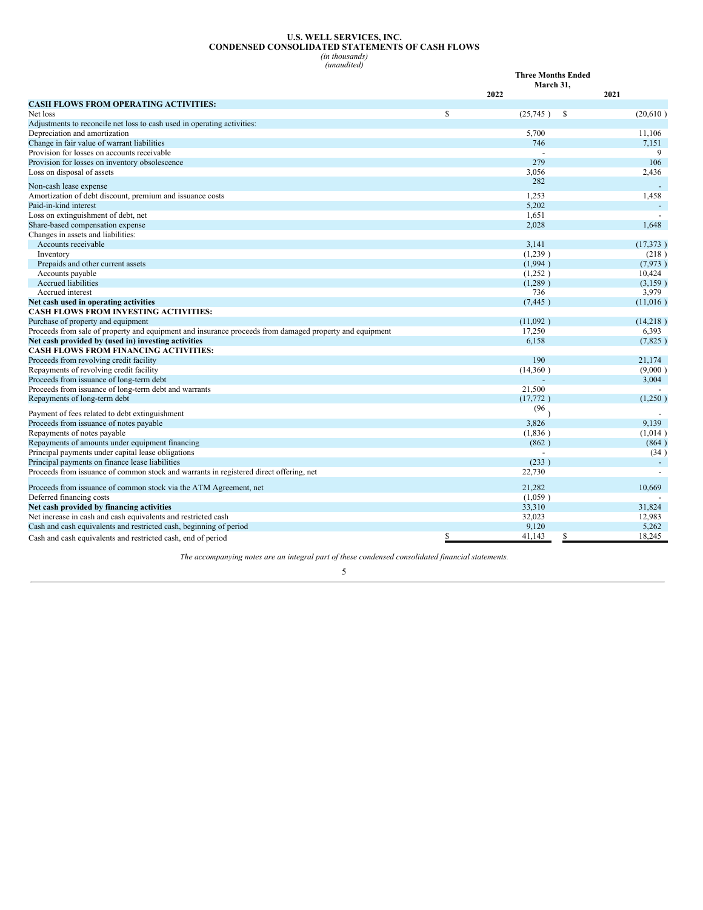**U.S. WELL SERVICES, INC.**
**CONDENSED CONSOLIDATED STATEMENTS OF CASH FLOWS**
*(in thousands)*
*(unaudited)*

| | Three Months Ended March 31, | |
|---|---|---|
| | 2022 | 2021 |
| **CASH FLOWS FROM OPERATING ACTIVITIES:** | | |
| Net loss | $ (25,745) | $ (20,610) |
| Adjustments to reconcile net loss to cash used in operating activities: | | |
| Depreciation and amortization | 5,700 | 11,106 |
| Change in fair value of warrant liabilities | 746 | 7,151 |
| Provision for losses on accounts receivable | - | 9 |
| Provision for losses on inventory obsolescence | 279 | 106 |
| Loss on disposal of assets | 3,056 | 2,436 |
| Non-cash lease expense | 282 | - |
| Amortization of debt discount, premium and issuance costs | 1,253 | 1,458 |
| Paid-in-kind interest | 5,202 | - |
| Loss on extinguishment of debt, net | 1,651 | - |
| Share-based compensation expense | 2,028 | 1,648 |
| Changes in assets and liabilities: | | |
| Accounts receivable | 3,141 | (17,373) |
| Inventory | (1,239) | (218) |
| Prepaids and other current assets | (1,994) | (7,973) |
| Accounts payable | (1,252) | 10,424 |
| Accrued liabilities | (1,289) | (3,159) |
| Accrued interest | 736 | 3,979 |
| **Net cash used in operating activities** | (7,445) | (11,016) |
| **CASH FLOWS FROM INVESTING ACTIVITIES:** | | |
| Purchase of property and equipment | (11,092) | (14,218) |
| Proceeds from sale of property and equipment and insurance proceeds from damaged property and equipment | 17,250 | 6,393 |
| **Net cash provided by (used in) investing activities** | 6,158 | (7,825) |
| **CASH FLOWS FROM FINANCING ACTIVITIES:** | | |
| Proceeds from revolving credit facility | 190 | 21,174 |
| Repayments of revolving credit facility | (14,360) | (9,000) |
| Proceeds from issuance of long-term debt | - | 3,004 |
| Proceeds from issuance of long-term debt and warrants | 21,500 | - |
| Repayments of long-term debt | (17,772) | (1,250) |
| Payment of fees related to debt extinguishment | (96) | - |
| Proceeds from issuance of notes payable | 3,826 | 9,139 |
| Repayments of notes payable | (1,836) | (1,014) |
| Repayments of amounts under equipment financing | (862) | (864) |
| Principal payments under capital lease obligations | - | (34) |
| Principal payments on finance lease liabilities | (233) | - |
| Proceeds from issuance of common stock and warrants in registered direct offering, net | 22,730 | - |
| Proceeds from issuance of common stock via the ATM Agreement, net | 21,282 | 10,669 |
| Deferred financing costs | (1,059) | - |
| **Net cash provided by financing activities** | 33,310 | 31,824 |
| Net increase in cash and cash equivalents and restricted cash | 32,023 | 12,983 |
| Cash and cash equivalents and restricted cash, beginning of period | 9,120 | 5,262 |
| Cash and cash equivalents and restricted cash, end of period | $ 41,143 | $ 18,245 |

*The accompanying notes are an integral part of these condensed consolidated financial statements.*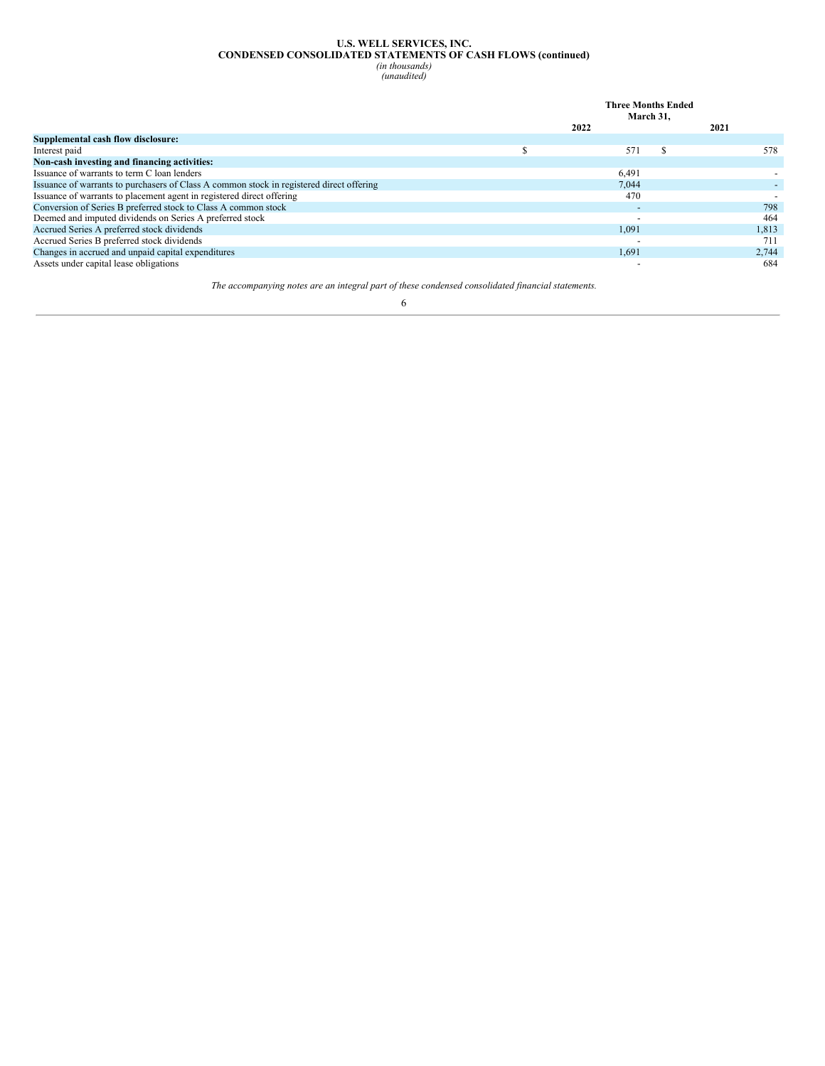**U.S. WELL SERVICES, INC.**
**CONDENSED CONSOLIDATED STATEMENTS OF CASH FLOWS (continued)**
*(in thousands)*
*(unaudited)*

| | Three Months Ended March 31, | |
|---|---|---|
| | 2022 | 2021 |
| **Supplemental cash flow disclosure:** | | |
| Interest paid | $ 571 | $ 578 |
| **Non-cash investing and financing activities:** | | |
| Issuance of warrants to term C loan lenders | 6,491 | - |
| Issuance of warrants to purchasers of Class A common stock in registered direct offering | 7,044 | - |
| Issuance of warrants to placement agent in registered direct offering | 470 | - |
| Conversion of Series B preferred stock to Class A common stock | - | 798 |
| Deemed and imputed dividends on Series A preferred stock | - | 464 |
| Accrued Series A preferred stock dividends | 1,091 | 1,813 |
| Accrued Series B preferred stock dividends | - | 711 |
| Changes in accrued and unpaid capital expenditures | 1,691 | 2,744 |
| Assets under capital lease obligations | - | 684 |

*The accompanying notes are an integral part of these condensed consolidated financial statements.*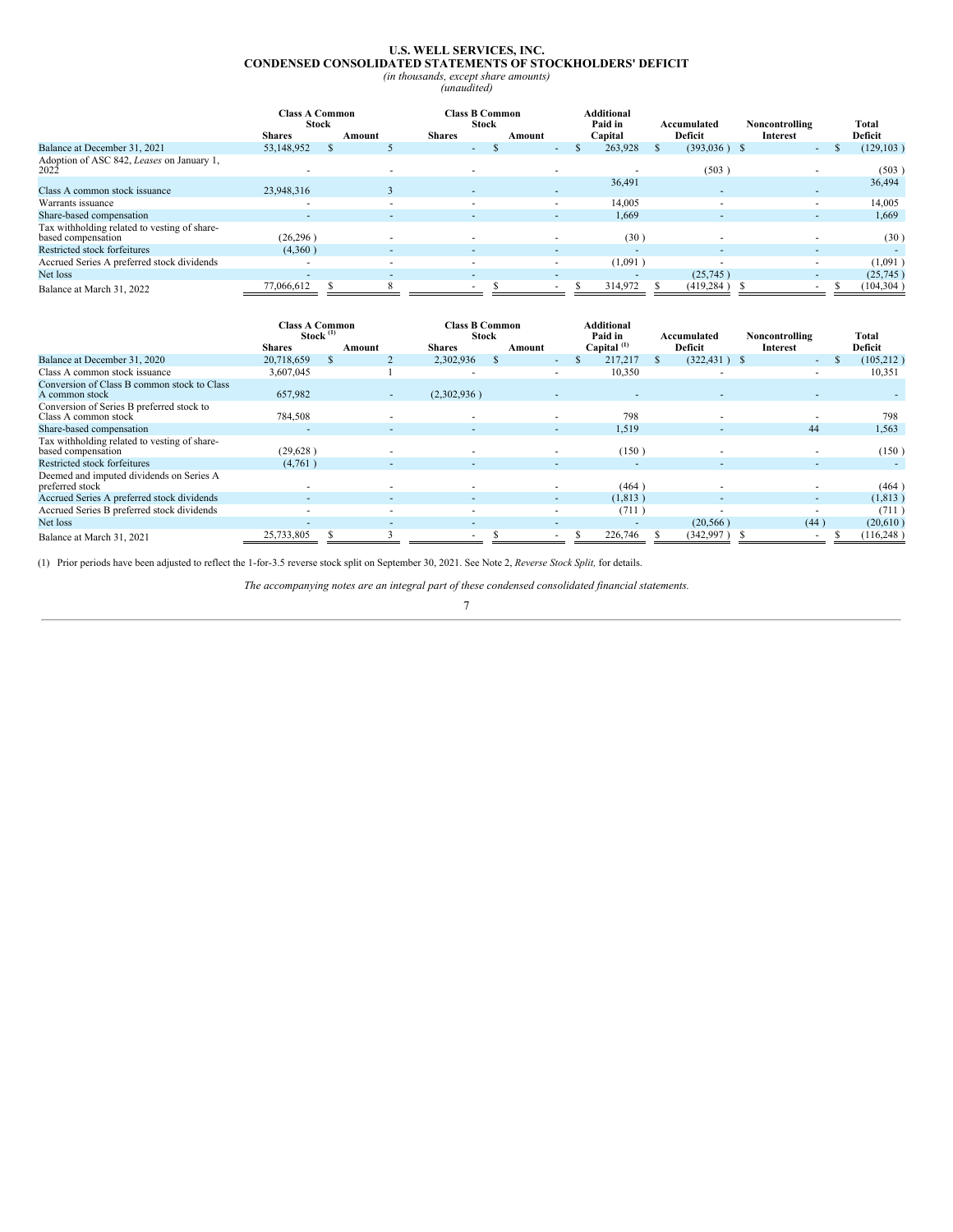# U.S. WELL SERVICES, INC.

## CONDENSED CONSOLIDATED STATEMENTS OF STOCKHOLDERS' DEFICIT

*(in thousands, except share amounts)*

*(unaudited)*

| | Class A Common Stock | | Class B Common Stock | | Additional Paid in | Accumulated | Noncontrolling | Total |
|---|---|---|---|---|---|---|---|---|
| | Shares | Amount | Shares | Amount | Capital | Deficit | Interest | Deficit |
| Balance at December 31, 2021 | 53,148,952 | $ 5 | - | $ - | $ 263,928 | $ (393,036 ) | $ - | $ (129,103 ) |
| Adoption of ASC 842, *Leases* on January 1, 2022 | - | - | - | - | - | (503 ) | - | (503 ) |
| Class A common stock issuance | 23,948,316 | 3 | - | - | 36,491 | - | - | 36,494 |
| Warrants issuance | - | - | - | - | 14,005 | - | - | 14,005 |
| Share-based compensation | - | - | - | - | 1,669 | - | - | 1,669 |
| Tax withholding related to vesting of share-based compensation | (26,296 ) | - | - | - | (30 ) | - | - | (30 ) |
| Restricted stock forfeitures | (4,360 ) | - | - | - | - | - | - | - |
| Accrued Series A preferred stock dividends | - | - | - | - | (1,091 ) | - | - | (1,091 ) |
| Net loss | - | - | - | - | - | (25,745 ) | - | (25,745 ) |
| Balance at March 31, 2022 | 77,066,612 | $ 8 | - | $ - | $ 314,972 | $ (419,284 ) | $ - | $ (104,304 ) |

| | Class A Common Stock [(1)] | | Class B Common Stock | | Additional Paid in | Accumulated | Noncontrolling | Total |
|---|---|---|---|---|---|---|---|---|
| | Shares | Amount | Shares | Amount | Capital [(1)] | Deficit | Interest | Deficit |
| Balance at December 31, 2020 | 20,718,659 | $ 2 | 2,302,936 | $ - | $ 217,217 | $ (322,431 ) | $ - | $ (105,212 ) |
| Class A common stock issuance | 3,607,045 | 1 | - | - | 10,350 | - | - | 10,351 |
| Conversion of Class B common stock to Class A common stock | 657,982 | - | (2,302,936 ) | - | - | - | - | - |
| Conversion of Series B preferred stock to Class A common stock | 784,508 | - | - | - | 798 | - | - | 798 |
| Share-based compensation | - | - | - | - | 1,519 | - | 44 | 1,563 |
| Tax withholding related to vesting of share-based compensation | (29,628 ) | - | - | - | (150 ) | - | - | (150 ) |
| Restricted stock forfeitures | (4,761 ) | - | - | - | - | - | - | - |
| Deemed and imputed dividends on Series A preferred stock | - | - | - | - | (464 ) | - | - | (464 ) |
| Accrued Series A preferred stock dividends | - | - | - | - | (1,813 ) | - | - | (1,813 ) |
| Accrued Series B preferred stock dividends | - | - | - | - | (711 ) | - | - | (711 ) |
| Net loss | - | - | - | - | - | (20,566 ) | (44 ) | (20,610 ) |
| Balance at March 31, 2021 | 25,733,805 | $ 3 | - | $ - | $ 226,746 | $ (342,997 ) | $ - | $ (116,248 ) |

(1) Prior periods have been adjusted to reflect the 1-for-3.5 reverse stock split on September 30, 2021. See Note 2, *Reverse Stock Split,* for details.

*The accompanying notes are an integral part of these condensed consolidated financial statements.*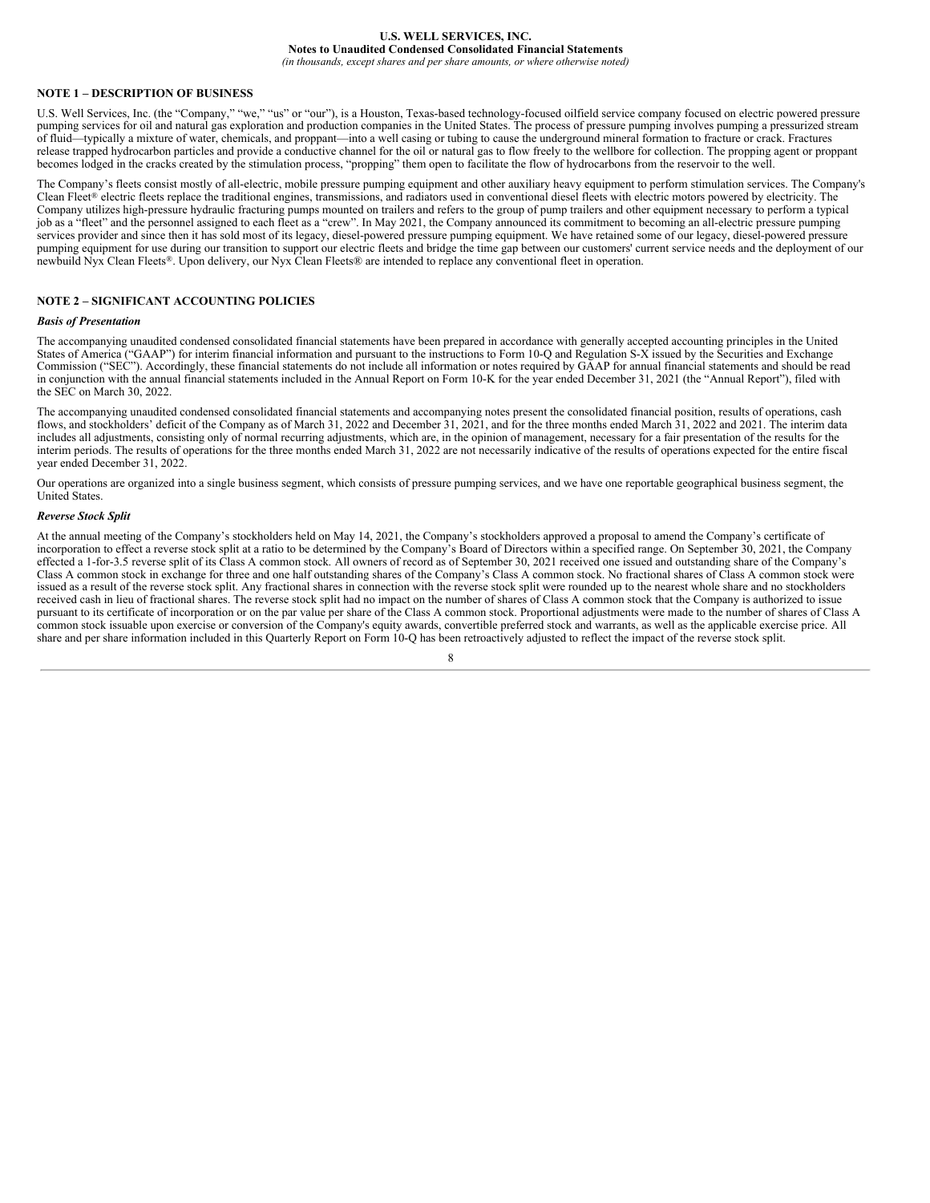**U.S. WELL SERVICES, INC.**
**Notes to Unaudited Condensed Consolidated Financial Statements**
*(in thousands, except shares and per share amounts, or where otherwise noted)*

## NOTE 1 – DESCRIPTION OF BUSINESS

U.S. Well Services, Inc. (the "Company," "we," "us" or "our"), is a Houston, Texas-based technology-focused oilfield service company focused on electric powered pressure pumping services for oil and natural gas exploration and production companies in the United States. The process of pressure pumping involves pumping a pressurized stream of fluid—typically a mixture of water, chemicals, and proppant—into a well casing or tubing to cause the underground mineral formation to fracture or crack. Fractures release trapped hydrocarbon particles and provide a conductive channel for the oil or natural gas to flow freely to the wellbore for collection. The propping agent or proppant becomes lodged in the cracks created by the stimulation process, "propping" them open to facilitate the flow of hydrocarbons from the reservoir to the well.

The Company's fleets consist mostly of all-electric, mobile pressure pumping equipment and other auxiliary heavy equipment to perform stimulation services. The Company's Clean Fleet® electric fleets replace the traditional engines, transmissions, and radiators used in conventional diesel fleets with electric motors powered by electricity. The Company utilizes high-pressure hydraulic fracturing pumps mounted on trailers and refers to the group of pump trailers and other equipment necessary to perform a typical job as a "fleet" and the personnel assigned to each fleet as a "crew". In May 2021, the Company announced its commitment to becoming an all-electric pressure pumping services provider and since then it has sold most of its legacy, diesel-powered pressure pumping equipment. We have retained some of our legacy, diesel-powered pressure pumping equipment for use during our transition to support our electric fleets and bridge the time gap between our customers' current service needs and the deployment of our newbuild Nyx Clean Fleets®. Upon delivery, our Nyx Clean Fleets® are intended to replace any conventional fleet in operation.

## NOTE 2 – SIGNIFICANT ACCOUNTING POLICIES

***Basis of Presentation***

The accompanying unaudited condensed consolidated financial statements have been prepared in accordance with generally accepted accounting principles in the United States of America ("GAAP") for interim financial information and pursuant to the instructions to Form 10-Q and Regulation S-X issued by the Securities and Exchange Commission ("SEC"). Accordingly, these financial statements do not include all information or notes required by GAAP for annual financial statements and should be read in conjunction with the annual financial statements included in the Annual Report on Form 10-K for the year ended December 31, 2021 (the "Annual Report"), filed with the SEC on March 30, 2022.

The accompanying unaudited condensed consolidated financial statements and accompanying notes present the consolidated financial position, results of operations, cash flows, and stockholders' deficit of the Company as of March 31, 2022 and December 31, 2021, and for the three months ended March 31, 2022 and 2021. The interim data includes all adjustments, consisting only of normal recurring adjustments, which are, in the opinion of management, necessary for a fair presentation of the results for the interim periods. The results of operations for the three months ended March 31, 2022 are not necessarily indicative of the results of operations expected for the entire fiscal year ended December 31, 2022.

Our operations are organized into a single business segment, which consists of pressure pumping services, and we have one reportable geographical business segment, the United States.

***Reverse Stock Split***

At the annual meeting of the Company's stockholders held on May 14, 2021, the Company's stockholders approved a proposal to amend the Company's certificate of incorporation to effect a reverse stock split at a ratio to be determined by the Company's Board of Directors within a specified range. On September 30, 2021, the Company effected a 1-for-3.5 reverse split of its Class A common stock. All owners of record as of September 30, 2021 received one issued and outstanding share of the Company's Class A common stock in exchange for three and one half outstanding shares of the Company's Class A common stock. No fractional shares of Class A common stock were issued as a result of the reverse stock split. Any fractional shares in connection with the reverse stock split were rounded up to the nearest whole share and no stockholders received cash in lieu of fractional shares. The reverse stock split had no impact on the number of shares of Class A common stock that the Company is authorized to issue pursuant to its certificate of incorporation or on the par value per share of the Class A common stock. Proportional adjustments were made to the number of shares of Class A common stock issuable upon exercise or conversion of the Company's equity awards, convertible preferred stock and warrants, as well as the applicable exercise price. All share and per share information included in this Quarterly Report on Form 10-Q has been retroactively adjusted to reflect the impact of the reverse stock split.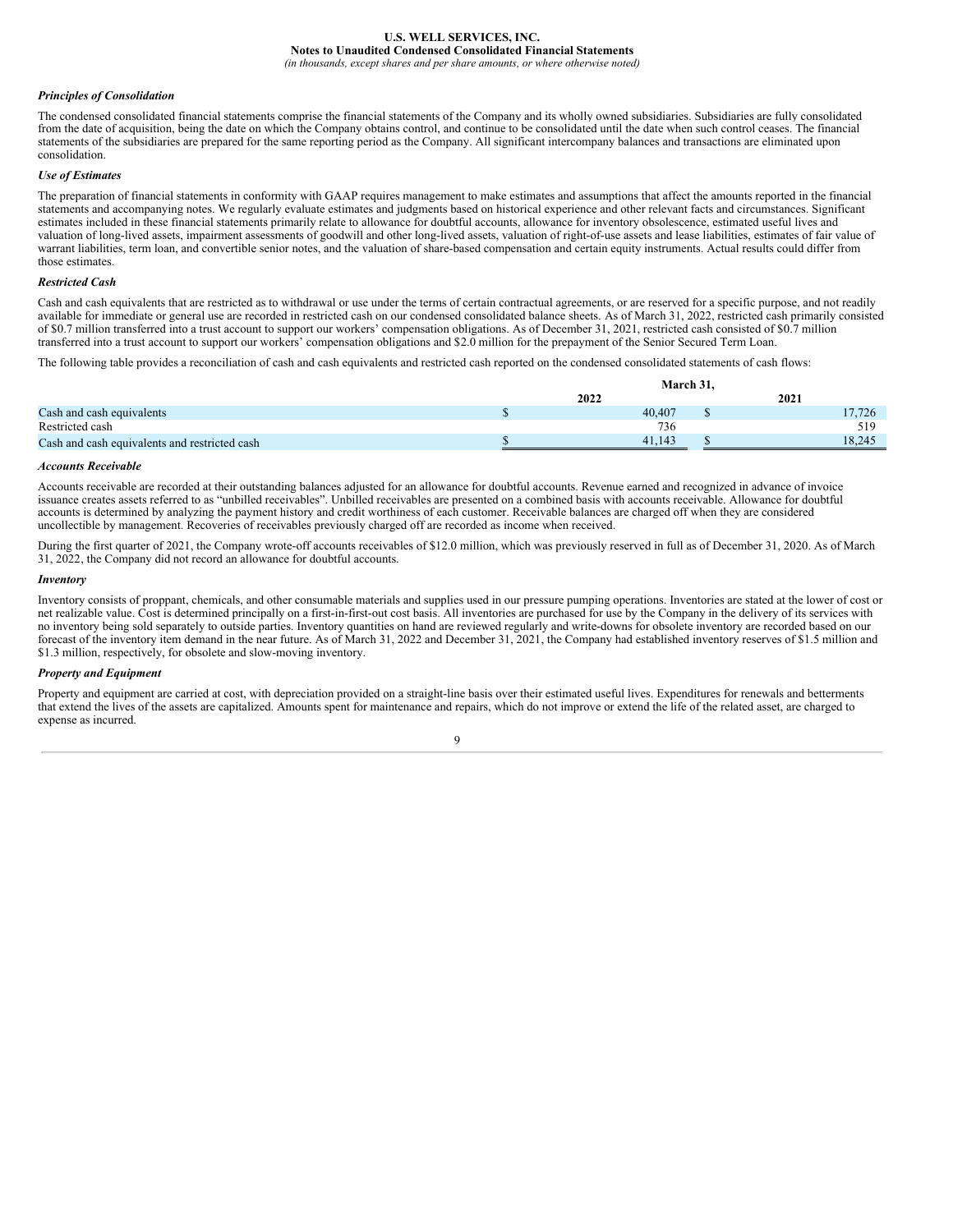*Principles of Consolidation*

The condensed consolidated financial statements comprise the financial statements of the Company and its wholly owned subsidiaries. Subsidiaries are fully consolidated from the date of acquisition, being the date on which the Company obtains control, and continue to be consolidated until the date when such control ceases. The financial statements of the subsidiaries are prepared for the same reporting period as the Company. All significant intercompany balances and transactions are eliminated upon consolidation.

*Use of Estimates*

The preparation of financial statements in conformity with GAAP requires management to make estimates and assumptions that affect the amounts reported in the financial statements and accompanying notes. We regularly evaluate estimates and judgments based on historical experience and other relevant facts and circumstances. Significant estimates included in these financial statements primarily relate to allowance for doubtful accounts, allowance for inventory obsolescence, estimated useful lives and valuation of long-lived assets, impairment assessments of goodwill and other long-lived assets, valuation of right-of-use assets and lease liabilities, estimates of fair value of warrant liabilities, term loan, and convertible senior notes, and the valuation of share-based compensation and certain equity instruments. Actual results could differ from those estimates.

*Restricted Cash*

Cash and cash equivalents that are restricted as to withdrawal or use under the terms of certain contractual agreements, or are reserved for a specific purpose, and not readily available for immediate or general use are recorded in restricted cash on our condensed consolidated balance sheets. As of March 31, 2022, restricted cash primarily consisted of $0.7 million transferred into a trust account to support our workers' compensation obligations. As of December 31, 2021, restricted cash consisted of $0.7 million transferred into a trust account to support our workers' compensation obligations and $2.0 million for the prepayment of the Senior Secured Term Loan.

The following table provides a reconciliation of cash and cash equivalents and restricted cash reported on the condensed consolidated statements of cash flows:

| | March 31, | |
|---|---|---|
| | 2022 | 2021 |
| Cash and cash equivalents | $ 40,407 | $ 17,726 |
| Restricted cash | 736 | 519 |
| Cash and cash equivalents and restricted cash | $ 41,143 | $ 18,245 |

*Accounts Receivable*

Accounts Receivable are recorded at their outstanding balances adjusted for an allowance for doubtful accounts. Revenue earned and recognized in advance of invoice issuance creates assets referred to as "unbilled receivables". Unbilled receivables are presented on a combined basis with accounts receivable. Allowance for doubtful accounts is determined by analyzing the payment history and credit worthiness of each customer. Receivable balances are charged off when they are considered uncollectible by management. Recoveries of receivables previously charged off are recorded as income when received.

During the first quarter of 2021, the Company wrote-off accounts receivables of $12.0 million, which was previously reserved in full as of December 31, 2020. As of March 31, 2022, the Company did not record an allowance for doubtful accounts.

*Inventory*

Inventory consists of proppant, chemicals, and other consumable materials and supplies used in our pressure pumping operations. Inventories are stated at the lower of cost or net realizable value. Cost is determined principally on a first-in-first-out cost basis. All inventories are purchased for use by the Company in the delivery of its services with no inventory being sold separately to outside parties. Inventory quantities on hand are reviewed regularly and write-downs for obsolete inventory are recorded based on our forecast of the inventory item demand in the near future. As of March 31, 2022 and December 31, 2021, the Company had established inventory reserves of $1.5 million and $1.3 million, respectively, for obsolete and slow-moving inventory.

*Property and Equipment*

Property and equipment are carried at cost, with depreciation provided on a straight-line basis over their estimated useful lives. Expenditures for renewals and betterments that extend the lives of the assets are capitalized. Amounts spent for maintenance and repairs, which do not improve or extend the life of the related asset, are charged to expense as incurred.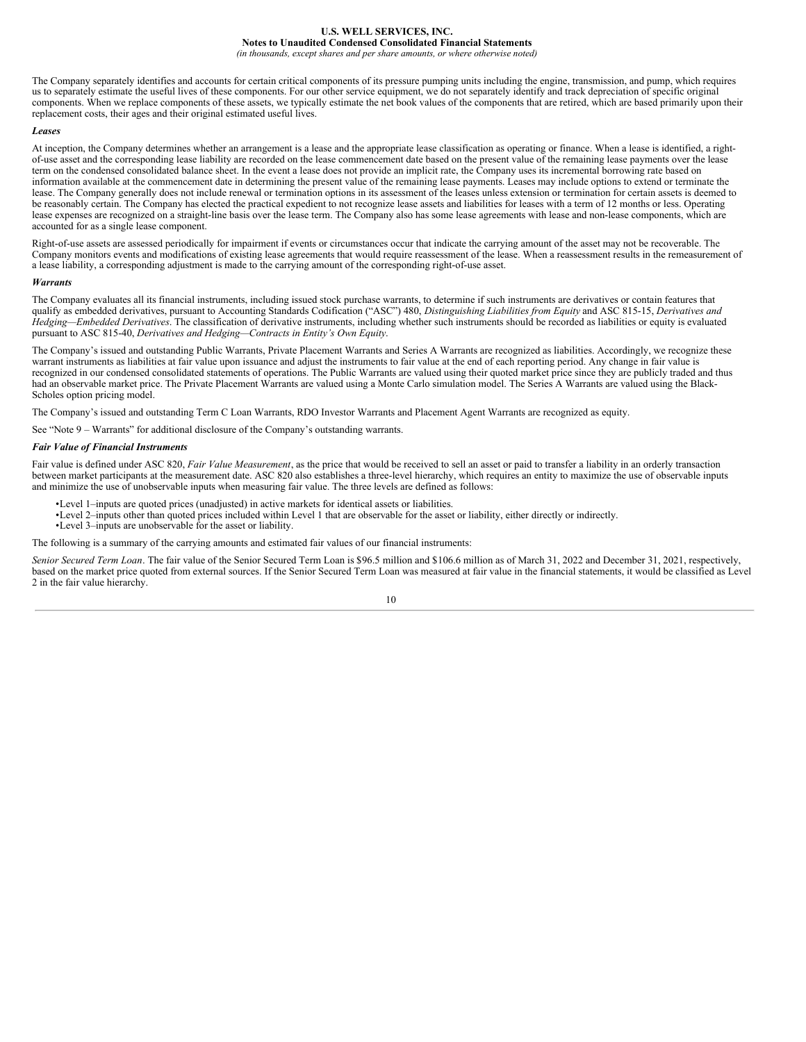The Company separately identifies and accounts for certain critical components of its pressure pumping units including the engine, transmission, and pump, which requires us to separately estimate the useful lives of these components. For our other service equipment, we do not separately identify and track depreciation of specific original components. When we replace components of these assets, we typically estimate the net book values of the components that are retired, which are based primarily upon their replacement costs, their ages and their original estimated useful lives.

***Leases***

At inception, the Company determines whether an arrangement is a lease and the appropriate lease classification as operating or finance. When a lease is identified, a right-of-use asset and the corresponding lease liability are recorded on the lease commencement date based on the present value of the remaining lease payments over the lease term on the condensed consolidated balance sheet. In the event a lease does not provide an implicit rate, the Company uses its incremental borrowing rate based on information available at the commencement date in determining the present value of the remaining lease payments. Leases may include options to extend or terminate the lease. The Company generally does not include renewal or termination options in its assessment of the leases unless extension or termination for certain assets is deemed to be reasonably certain. The Company has elected the practical expedient to not recognize lease assets and liabilities for leases with a term of 12 months or less. Operating lease expenses are recognized on a straight-line basis over the lease term. The Company also has some lease agreements with lease and non-lease components, which are accounted for as a single lease component.

Right-of-use assets are assessed periodically for impairment if events or circumstances occur that indicate the carrying amount of the asset may not be recoverable. The Company monitors events and modifications of existing lease agreements that would require reassessment of the lease. When a reassessment results in the remeasurement of a lease liability, a corresponding adjustment is made to the carrying amount of the corresponding right-of-use asset.

***Warrants***

The Company evaluates all its financial instruments, including issued stock purchase warrants, to determine if such instruments are derivatives or contain features that qualify as embedded derivatives, pursuant to Accounting Standards Codification ("ASC") 480, *Distinguishing Liabilities from Equity* and ASC 815-15, *Derivatives and Hedging—Embedded Derivatives*. The classification of derivative instruments, including whether such instruments should be recorded as liabilities or equity is evaluated pursuant to ASC 815-40, *Derivatives and Hedging—Contracts in Entity's Own Equity*.

The Company's issued and outstanding Public Warrants, Private Placement Warrants and Series A Warrants are recognized as liabilities. Accordingly, we recognize these warrant instruments as liabilities at fair value upon issuance and adjust the instruments to fair value at the end of each reporting period. Any change in fair value is recognized in our condensed consolidated statements of operations. The Public Warrants are valued using their quoted market price since they are publicly traded and thus had an observable market price. The Private Placement Warrants are valued using a Monte Carlo simulation model. The Series A Warrants are valued using the Black-Scholes option pricing model.

The Company's issued and outstanding Term C Loan Warrants, RDO Investor Warrants and Placement Agent Warrants are recognized as equity.

See "Note 9 – Warrants" for additional disclosure of the Company's outstanding warrants.

***Fair Value of Financial Instruments***

Fair value is defined under ASC 820, *Fair Value Measurement*, as the price that would be received to sell an asset or paid to transfer a liability in an orderly transaction between market participants at the measurement date. ASC 820 also establishes a three-level hierarchy, which requires an entity to maximize the use of observable inputs and minimize the use of unobservable inputs when measuring fair value. The three levels are defined as follows:

- Level 1–inputs are quoted prices (unadjusted) in active markets for identical assets or liabilities.
- Level 2–inputs other than quoted prices included within Level 1 that are observable for the asset or liability, either directly or indirectly.
- Level 3–inputs are unobservable for the asset or liability.

The following is a summary of the carrying amounts and estimated fair values of our financial instruments:

*Senior Secured Term Loan*. The fair value of the Senior Secured Term Loan is $96.5 million and $106.6 million as of March 31, 2022 and December 31, 2021, respectively, based on the market price quoted from external sources. If the Senior Secured Term Loan was measured at fair value in the financial statements, it would be classified as Level 2 in the fair value hierarchy.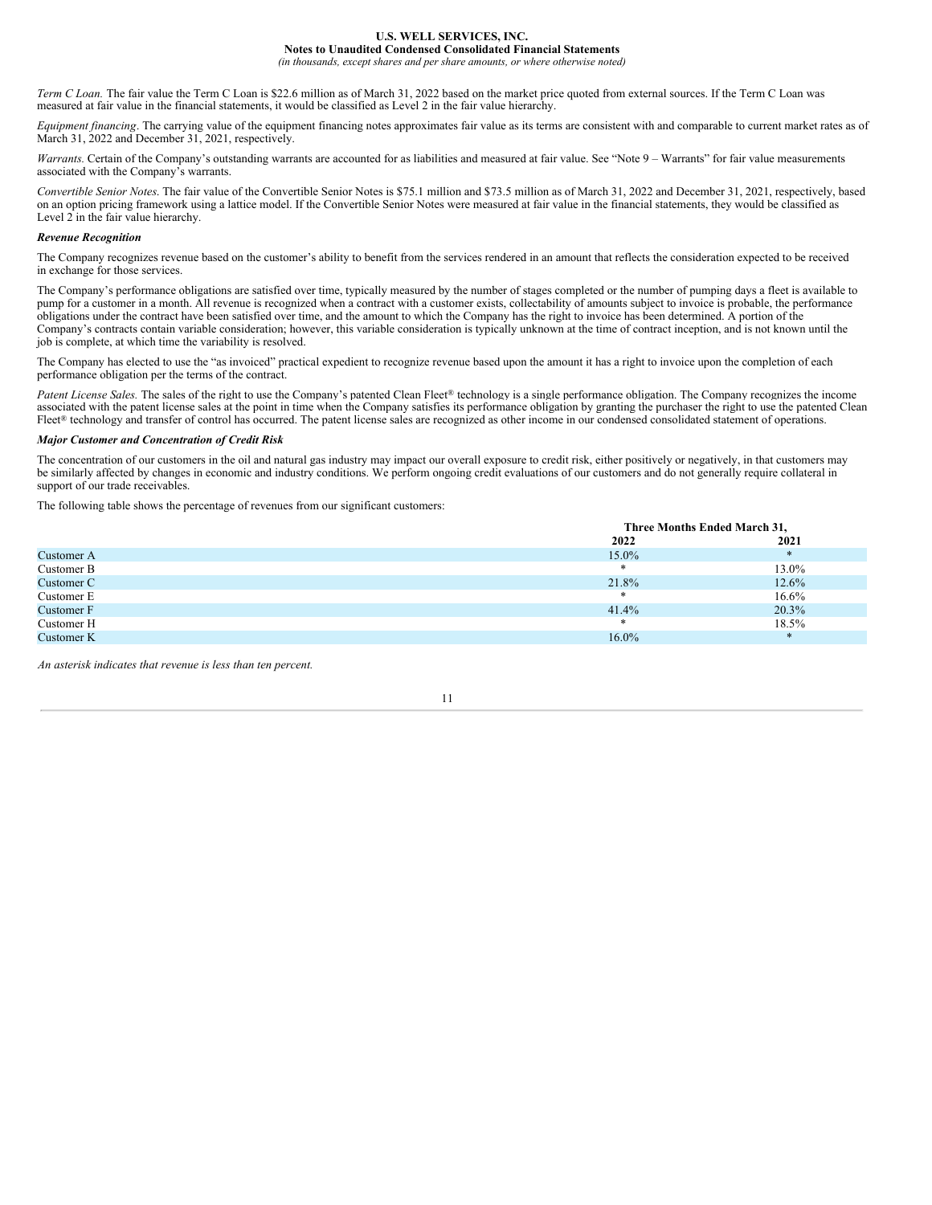*Term C Loan.* The fair value the Term C Loan is $22.6 million as of March 31, 2022 based on the market price quoted from external sources. If the Term C Loan was measured at fair value in the financial statements, it would be classified as Level 2 in the fair value hierarchy.

*Equipment financing*. The carrying value of the equipment financing notes approximates fair value as its terms are consistent with and comparable to current market rates as of March 31, 2022 and December 31, 2021, respectively.

*Warrants.* Certain of the Company's outstanding warrants are accounted for as liabilities and measured at fair value. See "Note 9 – Warrants" for fair value measurements associated with the Company's warrants.

*Convertible Senior Notes.* The fair value of the Convertible Senior Notes is $75.1 million and $73.5 million as of March 31, 2022 and December 31, 2021, respectively, based on an option pricing framework using a lattice model. If the Convertible Senior Notes were measured at fair value in the financial statements, they would be classified as Level 2 in the fair value hierarchy.

***Revenue Recognition***

The Company recognizes revenue based on the customer's ability to benefit from the services rendered in an amount that reflects the consideration expected to be received in exchange for those services.

The Company's performance obligations are satisfied over time, typically measured by the number of stages completed or the number of pumping days a fleet is available to pump for a customer in a month. All revenue is recognized when a contract with a customer exists, collectability of amounts subject to invoice is probable, the performance obligations under the contract have been satisfied over time, and the amount to which the Company has the right to invoice has been determined. A portion of the Company's contracts contain variable consideration; however, this variable consideration is typically unknown at the time of contract inception, and is not known until the job is complete, at which time the variability is resolved.

The Company has elected to use the "as invoiced" practical expedient to recognize revenue based upon the amount it has a right to invoice upon the completion of each performance obligation per the terms of the contract.

*Patent License Sales.* The sales of the right to use the Company's patented Clean Fleet® technology is a single performance obligation. The Company recognizes the income associated with the patent license sales at the point in time when the Company satisfies its performance obligation by granting the purchaser the right to use the patented Clean Fleet® technology and transfer of control has occurred. The patent license sales are recognized as other income in our condensed consolidated statement of operations.

***Major Customer and Concentration of Credit Risk***

The concentration of our customers in the oil and natural gas industry may impact our overall exposure to credit risk, either positively or negatively, in that customers may be similarly affected by changes in economic and industry conditions. We perform ongoing credit evaluations of our customers and do not generally require collateral in support of our trade receivables.

The following table shows the percentage of revenues from our significant customers:

| | Three Months Ended March 31, | |
|---|---|---|
| | 2022 | 2021 |
| Customer A | 15.0% | * |
| Customer B | * | 13.0% |
| Customer C | 21.8% | 12.6% |
| Customer E | * | 16.6% |
| Customer F | 41.4% | 20.3% |
| Customer H | * | 18.5% |
| Customer K | 16.0% | * |

*An asterisk indicates that revenue is less than ten percent.*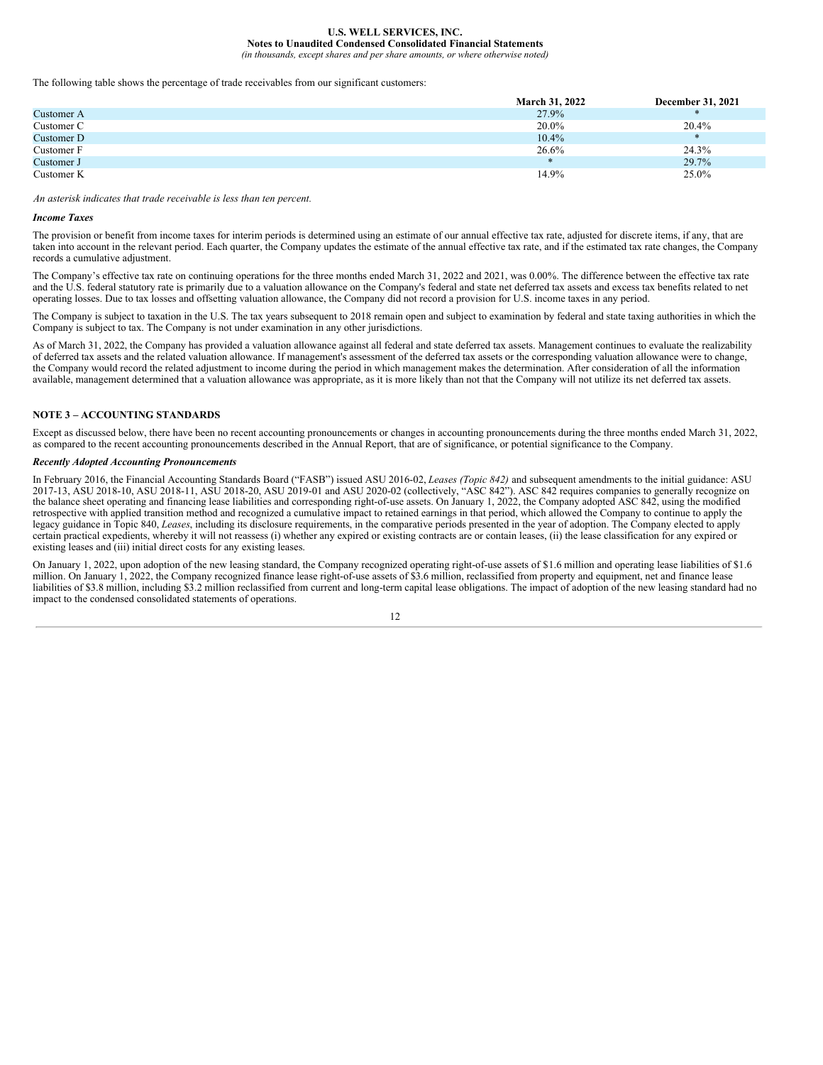The following table shows the percentage of trade receivables from our significant customers:

| | March 31, 2022 | December 31, 2021 |
|---|---|---|
| Customer A | 27.9% | * |
| Customer C | 20.0% | 20.4% |
| Customer D | 10.4% | * |
| Customer F | 26.6% | 24.3% |
| Customer J | * | 29.7% |
| Customer K | 14.9% | 25.0% |

*An asterisk indicates that trade receivable is less than ten percent.*

***Income Taxes***

The provision or benefit from income taxes for interim periods is determined using an estimate of our annual effective tax rate, adjusted for discrete items, if any, that are taken into account in the relevant period. Each quarter, the Company updates the estimate of the annual effective tax rate, and if the estimated tax rate changes, the Company records a cumulative adjustment.

The Company's effective tax rate on continuing operations for the three months ended March 31, 2022 and 2021, was 0.00%. The difference between the effective tax rate and the U.S. federal statutory rate is primarily due to a valuation allowance on the Company's federal and state net deferred tax assets and excess tax benefits related to net operating losses. Due to tax losses and offsetting valuation allowance, the Company did not record a provision for U.S. income taxes in any period.

The Company is subject to taxation in the U.S. The tax years subsequent to 2018 remain open and subject to examination by federal and state taxing authorities in which the Company is subject to tax. The Company is not under examination in any other jurisdictions.

As of March 31, 2022, the Company has provided a valuation allowance against all federal and state deferred tax assets. Management continues to evaluate the realizability of deferred tax assets and the related valuation allowance. If management's assessment of the deferred tax assets or the corresponding valuation allowance were to change, the Company would record the related adjustment to income during the period in which management makes the determination. After consideration of all the information available, management determined that a valuation allowance was appropriate, as it is more likely than not that the Company will not utilize its net deferred tax assets.

## NOTE 3 – ACCOUNTING STANDARDS

Except as discussed below, there have been no recent accounting pronouncements or changes in accounting pronouncements during the three months ended March 31, 2022, as compared to the recent accounting pronouncements described in the Annual Report, that are of significance, or potential significance to the Company.

***Recently Adopted Accounting Pronouncements***

In February 2016, the Financial Accounting Standards Board ("FASB") issued ASU 2016-02, *Leases (Topic 842)* and subsequent amendments to the initial guidance: ASU 2017-13, ASU 2018-10, ASU 2018-11, ASU 2018-20, ASU 2019-01 and ASU 2020-02 (collectively, "ASC 842"). ASC 842 requires companies to generally recognize on the balance sheet operating and financing lease liabilities and corresponding right-of-use assets. On January 1, 2022, the Company adopted ASC 842, using the modified retrospective with applied transition method and recognized a cumulative impact to retained earnings in that period, which allowed the Company to continue to apply the legacy guidance in Topic 840, *Leases*, including its disclosure requirements, in the comparative periods presented in the year of adoption. The Company elected to apply certain practical expedients, whereby it will not reassess (i) whether any expired or existing contracts are or contain leases, (ii) the lease classification for any expired or existing leases and (iii) initial direct costs for any existing leases.

On January 1, 2022, upon adoption of the new leasing standard, the Company recognized operating right-of-use assets of $1.6 million and operating lease liabilities of $1.6 million. On January 1, 2022, the Company recognized finance lease right-of-use assets of $3.6 million, reclassified from property and equipment, net and finance lease liabilities of $3.8 million, including $3.2 million reclassified from current and long-term capital lease obligations. The impact of adoption of the new leasing standard had no impact to the condensed consolidated statements of operations.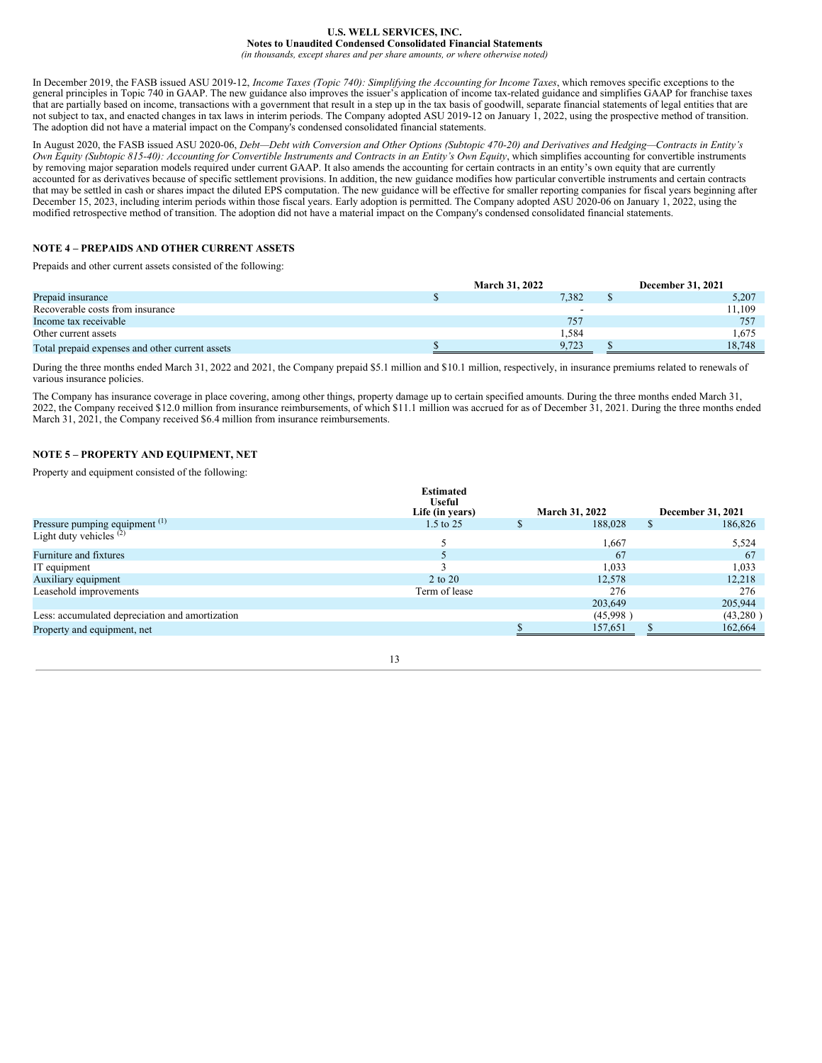In December 2019, the FASB issued ASU 2019-12, *Income Taxes (Topic 740): Simplifying the Accounting for Income Taxes*, which removes specific exceptions to the general principles in Topic 740 in GAAP. The new guidance also improves the issuer's application of income tax-related guidance and simplifies GAAP for franchise taxes that are partially based on income, transactions with a government that result in a step up in the tax basis of goodwill, separate financial statements of legal entities that are not subject to tax, and enacted changes in tax laws in interim periods. The Company adopted ASU 2019-12 on January 1, 2022, using the prospective method of transition. The adoption did not have a material impact on the Company's condensed consolidated financial statements.

In August 2020, the FASB issued ASU 2020-06, *Debt—Debt with Conversion and Other Options (Subtopic 470-20) and Derivatives and Hedging—Contracts in Entity's Own Equity (Subtopic 815-40): Accounting for Convertible Instruments and Contracts in an Entity's Own Equity*, which simplifies accounting for convertible instruments by removing major separation models required under current GAAP. It also amends the accounting for certain contracts in an entity's own equity that are currently accounted for as derivatives because of specific settlement provisions. In addition, the new guidance modifies how particular convertible instruments and certain contracts that may be settled in cash or shares impact the diluted EPS computation. The new guidance will be effective for smaller reporting companies for fiscal years beginning after December 15, 2023, including interim periods within those fiscal years. Early adoption is permitted. The Company adopted ASU 2020-06 on January 1, 2022, using the modified retrospective method of transition. The adoption did not have a material impact on the Company's condensed consolidated financial statements.

## NOTE 4 – PREPAIDS AND OTHER CURRENT ASSETS

Prepaids and other current assets consisted of the following:

| | March 31, 2022 | December 31, 2021 |
|---|---|---|
| Prepaid insurance | $ 7,382 | $ 5,207 |
| Recoverable costs from insurance | - | 11,109 |
| Income tax receivable | 757 | 757 |
| Other current assets | 1,584 | 1,675 |
| Total prepaid expenses and other current assets | $ 9,723 | $ 18,748 |

During the three months ended March 31, 2022 and 2021, the Company prepaid $5.1 million and $10.1 million, respectively, in insurance premiums related to renewals of various insurance policies.

The Company has insurance coverage in place covering, among other things, property damage up to certain specified amounts. During the three months ended March 31, 2022, the Company received $12.0 million from insurance reimbursements, of which $11.1 million was accrued for as of December 31, 2021. During the three months ended March 31, 2021, the Company received $6.4 million from insurance reimbursements.

## NOTE 5 – PROPERTY AND EQUIPMENT, NET

Property and equipment consisted of the following:

| | Estimated Useful Life (in years) | March 31, 2022 | December 31, 2021 |
|---|---|---|---|
| Pressure pumping equipment [1] | 1.5 to 25 | $ 188,028 | $ 186,826 |
| Light duty vehicles [2] | 5 | 1,667 | 5,524 |
| Furniture and fixtures | 5 | 67 | 67 |
| IT equipment | 3 | 1,033 | 1,033 |
| Auxiliary equipment | 2 to 20 | 12,578 | 12,218 |
| Leasehold improvements | Term of lease | 276 | 276 |
| | | 203,649 | 205,944 |
| Less: accumulated depreciation and amortization | | (45,998 ) | (43,280 ) |
| Property and equipment, net | | $ 157,651 | $ 162,664 |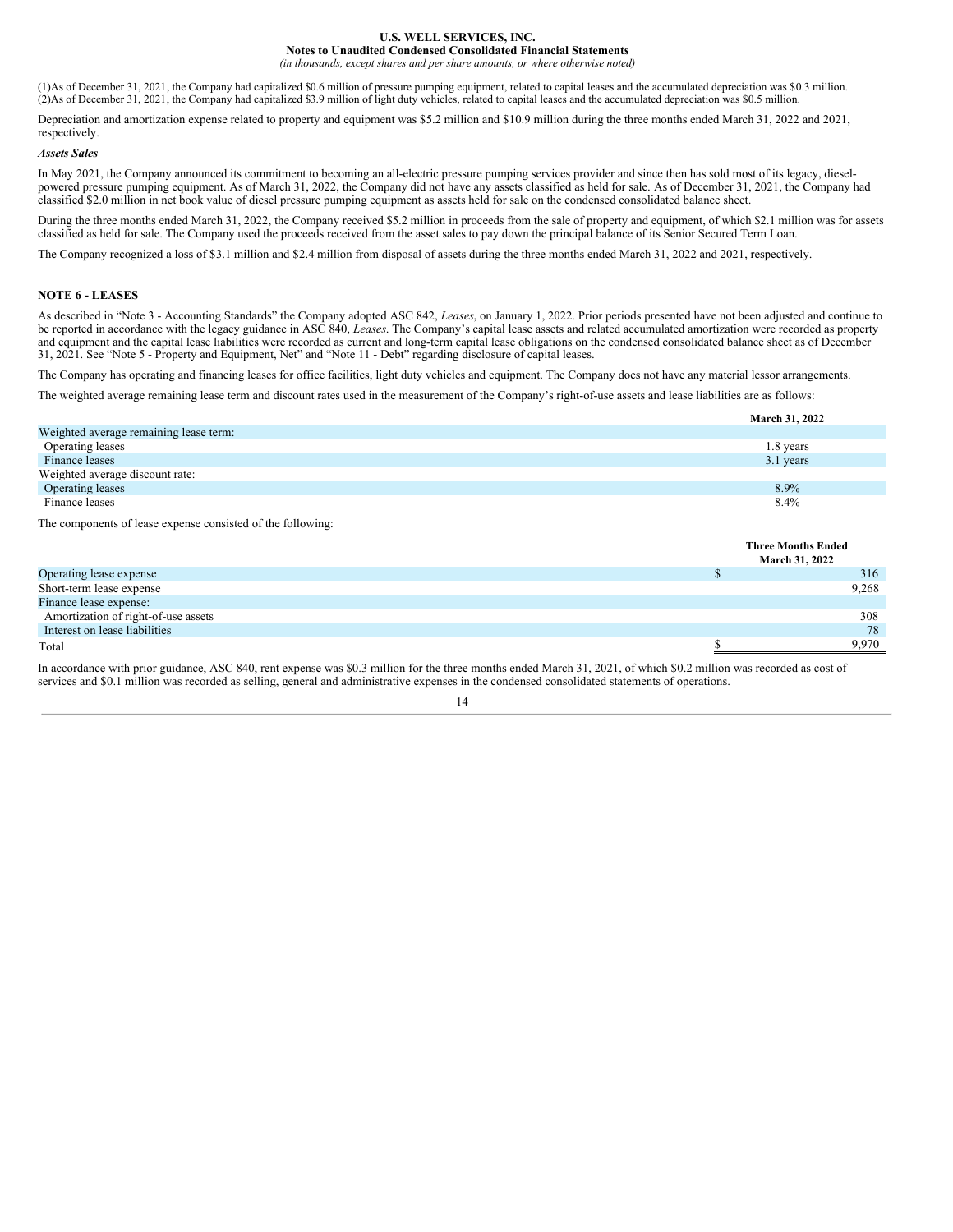(1)As of December 31, 2021, the Company had capitalized $0.6 million of pressure pumping equipment, related to capital leases and the accumulated depreciation was $0.3 million.
(2)As of December 31, 2021, the Company had capitalized $3.9 million of light duty vehicles, related to capital leases and the accumulated depreciation was $0.5 million.

Depreciation and amortization expense related to property and equipment was $5.2 million and $10.9 million during the three months ended March 31, 2022 and 2021, respectively.

***Assets Sales***

In May 2021, the Company announced its commitment to becoming an all-electric pressure pumping services provider and since then has sold most of its legacy, diesel-powered pressure pumping equipment. As of March 31, 2022, the Company did not have any assets classified as held for sale. As of December 31, 2021, the Company had classified $2.0 million in net book value of diesel pressure pumping equipment as assets held for sale on the condensed consolidated balance sheet.

During the three months ended March 31, 2022, the Company received $5.2 million in proceeds from the sale of property and equipment, of which $2.1 million was for assets classified as held for sale. The Company used the proceeds received from the asset sales to pay down the principal balance of its Senior Secured Term Loan.

The Company recognized a loss of $3.1 million and $2.4 million from disposal of assets during the three months ended March 31, 2022 and 2021, respectively.

## NOTE 6 - LEASES

As described in "Note 3 - Accounting Standards" the Company adopted ASC 842, *Leases*, on January 1, 2022. Prior periods presented have not been adjusted and continue to be reported in accordance with the legacy guidance in ASC 840, *Leases*. The Company's capital lease assets and related accumulated amortization were recorded as property and equipment and the capital lease liabilities were recorded as current and long-term capital lease obligations on the condensed consolidated balance sheet as of December 31, 2021. See "Note 5 - Property and Equipment, Net" and "Note 11 - Debt" regarding disclosure of capital leases.

The Company has operating and financing leases for office facilities, light duty vehicles and equipment. The Company does not have any material lessor arrangements.

The weighted average remaining lease term and discount rates used in the measurement of the Company's right-of-use assets and lease liabilities are as follows:

| | March 31, 2022 |
|---|---|
| Weighted average remaining lease term: | |
| Operating leases | 1.8 years |
| Finance leases | 3.1 years |
| Weighted average discount rate: | |
| Operating leases | 8.9% |
| Finance leases | 8.4% |

The components of lease expense consisted of the following:

| | Three Months Ended March 31, 2022 |
|---|---|
| Operating lease expense | $ 316 |
| Short-term lease expense | 9,268 |
| Finance lease expense: | |
| Amortization of right-of-use assets | 308 |
| Interest on lease liabilities | 78 |
| Total | $ 9,970 |

In accordance with prior guidance, ASC 840, rent expense was $0.3 million for the three months ended March 31, 2021, of which $0.2 million was recorded as cost of services and $0.1 million was recorded as selling, general and administrative expenses in the condensed consolidated statements of operations.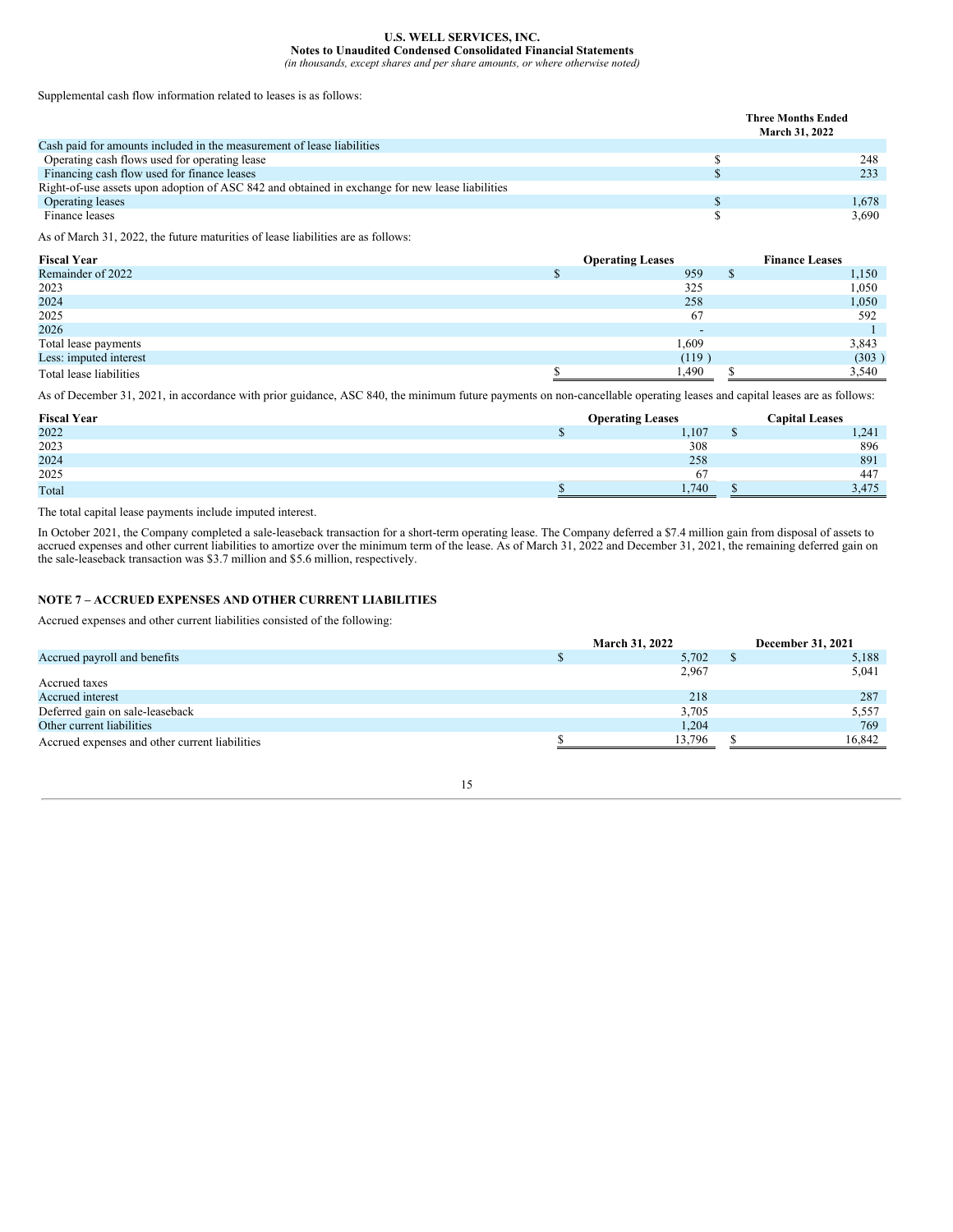Supplemental cash flow information related to leases is as follows:

| | Three Months Ended March 31, 2022 |
|---|---|
| Cash paid for amounts included in the measurement of lease liabilities | |
| Operating cash flows used for operating lease | $ 248 |
| Financing cash flow used for finance leases | $ 233 |
| Right-of-use assets upon adoption of ASC 842 and obtained in exchange for new lease liabilities | |
| Operating leases | $ 1,678 |
| Finance leases | $ 3,690 |

As of March 31, 2022, the future maturities of lease liabilities are as follows:

| Fiscal Year | Operating Leases | Finance Leases |
|---|---|---|
| Remainder of 2022 | $ 959 | $ 1,150 |
| 2023 | 325 | 1,050 |
| 2024 | 258 | 1,050 |
| 2025 | 67 | 592 |
| 2026 | - | 1 |
| Total lease payments | 1,609 | 3,843 |
| Less: imputed interest | (119 ) | (303 ) |
| Total lease liabilities | $ 1,490 | $ 3,540 |

As of December 31, 2021, in accordance with prior guidance, ASC 840, the minimum future payments on non-cancellable operating leases and capital leases are as follows:

| Fiscal Year | Operating Leases | Capital Leases |
|---|---|---|
| 2022 | $ 1,107 | $ 1,241 |
| 2023 | 308 | 896 |
| 2024 | 258 | 891 |
| 2025 | 67 | 447 |
| Total | $ 1,740 | $ 3,475 |

The total capital lease payments include imputed interest.

In October 2021, the Company completed a sale-leaseback transaction for a short-term operating lease. The Company deferred a $7.4 million gain from disposal of assets to accrued expenses and other current liabilities to amortize over the minimum term of the lease. As of March 31, 2022 and December 31, 2021, the remaining deferred gain on the sale-leaseback transaction was $3.7 million and $5.6 million, respectively.

## NOTE 7 – ACCRUED EXPENSES AND OTHER CURRENT LIABILITIES

Accrued expenses and other current liabilities consisted of the following:

| | March 31, 2022 | December 31, 2021 |
|---|---|---|
| Accrued payroll and benefits | $ 5,702 | $ 5,188 |
| Accrued taxes | 2,967 | 5,041 |
| Accrued interest | 218 | 287 |
| Deferred gain on sale-leaseback | 3,705 | 5,557 |
| Other current liabilities | 1,204 | 769 |
| Accrued expenses and other current liabilities | $ 13,796 | $ 16,842 |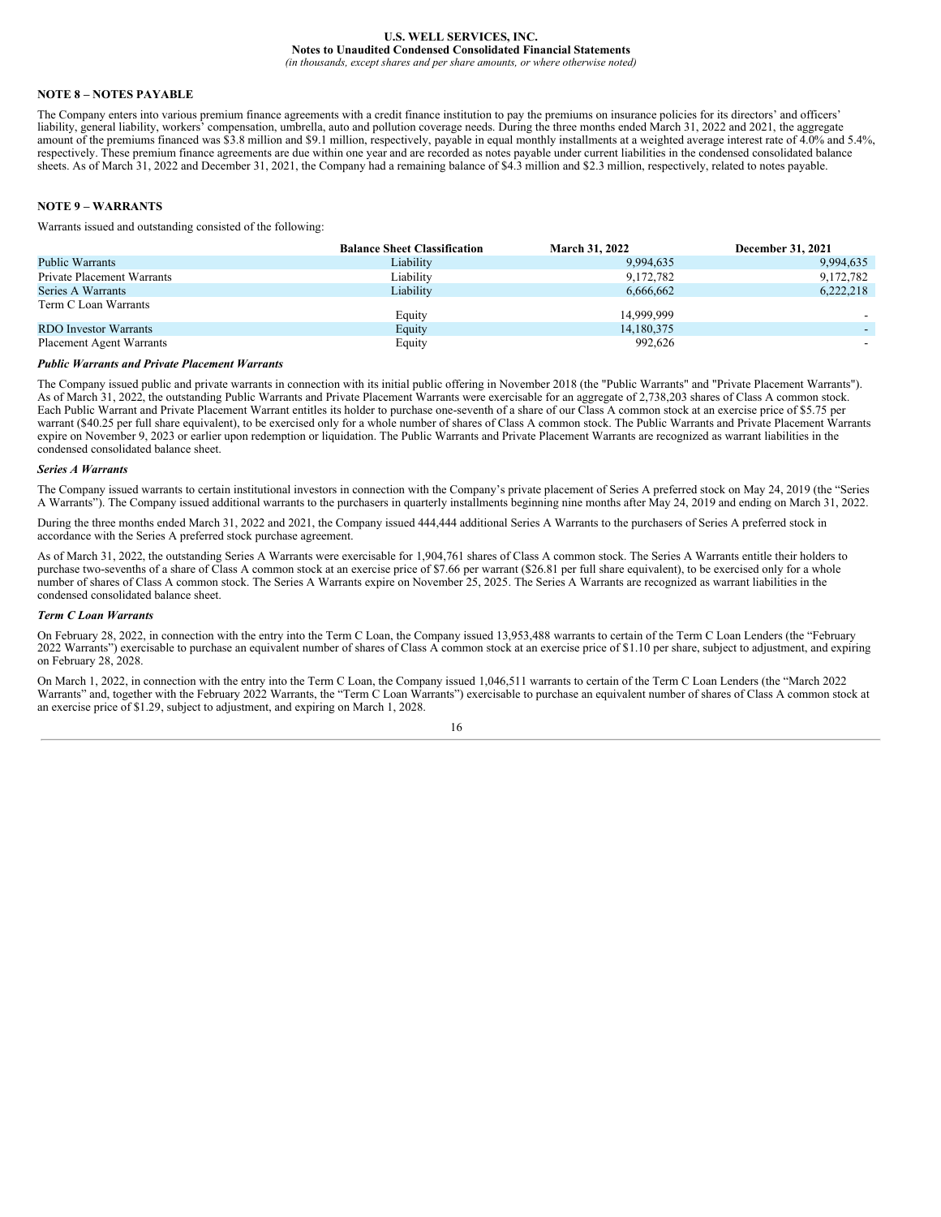## NOTE 8 – NOTES PAYABLE

The Company enters into various premium finance agreements with a credit finance institution to pay the premiums on insurance policies for its directors' and officers' liability, general liability, workers' compensation, umbrella, auto and pollution coverage needs. During the three months ended March 31, 2022 and 2021, the aggregate amount of the premiums financed was $3.8 million and $9.1 million, respectively, payable in equal monthly installments at a weighted average interest rate of 4.0% and 5.4%, respectively. These premium finance agreements are due within one year and are recorded as notes payable under current liabilities in the condensed consolidated balance sheets. As of March 31, 2022 and December 31, 2021, the Company had a remaining balance of $4.3 million and $2.3 million, respectively, related to notes payable.

## NOTE 9 – WARRANTS

Warrants issued and outstanding consisted of the following:

| | Balance Sheet Classification | March 31, 2022 | December 31, 2021 |
|---|---|---|---|
| Public Warrants | Liability | 9,994,635 | 9,994,635 |
| Private Placement Warrants | Liability | 9,172,782 | 9,172,782 |
| Series A Warrants | Liability | 6,666,662 | 6,222,218 |
| Term C Loan Warrants | Equity | 14,999,999 | - |
| RDO Investor Warrants | Equity | 14,180,375 | - |
| Placement Agent Warrants | Equity | 992,626 | - |

***Public Warrants and Private Placement Warrants***

The Company issued public and private warrants in connection with its initial public offering in November 2018 (the "Public Warrants" and "Private Placement Warrants"). As of March 31, 2022, the outstanding Public Warrants and Private Placement Warrants were exercisable for an aggregate of 2,738,203 shares of Class A common stock. Each Public Warrant and Private Placement Warrant entitles its holder to purchase one-seventh of a share of our Class A common stock at an exercise price of $5.75 per warrant ($40.25 per full share equivalent), to be exercised only for a whole number of shares of Class A common stock. The Public Warrants and Private Placement Warrants expire on November 9, 2023 or earlier upon redemption or liquidation. The Public Warrants and Private Placement Warrants are recognized as warrant liabilities in the condensed consolidated balance sheet.

***Series A Warrants***

The Company issued warrants to certain institutional investors in connection with the Company's private placement of Series A preferred stock on May 24, 2019 (the "Series A Warrants"). The Company issued additional warrants to the purchasers in quarterly installments beginning nine months after May 24, 2019 and ending on March 31, 2022.

During the three months ended March 31, 2022 and 2021, the Company issued 444,444 additional Series A Warrants to the purchasers of Series A preferred stock in accordance with the Series A preferred stock purchase agreement.

As of March 31, 2022, the outstanding Series A Warrants were exercisable for 1,904,761 shares of Class A common stock. The Series A Warrants entitle their holders to purchase two-sevenths of a share of Class A common stock at an exercise price of $7.66 per warrant ($26.81 per full share equivalent), to be exercised only for a whole number of shares of Class A common stock. The Series A Warrants expire on November 25, 2025. The Series A Warrants are recognized as warrant liabilities in the condensed consolidated balance sheet.

***Term C Loan Warrants***

On February 28, 2022, in connection with the entry into the Term C Loan, the Company issued 13,953,488 warrants to certain of the Term C Loan Lenders (the "February 2022 Warrants") exercisable to purchase an equivalent number of shares of Class A common stock at an exercise price of $1.10 per share, subject to adjustment, and expiring on February 28, 2028.

On March 1, 2022, in connection with the entry into the Term C Loan, the Company issued 1,046,511 warrants to certain of the Term C Loan Lenders (the "March 2022 Warrants" and, together with the February 2022 Warrants, the "Term C Loan Warrants") exercisable to purchase an equivalent number of shares of Class A common stock at an exercise price of $1.29, subject to adjustment, and expiring on March 1, 2028.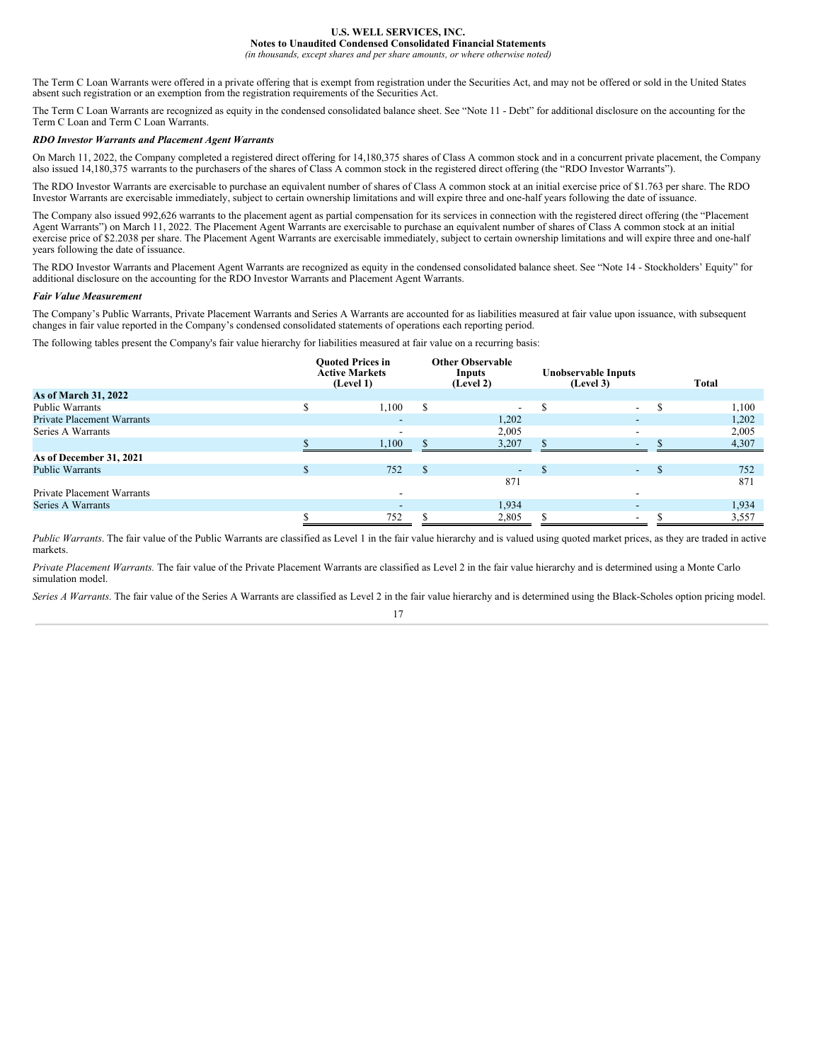The Term C Loan Warrants were offered in a private offering that is exempt from registration under the Securities Act, and may not be offered or sold in the United States absent such registration or an exemption from the registration requirements of the Securities Act.

The Term C Loan Warrants are recognized as equity in the condensed consolidated balance sheet. See "Note 11 - Debt" for additional disclosure on the accounting for the Term C Loan and Term C Loan Warrants.

***RDO Investor Warrants and Placement Agent Warrants***

On March 11, 2022, the Company completed a registered direct offering for 14,180,375 shares of Class A common stock and in a concurrent private placement, the Company also issued 14,180,375 warrants to the purchasers of the shares of Class A common stock in the registered direct offering (the "RDO Investor Warrants").

The RDO Investor Warrants are exercisable to purchase an equivalent number of shares of Class A common stock at an initial exercise price of $1.763 per share. The RDO Investor Warrants are exercisable immediately, subject to certain ownership limitations and will expire three and one-half years following the date of issuance.

The Company also issued 992,626 warrants to the placement agent as partial compensation for its services in connection with the registered direct offering (the "Placement Agent Warrants") on March 11, 2022. The Placement Agent Warrants are exercisable to purchase an equivalent number of shares of Class A common stock at an initial exercise price of $2.2038 per share. The Placement Agent Warrants are exercisable immediately, subject to certain ownership limitations and will expire three and one-half years following the date of issuance.

The RDO Investor Warrants and Placement Agent Warrants are recognized as equity in the condensed consolidated balance sheet. See "Note 14 - Stockholders' Equity" for additional disclosure on the accounting for the RDO Investor Warrants and Placement Agent Warrants.

***Fair Value Measurement***

The Company's Public Warrants, Private Placement Warrants and Series A Warrants are accounted for as liabilities measured at fair value upon issuance, with subsequent changes in fair value reported in the Company's condensed consolidated statements of operations each reporting period.

The following tables present the Company's fair value hierarchy for liabilities measured at fair value on a recurring basis:

| | Quoted Prices in Active Markets (Level 1) | Other Observable Inputs (Level 2) | Unobservable Inputs (Level 3) | Total |
|---|---|---|---|---|
| **As of March 31, 2022** | | | | |
| Public Warrants | $ 1,100 | $ - | $ - | $ 1,100 |
| Private Placement Warrants | - | 1,202 | - | 1,202 |
| Series A Warrants | - | 2,005 | - | 2,005 |
| | $ 1,100 | $ 3,207 | $ - | $ 4,307 |
| **As of December 31, 2021** | | | | |
| Public Warrants | $ 752 | $ - | $ - | $ 752 |
| Private Placement Warrants | - | 871 | - | 871 |
| Series A Warrants | - | 1,934 | - | 1,934 |
| | $ 752 | $ 2,805 | $ - | $ 3,557 |

*Public Warrants*. The fair value of the Public Warrants are classified as Level 1 in the fair value hierarchy and is valued using quoted market prices, as they are traded in active markets.

*Private Placement Warrants.* The fair value of the Private Placement Warrants are classified as Level 2 in the fair value hierarchy and is determined using a Monte Carlo simulation model.

*Series A Warrants*. The fair value of the Series A Warrants are classified as Level 2 in the fair value hierarchy and is determined using the Black-Scholes option pricing model.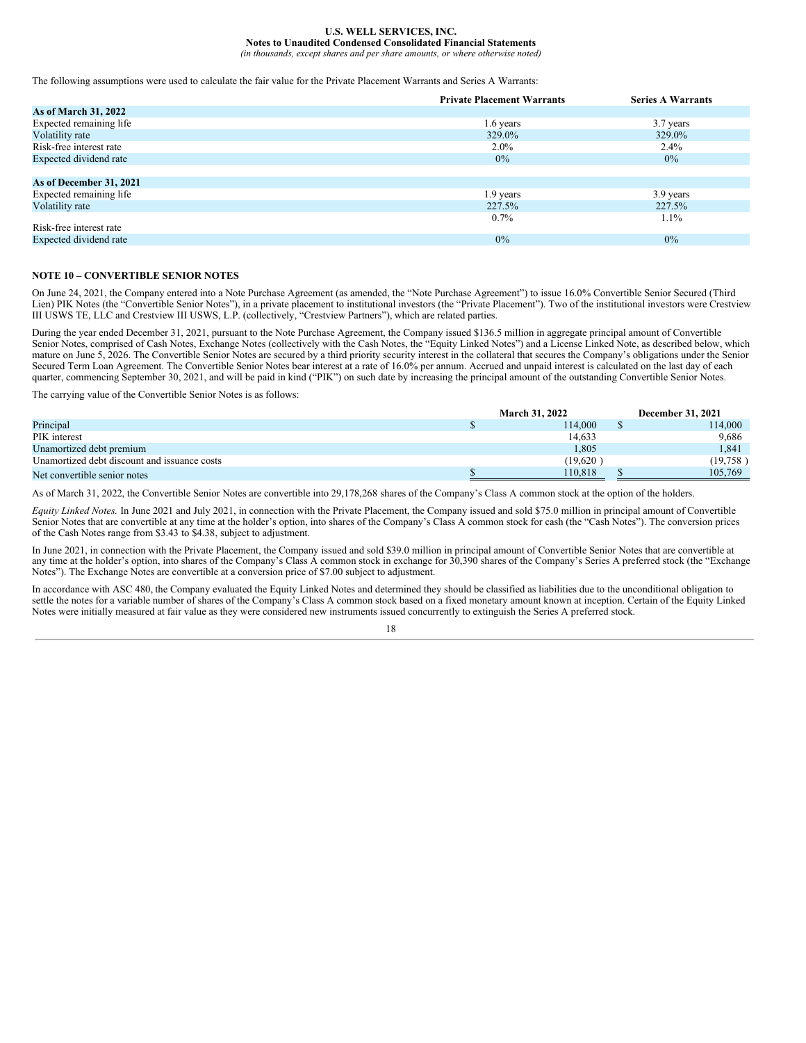The following assumptions were used to calculate the fair value for the Private Placement Warrants and Series A Warrants:

| | Private Placement Warrants | Series A Warrants |
|---|---|---|
| **As of March 31, 2022** | | |
| Expected remaining life | 1.6 years | 3.7 years |
| Volatility rate | 329.0% | 329.0% |
| Risk-free interest rate | 2.0% | 2.4% |
| Expected dividend rate | 0% | 0% |
| | | |
| **As of December 31, 2021** | | |
| Expected remaining life | 1.9 years | 3.9 years |
| Volatility rate | 227.5% | 227.5% |
| Risk-free interest rate | 0.7% | 1.1% |
| Expected dividend rate | 0% | 0% |

## NOTE 10 – CONVERTIBLE SENIOR NOTES

On June 24, 2021, the Company entered into a Note Purchase Agreement (as amended, the "Note Purchase Agreement") to issue 16.0% Convertible Senior Secured (Third Lien) PIK Notes (the "Convertible Senior Notes"), in a private placement to institutional investors (the "Private Placement"). Two of the institutional investors were Crestview III USWS TE, LLC and Crestview III USWS, L.P. (collectively, "Crestview Partners"), which are related parties.

During the year ended December 31, 2021, pursuant to the Note Purchase Agreement, the Company issued $136.5 million in aggregate principal amount of Convertible Senior Notes, comprised of Cash Notes, Exchange Notes (collectively with the Cash Notes, the "Equity Linked Notes") and a License Linked Note, as described below, which mature on June 5, 2026. The Convertible Senior Notes are secured by a third priority security interest in the collateral that secures the Company's obligations under the Senior Secured Term Loan Agreement. The Convertible Senior Notes bear interest at a rate of 16.0% per annum. Accrued and unpaid interest is calculated on the last day of each quarter, commencing September 30, 2021, and will be paid in kind ("PIK") on such date by increasing the principal amount of the outstanding Convertible Senior Notes.

The carrying value of the Convertible Senior Notes is as follows:

| | March 31, 2022 | December 31, 2021 |
|---|---|---|
| Principal | $ 114,000 | $ 114,000 |
| PIK interest | 14,633 | 9,686 |
| Unamortized debt premium | 1,805 | 1,841 |
| Unamortized debt discount and issuance costs | (19,620 ) | (19,758 ) |
| Net convertible senior notes | $ 110,818 | $ 105,769 |

As of March 31, 2022, the Convertible Senior Notes are convertible into 29,178,268 shares of the Company's Class A common stock at the option of the holders.

*Equity Linked Notes.* In June 2021 and July 2021, in connection with the Private Placement, the Company issued and sold $75.0 million in principal amount of Convertible Senior Notes that are convertible at any time at the holder's option, into shares of the Company's Class A common stock for cash (the "Cash Notes"). The conversion prices of the Cash Notes range from $3.43 to $4.38, subject to adjustment.

In June 2021, in connection with the Private Placement, the Company issued and sold $39.0 million in principal amount of Convertible Senior Notes that are convertible at any time at the holder's option, into shares of the Company's Class A common stock in exchange for 30,390 shares of the Company's Series A preferred stock (the "Exchange Notes"). The Exchange Notes are convertible at a conversion price of $7.00 subject to adjustment.

In accordance with ASC 480, the Company evaluated the Equity Linked Notes and determined they should be classified as liabilities due to the unconditional obligation to settle the notes for a variable number of shares of the Company's Class A common stock based on a fixed monetary amount known at inception. Certain of the Equity Linked Notes were initially measured at fair value as they were considered new instruments issued concurrently to extinguish the Series A preferred stock.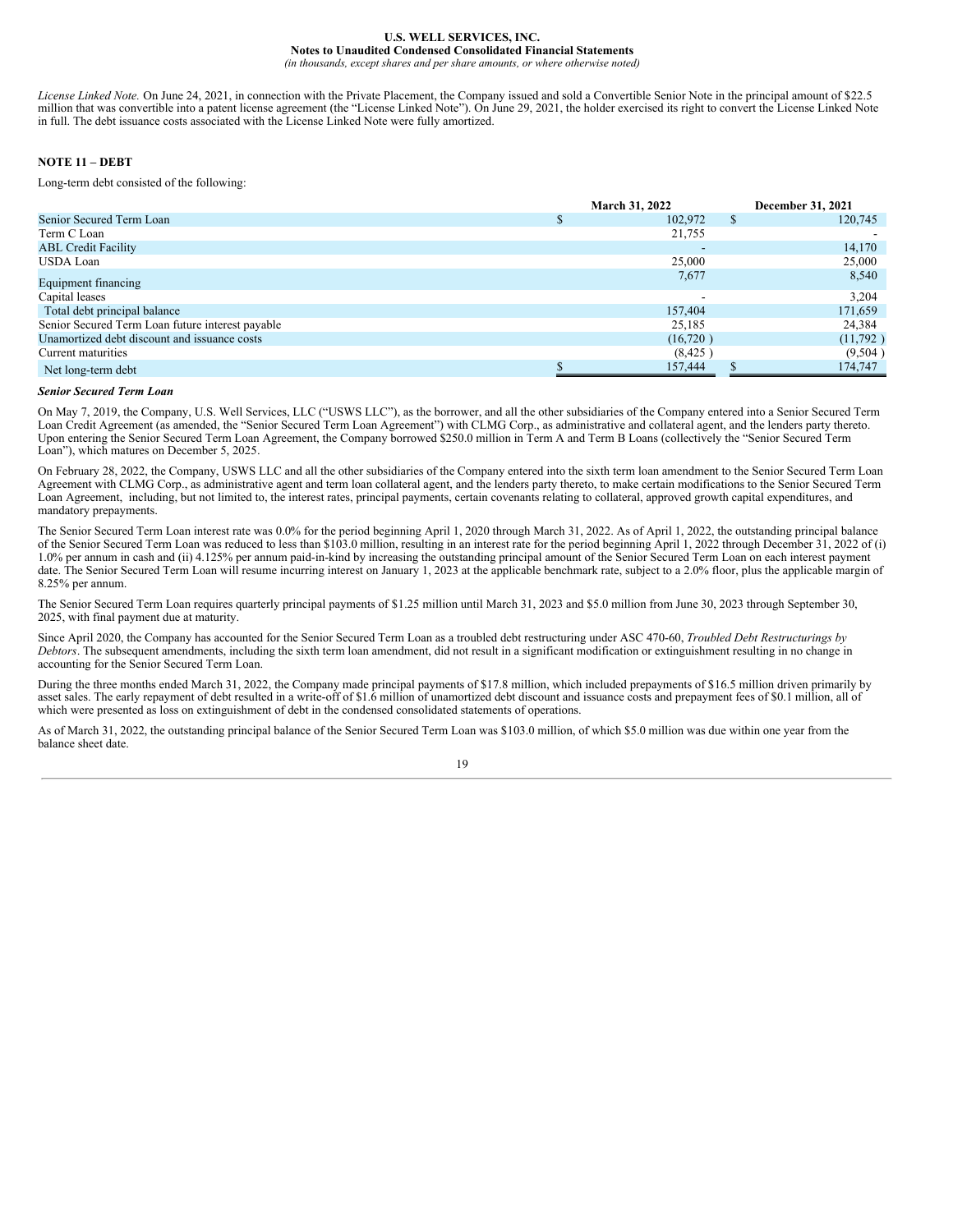*License Linked Note.* On June 24, 2021, in connection with the Private Placement, the Company issued and sold a Convertible Senior Note in the principal amount of $22.5 million that was convertible into a patent license agreement (the "License Linked Note"). On June 29, 2021, the holder exercised its right to convert the License Linked Note in full. The debt issuance costs associated with the License Linked Note were fully amortized.

## NOTE 11 – DEBT

Long-term debt consisted of the following:

| | March 31, 2022 | December 31, 2021 |
|---|---|---|
| Senior Secured Term Loan | $ 102,972 | $ 120,745 |
| Term C Loan | 21,755 | - |
| ABL Credit Facility | - | 14,170 |
| USDA Loan | 25,000 | 25,000 |
| Equipment financing | 7,677 | 8,540 |
| Capital leases | - | 3,204 |
| Total debt principal balance | 157,404 | 171,659 |
| Senior Secured Term Loan future interest payable | 25,185 | 24,384 |
| Unamortized debt discount and issuance costs | (16,720 ) | (11,792 ) |
| Current maturities | (8,425 ) | (9,504 ) |
| Net long-term debt | $ 157,444 | $ 174,747 |

***Senior Secured Term Loan***

On May 7, 2019, the Company, U.S. Well Services, LLC ("USWS LLC"), as the borrower, and all the other subsidiaries of the Company entered into a Senior Secured Term Loan Credit Agreement (as amended, the "Senior Secured Term Loan Agreement") with CLMG Corp., as administrative and collateral agent, and the lenders party thereto. Upon entering the Senior Secured Term Loan Agreement, the Company borrowed $250.0 million in Term A and Term B Loans (collectively the "Senior Secured Term Loan"), which matures on December 5, 2025.

On February 28, 2022, the Company, USWS LLC and all the other subsidiaries of the Company entered into the sixth term loan amendment to the Senior Secured Term Loan Agreement with CLMG Corp., as administrative agent and term loan collateral agent, and the lenders party thereto, to make certain modifications to the Senior Secured Term Loan Agreement, including, but not limited to, the interest rates, principal payments, certain covenants relating to collateral, approved growth capital expenditures, and mandatory prepayments.

The Senior Secured Term Loan interest rate was 0.0% for the period beginning April 1, 2020 through March 31, 2022. As of April 1, 2022, the outstanding principal balance of the Senior Secured Term Loan was reduced to less than $103.0 million, resulting in an interest rate for the period beginning April 1, 2022 through December 31, 2022 of (i) 1.0% per annum in cash and (ii) 4.125% per annum paid-in-kind by increasing the outstanding principal amount of the Senior Secured Term Loan on each interest payment date. The Senior Secured Term Loan will resume incurring interest on January 1, 2023 at the applicable benchmark rate, subject to a 2.0% floor, plus the applicable margin of 8.25% per annum.

The Senior Secured Term Loan requires quarterly principal payments of $1.25 million until March 31, 2023 and $5.0 million from June 30, 2023 through September 30, 2025, with final payment due at maturity.

Since April 2020, the Company has accounted for the Senior Secured Term Loan as a troubled debt restructuring under ASC 470-60, *Troubled Debt Restructurings by Debtors*. The subsequent amendments, including the sixth term loan amendment, did not result in a significant modification or extinguishment resulting in no change in accounting for the Senior Secured Term Loan.

During the three months ended March 31, 2022, the Company made principal payments of $17.8 million, which included prepayments of $16.5 million driven primarily by asset sales. The early repayment of debt resulted in a write-off of $1.6 million of unamortized debt discount and issuance costs and prepayment fees of $0.1 million, all of which were presented as loss on extinguishment of debt in the condensed consolidated statements of operations.

As of March 31, 2022, the outstanding principal balance of the Senior Secured Term Loan was $103.0 million, of which $5.0 million was due within one year from the balance sheet date.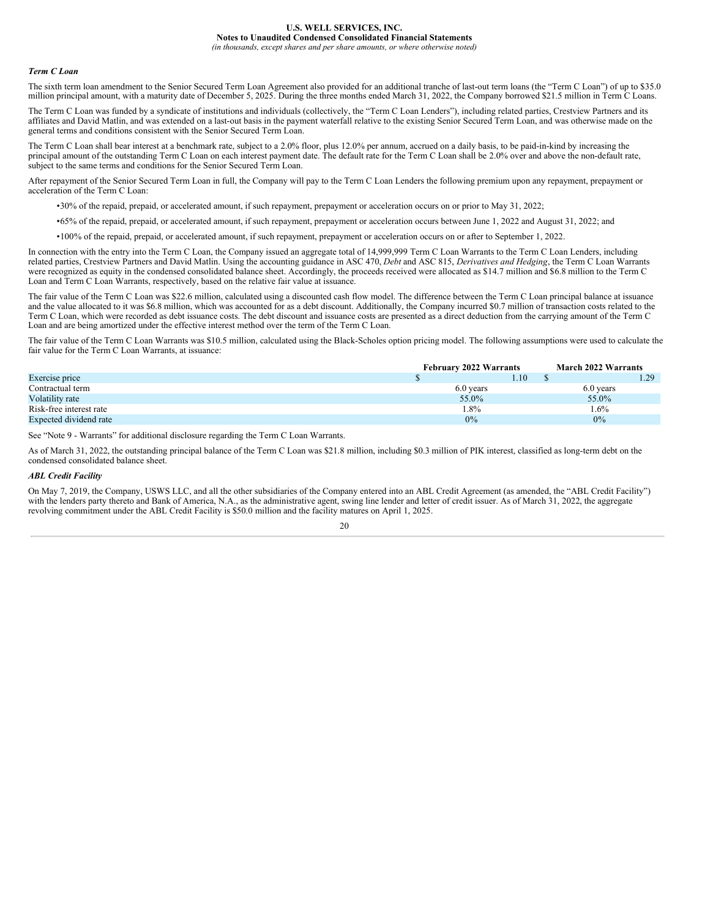### *Term C Loan*

The sixth term loan amendment to the Senior Secured Term Loan Agreement also provided for an additional tranche of last-out term loans (the "Term C Loan") of up to $35.0 million principal amount, with a maturity date of December 5, 2025. During the three months ended March 31, 2022, the Company borrowed $21.5 million in Term C Loans.

The Term C Loan was funded by a syndicate of institutions and individuals (collectively, the "Term C Loan Lenders"), including related parties, Crestview Partners and its affiliates and David Matlin, and was extended on a last-out basis in the payment waterfall relative to the existing Senior Secured Term Loan, and was otherwise made on the general terms and conditions consistent with the Senior Secured Term Loan.

The Term C Loan shall bear interest at a benchmark rate, subject to a 2.0% floor, plus 12.0% per annum, accrued on a daily basis, to be paid-in-kind by increasing the principal amount of the outstanding Term C Loan on each interest payment date. The default rate for the Term C Loan shall be 2.0% over and above the non-default rate, subject to the same terms and conditions for the Senior Secured Term Loan.

After repayment of the Senior Secured Term Loan in full, the Company will pay to the Term C Loan Lenders the following premium upon any repayment, prepayment or acceleration of the Term C Loan:

- 30% of the repaid, prepaid, or accelerated amount, if such repayment, prepayment or acceleration occurs on or prior to May 31, 2022;
- 65% of the repaid, prepaid, or accelerated amount, if such repayment, prepayment or acceleration occurs between June 1, 2022 and August 31, 2022; and
- 100% of the repaid, prepaid, or accelerated amount, if such repayment, prepayment or acceleration occurs on or after to September 1, 2022.

In connection with the entry into the Term C Loan, the Company issued an aggregate total of 14,999,999 Term C Loan Warrants to the Term C Loan Lenders, including related parties, Crestview Partners and David Matlin. Using the accounting guidance in ASC 470, *Debt* and ASC 815, *Derivatives and Hedging*, the Term C Loan Warrants were recognized as equity in the condensed consolidated balance sheet. Accordingly, the proceeds received were allocated as $14.7 million and $6.8 million to the Term C Loan and Term C Loan Warrants, respectively, based on the relative fair value at issuance.

The fair value of the Term C Loan was $22.6 million, calculated using a discounted cash flow model. The difference between the Term C Loan principal balance at issuance and the value allocated to it was $6.8 million, which was accounted for as a debt discount. Additionally, the Company incurred $0.7 million of transaction costs related to the Term C Loan, which were recorded as debt issuance costs. The debt discount and issuance costs are presented as a direct deduction from the carrying amount of the Term C Loan and are being amortized under the effective interest method over the term of the Term C Loan.

The fair value of the Term C Loan Warrants was $10.5 million, calculated using the Black-Scholes option pricing model. The following assumptions were used to calculate the fair value for the Term C Loan Warrants, at issuance:

| | February 2022 Warrants | March 2022 Warrants |
|---|---|---|
| Exercise price | $ 1.10 | $ 1.29 |
| Contractual term | 6.0 years | 6.0 years |
| Volatility rate | 55.0% | 55.0% |
| Risk-free interest rate | 1.8% | 1.6% |
| Expected dividend rate | 0% | 0% |

See "Note 9 - Warrants" for additional disclosure regarding the Term C Loan Warrants.

As of March 31, 2022, the outstanding principal balance of the Term C Loan was $21.8 million, including $0.3 million of PIK interest, classified as long-term debt on the condensed consolidated balance sheet.

### *ABL Credit Facility*

On May 7, 2019, the Company, USWS LLC, and all the other subsidiaries of the Company entered into an ABL Credit Agreement (as amended, the "ABL Credit Facility") with the lenders party thereto and Bank of America, N.A., as the administrative agent, swing line lender and letter of credit issuer. As of March 31, 2022, the aggregate revolving commitment under the ABL Credit Facility is $50.0 million and the facility matures on April 1, 2025.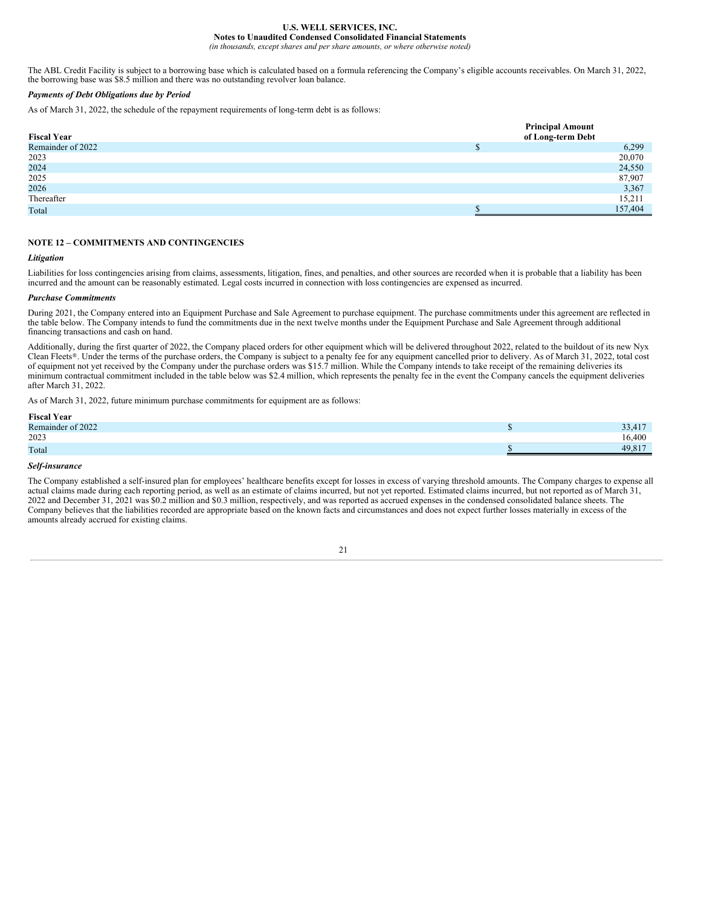The ABL Credit Facility is subject to a borrowing base which is calculated based on a formula referencing the Company's eligible accounts receivables. On March 31, 2022, the borrowing base was $8.5 million and there was no outstanding revolver loan balance.

***Payments of Debt Obligations due by Period***

As of March 31, 2022, the schedule of the repayment requirements of long-term debt is as follows:

| Fiscal Year | Principal Amount of Long-term Debt |
|---|---|
| Remainder of 2022 | $ 6,299 |
| 2023 | 20,070 |
| 2024 | 24,550 |
| 2025 | 87,907 |
| 2026 | 3,367 |
| Thereafter | 15,211 |
| Total | $ 157,404 |

## NOTE 12 – COMMITMENTS AND CONTINGENCIES

***Litigation***

Liabilities for loss contingencies arising from claims, assessments, litigation, fines, and penalties, and other sources are recorded when it is probable that a liability has been incurred and the amount can be reasonably estimated. Legal costs incurred in connection with loss contingencies are expensed as incurred.

***Purchase Commitments***

During 2021, the Company entered into an Equipment Purchase and Sale Agreement to purchase equipment. The purchase commitments under this agreement are reflected in the table below. The Company intends to fund the commitments due in the next twelve months under the Equipment Purchase and Sale Agreement through additional financing transactions and cash on hand.

Additionally, during the first quarter of 2022, the Company placed orders for other equipment which will be delivered throughout 2022, related to the buildout of its new Nyx Clean Fleets®. Under the terms of the purchase orders, the Company is subject to a penalty fee for any equipment cancelled prior to delivery. As of March 31, 2022, total cost of equipment not yet received by the Company under the purchase orders was $15.7 million. While the Company intends to take receipt of the remaining deliveries its minimum contractual commitment included in the table below was $2.4 million, which represents the penalty fee in the event the Company cancels the equipment deliveries after March 31, 2022.

As of March 31, 2022, future minimum purchase commitments for equipment are as follows:

| Fiscal Year | |
|---|---|
| Remainder of 2022 | $ 33,417 |
| 2023 | 16,400 |
| Total | $ 49,817 |

***Self-insurance***

The Company established a self-insured plan for employees' healthcare benefits except for losses in excess of varying threshold amounts. The Company charges to expense all actual claims made during each reporting period, as well as an estimate of claims incurred, but not yet reported. Estimated claims incurred, but not reported as of March 31, 2022 and December 31, 2021 was $0.2 million and $0.3 million, respectively, and was reported as accrued expenses in the condensed consolidated balance sheets. The Company believes that the liabilities recorded are appropriate based on the known facts and circumstances and does not expect further losses materially in excess of the amounts already accrued for existing claims.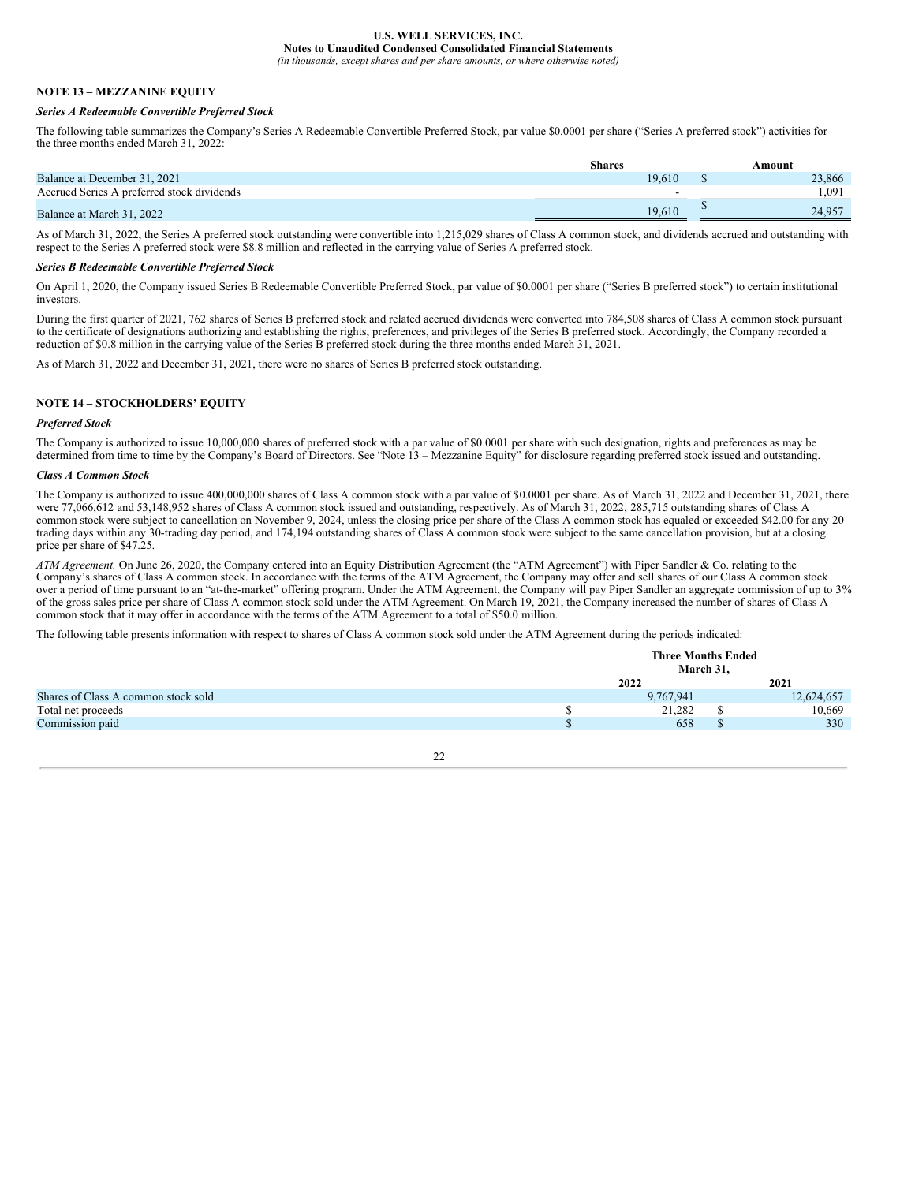### NOTE 13 – MEZZANINE EQUITY

***Series A Redeemable Convertible Preferred Stock***

The following table summarizes the Company's Series A Redeemable Convertible Preferred Stock, par value $0.0001 per share ("Series A preferred stock") activities for the three months ended March 31, 2022:

| | Shares | Amount |
|---|---|---|
| Balance at December 31, 2021 | 19,610 | $ 23,866 |
| Accrued Series A preferred stock dividends | - | 1,091 |
| Balance at March 31, 2022 | 19,610 | $ 24,957 |

As of March 31, 2022, the Series A preferred stock outstanding were convertible into 1,215,029 shares of Class A common stock, and dividends accrued and outstanding with respect to the Series A preferred stock were $8.8 million and reflected in the carrying value of Series A preferred stock.

***Series B Redeemable Convertible Preferred Stock***

On April 1, 2020, the Company issued Series B Redeemable Convertible Preferred Stock, par value of $0.0001 per share ("Series B preferred stock") to certain institutional investors.

During the first quarter of 2021, 762 shares of Series B preferred stock and related accrued dividends were converted into 784,508 shares of Class A common stock pursuant to the certificate of designations authorizing and establishing the rights, preferences, and privileges of the Series B preferred stock. Accordingly, the Company recorded a reduction of $0.8 million in the carrying value of the Series B preferred stock during the three months ended March 31, 2021.

As of March 31, 2022 and December 31, 2021, there were no shares of Series B preferred stock outstanding.

### NOTE 14 – STOCKHOLDERS' EQUITY

***Preferred Stock***

The Company is authorized to issue 10,000,000 shares of preferred stock with a par value of $0.0001 per share with such designation, rights and preferences as may be determined from time to time by the Company's Board of Directors. See "Note 13 – Mezzanine Equity" for disclosure regarding preferred stock issued and outstanding.

***Class A Common Stock***

The Company is authorized to issue 400,000,000 shares of Class A common stock with a par value of $0.0001 per share. As of March 31, 2022 and December 31, 2021, there were 77,066,612 and 53,148,952 shares of Class A common stock issued and outstanding, respectively. As of March 31, 2022, 285,715 outstanding shares of Class A common stock were subject to cancellation on November 9, 2024, unless the closing price per share of the Class A common stock has equaled or exceeded $42.00 for any 20 trading days within any 30-trading day period, and 174,194 outstanding shares of Class A common stock were subject to the same cancellation provision, but at a closing price per share of $47.25.

*ATM Agreement.* On June 26, 2020, the Company entered into an Equity Distribution Agreement (the "ATM Agreement") with Piper Sandler & Co. relating to the Company's shares of Class A common stock. In accordance with the terms of the ATM Agreement, the Company may offer and sell shares of our Class A common stock over a period of time pursuant to an "at-the-market" offering program. Under the ATM Agreement, the Company will pay Piper Sandler an aggregate commission of up to 3% of the gross sales price per share of Class A common stock sold under the ATM Agreement. On March 19, 2021, the Company increased the number of shares of Class A common stock that it may offer in accordance with the terms of the ATM Agreement to a total of $50.0 million.

The following table presents information with respect to shares of Class A common stock sold under the ATM Agreement during the periods indicated:

| | Three Months Ended March 31, | |
|---|---|---|
| | 2022 | 2021 |
| Shares of Class A common stock sold | 9,767,941 | 12,624,657 |
| Total net proceeds | $ 21,282 | $ 10,669 |
| Commission paid | $ 658 | $ 330 |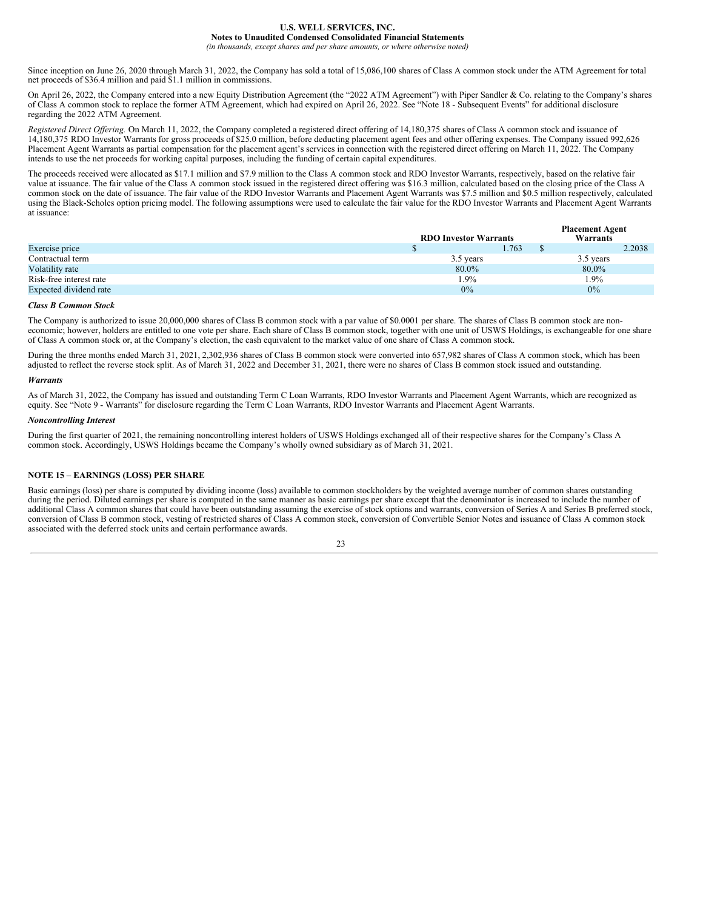Since inception on June 26, 2020 through March 31, 2022, the Company has sold a total of 15,086,100 shares of Class A common stock under the ATM Agreement for total net proceeds of $36.4 million and paid $1.1 million in commissions.

On April 26, 2022, the Company entered into a new Equity Distribution Agreement (the "2022 ATM Agreement") with Piper Sandler & Co. relating to the Company's shares of Class A common stock to replace the former ATM Agreement, which had expired on April 26, 2022. See "Note 18 - Subsequent Events" for additional disclosure regarding the 2022 ATM Agreement.

*Registered Direct Offering.* On March 11, 2022, the Company completed a registered direct offering of 14,180,375 shares of Class A common stock and issuance of 14,180,375 RDO Investor Warrants for gross proceeds of $25.0 million, before deducting placement agent fees and other offering expenses. The Company issued 992,626 Placement Agent Warrants as partial compensation for the placement agent's services in connection with the registered direct offering on March 11, 2022. The Company intends to use the net proceeds for working capital purposes, including the funding of certain capital expenditures.

The proceeds received were allocated as $17.1 million and $7.9 million to the Class A common stock and RDO Investor Warrants, respectively, based on the relative fair value at issuance. The fair value of the Class A common stock issued in the registered direct offering was $16.3 million, calculated based on the closing price of the Class A common stock on the date of issuance. The fair value of the RDO Investor Warrants and Placement Agent Warrants was $7.5 million and $0.5 million respectively, calculated using the Black-Scholes option pricing model. The following assumptions were used to calculate the fair value for the RDO Investor Warrants and Placement Agent Warrants at issuance:

| | RDO Investor Warrants | Placement Agent Warrants |
|---|---|---|
| Exercise price | $ 1.763 | $ 2.2038 |
| Contractual term | 3.5 years | 3.5 years |
| Volatility rate | 80.0% | 80.0% |
| Risk-free interest rate | 1.9% | 1.9% |
| Expected dividend rate | 0% | 0% |

***Class B Common Stock***

The Company is authorized to issue 20,000,000 shares of Class B common stock with a par value of $0.0001 per share. The shares of Class B common stock are non-economic; however, holders are entitled to one vote per share. Each share of Class B common stock, together with one unit of USWS Holdings, is exchangeable for one share of Class A common stock or, at the Company's election, the cash equivalent to the market value of one share of Class A common stock.

During the three months ended March 31, 2021, 2,302,936 shares of Class B common stock were converted into 657,982 shares of Class A common stock, which has been adjusted to reflect the reverse stock split. As of March 31, 2022 and December 31, 2021, there were no shares of Class B common stock issued and outstanding.

***Warrants***

As of March 31, 2022, the Company has issued and outstanding Term C Loan Warrants, RDO Investor Warrants and Placement Agent Warrants, which are recognized as equity. See "Note 9 - Warrants" for disclosure regarding the Term C Loan Warrants, RDO Investor Warrants and Placement Agent Warrants.

***Noncontrolling Interest***

During the first quarter of 2021, the remaining noncontrolling interest holders of USWS Holdings exchanged all of their respective shares for the Company's Class A common stock. Accordingly, USWS Holdings became the Company's wholly owned subsidiary as of March 31, 2021.

## NOTE 15 – EARNINGS (LOSS) PER SHARE

Basic earnings (loss) per share is computed by dividing income (loss) available to common stockholders by the weighted average number of common shares outstanding during the period. Diluted earnings per share is computed in the same manner as basic earnings per share except that the denominator is increased to include the number of additional Class A common shares that could have been outstanding assuming the exercise of stock options and warrants, conversion of Series A and Series B preferred stock, conversion of Class B common stock, vesting of restricted shares of Class A common stock, conversion of Convertible Senior Notes and issuance of Class A common stock associated with the deferred stock units and certain performance awards.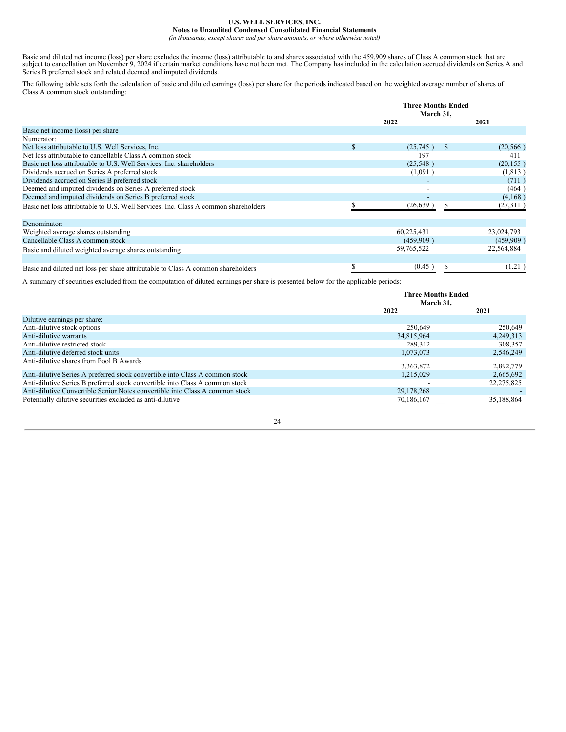Basic and diluted net income (loss) per share excludes the income (loss) attributable to and shares associated with the 459,909 shares of Class A common stock that are subject to cancellation on November 9, 2024 if certain market conditions have not been met. The Company has included in the calculation accrued dividends on Series A and Series B preferred stock and related deemed and imputed dividends.

The following table sets forth the calculation of basic and diluted earnings (loss) per share for the periods indicated based on the weighted average number of shares of Class A common stock outstanding:

| | Three Months Ended March 31, | |
|---|---|---|
| | 2022 | 2021 |
| Basic net income (loss) per share | | |
| Numerator: | | |
| Net loss attributable to U.S. Well Services, Inc. | $ (25,745) | $ (20,566) |
| Net loss attributable to cancellable Class A common stock | 197 | 411 |
| Basic net loss attributable to U.S. Well Services, Inc. shareholders | (25,548) | (20,155) |
| Dividends accrued on Series A preferred stock | (1,091) | (1,813) |
| Dividends accrued on Series B preferred stock | - | (711) |
| Deemed and imputed dividends on Series A preferred stock | - | (464) |
| Deemed and imputed dividends on Series B preferred stock | - | (4,168) |
| Basic net loss attributable to U.S. Well Services, Inc. Class A common shareholders | $ (26,639) | $ (27,311) |
| Denominator: | | |
| Weighted average shares outstanding | 60,225,431 | 23,024,793 |
| Cancellable Class A common stock | (459,909) | (459,909) |
| Basic and diluted weighted average shares outstanding | 59,765,522 | 22,564,884 |
| Basic and diluted net loss per share attributable to Class A common shareholders | $ (0.45) | $ (1.21) |

A summary of securities excluded from the computation of diluted earnings per share is presented below for the applicable periods:

| | Three Months Ended March 31, | |
|---|---|---|
| | 2022 | 2021 |
| Dilutive earnings per share: | | |
| Anti-dilutive stock options | 250,649 | 250,649 |
| Anti-dilutive warrants | 34,815,964 | 4,249,313 |
| Anti-dilutive restricted stock | 289,312 | 308,357 |
| Anti-dilutive deferred stock units | 1,073,073 | 2,546,249 |
| Anti-dilutive shares from Pool B Awards | 3,363,872 | 2,892,779 |
| Anti-dilutive Series A preferred stock convertible into Class A common stock | 1,215,029 | 2,665,692 |
| Anti-dilutive Series B preferred stock convertible into Class A common stock | - | 22,275,825 |
| Anti-dilutive Convertible Senior Notes convertible into Class A common stock | 29,178,268 | - |
| Potentially dilutive securities excluded as anti-dilutive | 70,186,167 | 35,188,864 |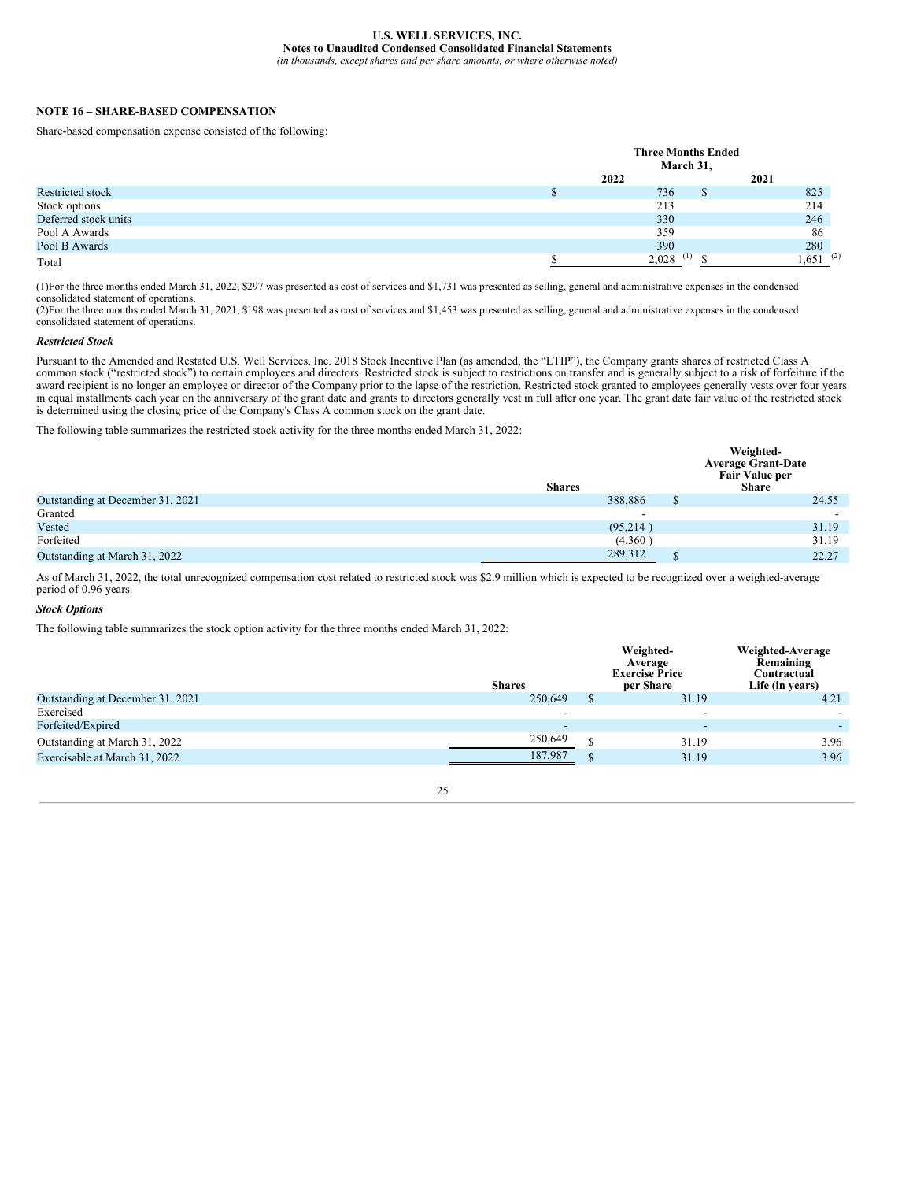## NOTE 16 – SHARE-BASED COMPENSATION

Share-based compensation expense consisted of the following:

| | Three Months Ended March 31, | |
|---|---|---|
| | 2022 | 2021 |
| Restricted stock | $ 736 | $ 825 |
| Stock options | 213 | 214 |
| Deferred stock units | 330 | 246 |
| Pool A Awards | 359 | 86 |
| Pool B Awards | 390 | 280 |
| Total | $ 2,028 (1) | $ 1,651 (2) |

(1)For the three months ended March 31, 2022, $297 was presented as cost of services and $1,731 was presented as selling, general and administrative expenses in the condensed consolidated statement of operations.
(2)For the three months ended March 31, 2021, $198 was presented as cost of services and $1,453 was presented as selling, general and administrative expenses in the condensed consolidated statement of operations.

***Restricted Stock***

Pursuant to the Amended and Restated U.S. Well Services, Inc. 2018 Stock Incentive Plan (as amended, the "LTIP"), the Company grants shares of restricted Class A common stock ("restricted stock") to certain employees and directors. Restricted stock is subject to restrictions on transfer and is generally subject to a risk of forfeiture if the award recipient is no longer an employee or director of the Company prior to the lapse of the restriction. Restricted stock granted to employees generally vests over four years in equal installments each year on the anniversary of the grant date and grants to directors generally vest in full after one year. The grant date fair value of the restricted stock is determined using the closing price of the Company's Class A common stock on the grant date.

The following table summarizes the restricted stock activity for the three months ended March 31, 2022:

| | Shares | Weighted-Average Grant-Date Fair Value per Share |
|---|---|---|
| Outstanding at December 31, 2021 | 388,886 | $ 24.55 |
| Granted | - | - |
| Vested | (95,214 ) | 31.19 |
| Forfeited | (4,360 ) | 31.19 |
| Outstanding at March 31, 2022 | 289,312 | $ 22.27 |

As of March 31, 2022, the total unrecognized compensation cost related to restricted stock was $2.9 million which is expected to be recognized over a weighted-average period of 0.96 years.

***Stock Options***

The following table summarizes the stock option activity for the three months ended March 31, 2022:

| | Shares | Weighted-Average Exercise Price per Share | Weighted-Average Remaining Contractual Life (in years) |
|---|---|---|---|
| Outstanding at December 31, 2021 | 250,649 | $ 31.19 | 4.21 |
| Exercised | - | - | - |
| Forfeited/Expired | - | - | - |
| Outstanding at March 31, 2022 | 250,649 | $ 31.19 | 3.96 |
| Exercisable at March 31, 2022 | 187,987 | $ 31.19 | 3.96 |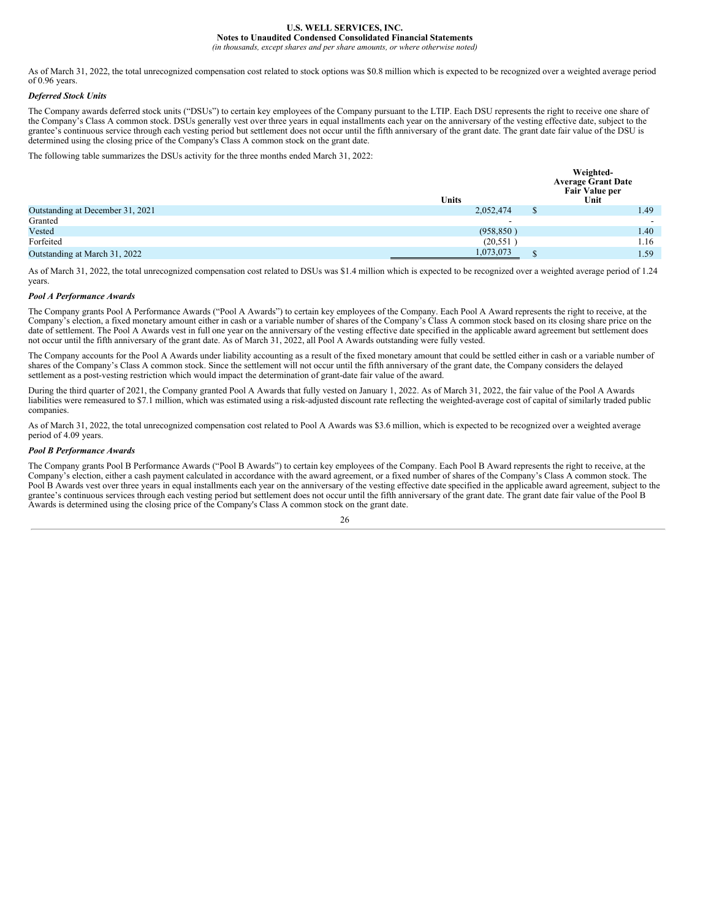As of March 31, 2022, the total unrecognized compensation cost related to stock options was $0.8 million which is expected to be recognized over a weighted average period of 0.96 years.

***Deferred Stock Units***

The Company awards deferred stock units ("DSUs") to certain key employees of the Company pursuant to the LTIP. Each DSU represents the right to receive one share of the Company's Class A common stock. DSUs generally vest over three years in equal installments each year on the anniversary of the vesting effective date, subject to the grantee's continuous service through each vesting period but settlement does not occur until the fifth anniversary of the grant date. The grant date fair value of the DSU is determined using the closing price of the Company's Class A common stock on the grant date.

The following table summarizes the DSUs activity for the three months ended March 31, 2022:

| | Units | Weighted-Average Grant Date Fair Value per Unit |
|---|---|---|
| Outstanding at December 31, 2021 | 2,052,474 | $ 1.49 |
| Granted | - | - |
| Vested | (958,850 ) | 1.40 |
| Forfeited | (20,551 ) | 1.16 |
| Outstanding at March 31, 2022 | 1,073,073 | $ 1.59 |

As of March 31, 2022, the total unrecognized compensation cost related to DSUs was $1.4 million which is expected to be recognized over a weighted average period of 1.24 years.

***Pool A Performance Awards***

The Company grants Pool A Performance Awards ("Pool A Awards") to certain key employees of the Company. Each Pool A Award represents the right to receive, at the Company's election, a fixed monetary amount either in cash or a variable number of shares of the Company's Class A common stock based on its closing share price on the date of settlement. The Pool A Awards vest in full one year on the anniversary of the vesting effective date specified in the applicable award agreement but settlement does not occur until the fifth anniversary of the grant date. As of March 31, 2022, all Pool A Awards outstanding were fully vested.

The Company accounts for the Pool A Awards under liability accounting as a result of the fixed monetary amount that could be settled either in cash or a variable number of shares of the Company's Class A common stock. Since the settlement will not occur until the fifth anniversary of the grant date, the Company considers the delayed settlement as a post-vesting restriction which would impact the determination of grant-date fair value of the award.

During the third quarter of 2021, the Company granted Pool A Awards that fully vested on January 1, 2022. As of March 31, 2022, the fair value of the Pool A Awards liabilities were remeasured to $7.1 million, which was estimated using a risk-adjusted discount rate reflecting the weighted-average cost of capital of similarly traded public companies.

As of March 31, 2022, the total unrecognized compensation cost related to Pool A Awards was $3.6 million, which is expected to be recognized over a weighted average period of 4.09 years.

***Pool B Performance Awards***

The Company grants Pool B Performance Awards ("Pool B Awards") to certain key employees of the Company. Each Pool B Award represents the right to receive, at the Company's election, either a cash payment calculated in accordance with the award agreement, or a fixed number of shares of the Company's Class A common stock. The Pool B Awards vest over three years in equal installments each year on the anniversary of the vesting effective date specified in the applicable award agreement, subject to the grantee's continuous services through each vesting period but settlement does not occur until the fifth anniversary of the grant date. The grant date fair value of the Pool B Awards is determined using the closing price of the Company's Class A common stock on the grant date.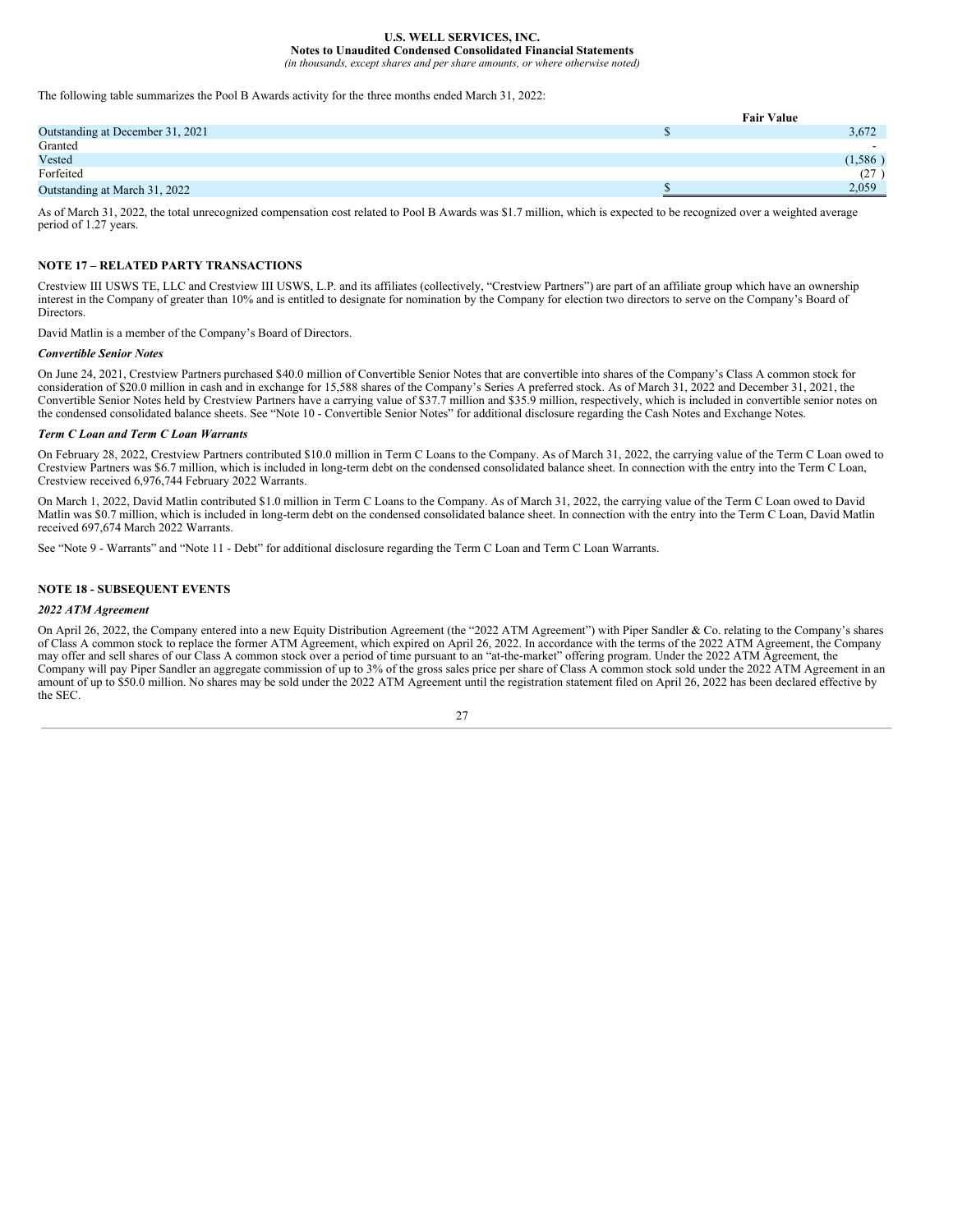The following table summarizes the Pool B Awards activity for the three months ended March 31, 2022:

| | Fair Value |
|---|---|
| Outstanding at December 31, 2021 | $ 3,672 |
| Granted | - |
| Vested | (1,586 ) |
| Forfeited | (27 ) |
| Outstanding at March 31, 2022 | $ 2,059 |

As of March 31, 2022, the total unrecognized compensation cost related to Pool B Awards was $1.7 million, which is expected to be recognized over a weighted average period of 1.27 years.

## NOTE 17 – RELATED PARTY TRANSACTIONS

Crestview III USWS TE, LLC and Crestview III USWS, L.P. and its affiliates (collectively, "Crestview Partners") are part of an affiliate group which have an ownership interest in the Company of greater than 10% and is entitled to designate for nomination by the Company for election two directors to serve on the Company's Board of Directors.

David Matlin is a member of the Company's Board of Directors.

***Convertible Senior Notes***

On June 24, 2021, Crestview Partners purchased $40.0 million of Convertible Senior Notes that are convertible into shares of the Company's Class A common stock for consideration of $20.0 million in cash and in exchange for 15,588 shares of the Company's Series A preferred stock. As of March 31, 2022 and December 31, 2021, the Convertible Senior Notes held by Crestview Partners have a carrying value of $37.7 million and $35.9 million, respectively, which is included in convertible senior notes on the condensed consolidated balance sheets. See "Note 10 - Convertible Senior Notes" for additional disclosure regarding the Cash Notes and Exchange Notes.

***Term C Loan and Term C Loan Warrants***

On February 28, 2022, Crestview Partners contributed $10.0 million in Term C Loans to the Company. As of March 31, 2022, the carrying value of the Term C Loan owed to Crestview Partners was $6.7 million, which is included in long-term debt on the condensed consolidated balance sheet. In connection with the entry into the Term C Loan, Crestview received 6,976,744 February 2022 Warrants.

On March 1, 2022, David Matlin contributed $1.0 million in Term C Loans to the Company. As of March 31, 2022, the carrying value of the Term C Loan owed to David Matlin was $0.7 million, which is included in long-term debt on the condensed consolidated balance sheet. In connection with the entry into the Term C Loan, David Matlin received 697,674 March 2022 Warrants.

See "Note 9 - Warrants" and "Note 11 - Debt" for additional disclosure regarding the Term C Loan and Term C Loan Warrants.

## NOTE 18 - SUBSEQUENT EVENTS

***2022 ATM Agreement***

On April 26, 2022, the Company entered into a new Equity Distribution Agreement (the "2022 ATM Agreement") with Piper Sandler & Co. relating to the Company's shares of Class A common stock to replace the former ATM Agreement, which expired on April 26, 2022. In accordance with the terms of the 2022 ATM Agreement, the Company may offer and sell shares of our Class A common stock over a period of time pursuant to an "at-the-market" offering program. Under the 2022 ATM Agreement, the Company will pay Piper Sandler an aggregate commission of up to 3% of the gross sales price per share of Class A common stock sold under the 2022 ATM Agreement in an amount of up to $50.0 million. No shares may be sold under the 2022 ATM Agreement until the registration statement filed on April 26, 2022 has been declared effective by the SEC.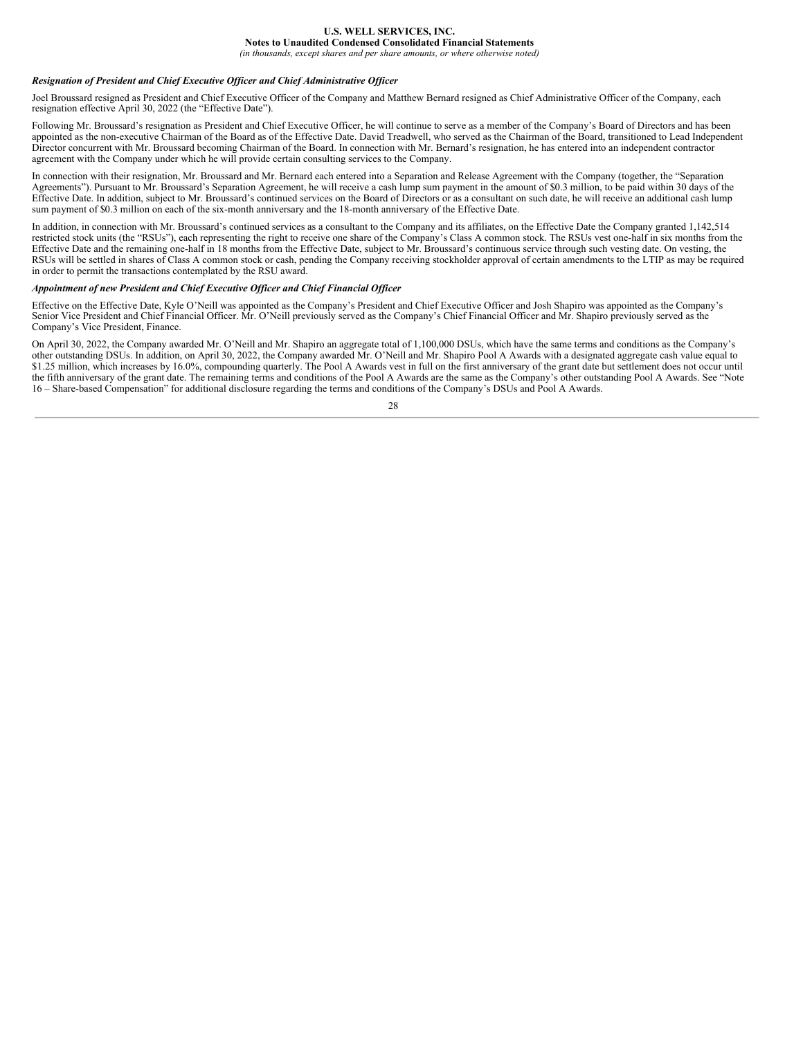***Resignation of President and Chief Executive Officer and Chief Administrative Officer***

Joel Broussard resigned as President and Chief Executive Officer of the Company and Matthew Bernard resigned as Chief Administrative Officer of the Company, each resignation effective April 30, 2022 (the "Effective Date").

Following Mr. Broussard's resignation as President and Chief Executive Officer, he will continue to serve as a member of the Company's Board of Directors and has been appointed as the non-executive Chairman of the Board as of the Effective Date. David Treadwell, who served as the Chairman of the Board, transitioned to Lead Independent Director concurrent with Mr. Broussard becoming Chairman of the Board. In connection with Mr. Bernard's resignation, he has entered into an independent contractor agreement with the Company under which he will provide certain consulting services to the Company.

In connection with their resignation, Mr. Broussard and Mr. Bernard each entered into a Separation and Release Agreement with the Company (together, the "Separation Agreements"). Pursuant to Mr. Broussard's Separation Agreement, he will receive a cash lump sum payment in the amount of $0.3 million, to be paid within 30 days of the Effective Date. In addition, subject to Mr. Broussard's continued services on the Board of Directors or as a consultant on such date, he will receive an additional cash lump sum payment of $0.3 million on each of the six-month anniversary and the 18-month anniversary of the Effective Date.

In addition, in connection with Mr. Broussard's continued services as a consultant to the Company and its affiliates, on the Effective Date the Company granted 1,142,514 restricted stock units (the "RSUs"), each representing the right to receive one share of the Company's Class A common stock. The RSUs vest one-half in six months from the Effective Date and the remaining one-half in 18 months from the Effective Date, subject to Mr. Broussard's continuous service through such vesting date. On vesting, the RSUs will be settled in shares of Class A common stock or cash, pending the Company receiving stockholder approval of certain amendments to the LTIP as may be required in order to permit the transactions contemplated by the RSU award.

***Appointment of new President and Chief Executive Officer and Chief Financial Officer***

Effective on the Effective Date, Kyle O'Neill was appointed as the Company's President and Chief Executive Officer and Josh Shapiro was appointed as the Company's Senior Vice President and Chief Financial Officer. Mr. O'Neill previously served as the Company's Chief Financial Officer and Mr. Shapiro previously served as the Company's Vice President, Finance.

On April 30, 2022, the Company awarded Mr. O'Neill and Mr. Shapiro an aggregate total of 1,100,000 DSUs, which have the same terms and conditions as the Company's other outstanding DSUs. In addition, on April 30, 2022, the Company awarded Mr. O'Neill and Mr. Shapiro Pool A Awards with a designated aggregate cash value equal to $1.25 million, which increases by 16.0%, compounding quarterly. The Pool A Awards vest in full on the first anniversary of the grant date but settlement does not occur until the fifth anniversary of the grant date. The remaining terms and conditions of the Pool A Awards are the same as the Company's other outstanding Pool A Awards. See "Note 16 – Share-based Compensation" for additional disclosure regarding the terms and conditions of the Company's DSUs and Pool A Awards.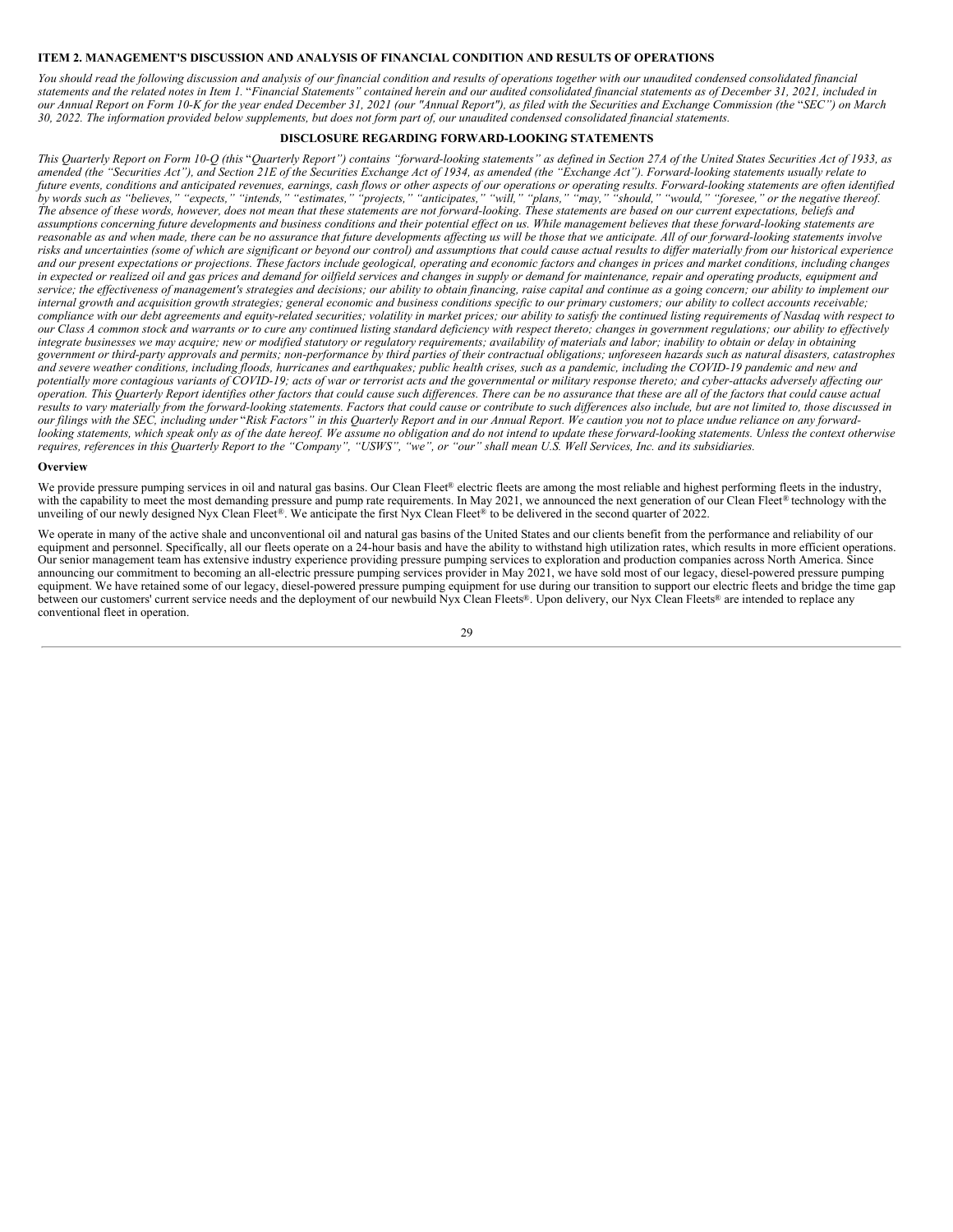## ITEM 2. MANAGEMENT'S DISCUSSION AND ANALYSIS OF FINANCIAL CONDITION AND RESULTS OF OPERATIONS

*You should read the following discussion and analysis of our financial condition and results of operations together with our unaudited condensed consolidated financial statements and the related notes in Item 1.* "*Financial Statements" contained herein and our audited consolidated financial statements as of December 31, 2021, included in our Annual Report on Form 10-K for the year ended December 31, 2021 (our "Annual Report"), as filed with the Securities and Exchange Commission (the* "*SEC") on March 30, 2022. The information provided below supplements, but does not form part of, our unaudited condensed consolidated financial statements.*

### DISCLOSURE REGARDING FORWARD-LOOKING STATEMENTS

*This Quarterly Report on Form 10-Q (this* "*Quarterly Report") contains "forward-looking statements" as defined in Section 27A of the United States Securities Act of 1933, as amended (the "Securities Act"), and Section 21E of the Securities Exchange Act of 1934, as amended (the "Exchange Act"). Forward-looking statements usually relate to future events, conditions and anticipated revenues, earnings, cash flows or other aspects of our operations or operating results. Forward-looking statements are often identified by words such as "believes," "expects," "intends," "estimates," "projects," "anticipates," "will," "plans," "may," "should," "would," "foresee," or the negative thereof. The absence of these words, however, does not mean that these statements are not forward-looking. These statements are based on our current expectations, beliefs and assumptions concerning future developments and business conditions and their potential effect on us. While management believes that these forward-looking statements are reasonable as and when made, there can be no assurance that future developments affecting us will be those that we anticipate. All of our forward-looking statements involve risks and uncertainties (some of which are significant or beyond our control) and assumptions that could cause actual results to differ materially from our historical experience and our present expectations or projections. These factors include geological, operating and economic factors and changes in prices and market conditions, including changes in expected or realized oil and gas prices and demand for oilfield services and changes in supply or demand for maintenance, repair and operating products, equipment and service; the effectiveness of management's strategies and decisions; our ability to obtain financing, raise capital and continue as a going concern; our ability to implement our internal growth and acquisition growth strategies; general economic and business conditions specific to our primary customers; our ability to collect accounts receivable; compliance with our debt agreements and equity-related securities; volatility in market prices; our ability to satisfy the continued listing requirements of Nasdaq with respect to our Class A common stock and warrants or to cure any continued listing standard deficiency with respect thereto; changes in government regulations; our ability to effectively integrate businesses we may acquire; new or modified statutory or regulatory requirements; availability of materials and labor; inability to obtain or delay in obtaining government or third-party approvals and permits; non-performance by third parties of their contractual obligations; unforeseen hazards such as natural disasters, catastrophes and severe weather conditions, including floods, hurricanes and earthquakes; public health crises, such as a pandemic, including the COVID-19 pandemic and new and potentially more contagious variants of COVID-19; acts of war or terrorist acts and the governmental or military response thereto; and cyber-attacks adversely affecting our operation. This Quarterly Report identifies other factors that could cause such differences. There can be no assurance that these are all of the factors that could cause actual results to vary materially from the forward-looking statements. Factors that could cause or contribute to such differences also include, but are not limited to, those discussed in our filings with the SEC, including under* "*Risk Factors" in this Quarterly Report and in our Annual Report. We caution you not to place undue reliance on any forward-looking statements, which speak only as of the date hereof. We assume no obligation and do not intend to update these forward-looking statements. Unless the context otherwise requires, references in this Quarterly Report to the "Company", "USWS", "we", or "our" shall mean U.S. Well Services, Inc. and its subsidiaries.*

### Overview

We provide pressure pumping services in oil and natural gas basins. Our Clean Fleet® electric fleets are among the most reliable and highest performing fleets in the industry, with the capability to meet the most demanding pressure and pump rate requirements. In May 2021, we announced the next generation of our Clean Fleet® technology with the unveiling of our newly designed Nyx Clean Fleet®. We anticipate the first Nyx Clean Fleet® to be delivered in the second quarter of 2022.

We operate in many of the active shale and unconventional oil and natural gas basins of the United States and our clients benefit from the performance and reliability of our equipment and personnel. Specifically, all our fleets operate on a 24-hour basis and have the ability to withstand high utilization rates, which results in more efficient operations. Our senior management team has extensive industry experience providing pressure pumping services to exploration and production companies across North America. Since announcing our commitment to becoming an all-electric pressure pumping services provider in May 2021, we have sold most of our legacy, diesel-powered pressure pumping equipment. We have retained some of our legacy, diesel-powered pressure pumping equipment for use during our transition to support our electric fleets and bridge the time gap between our customers' current service needs and the deployment of our newbuild Nyx Clean Fleets®. Upon delivery, our Nyx Clean Fleets® are intended to replace any conventional fleet in operation.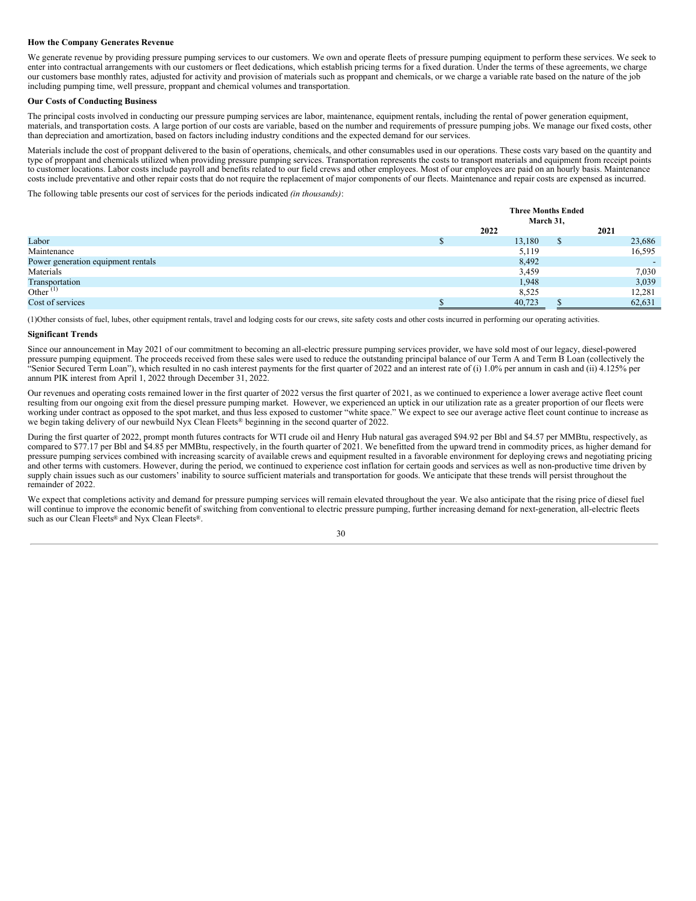**How the Company Generates Revenue**

We generate revenue by providing pressure pumping services to our customers. We own and operate fleets of pressure pumping equipment to perform these services. We seek to enter into contractual arrangements with our customers or fleet dedications, which establish pricing terms for a fixed duration. Under the terms of these agreements, we charge our customers base monthly rates, adjusted for activity and provision of materials such as proppant and chemicals, or we charge a variable rate based on the nature of the job including pumping time, well pressure, proppant and chemical volumes and transportation.

**Our Costs of Conducting Business**

The principal costs involved in conducting our pressure pumping services are labor, maintenance, equipment rentals, including the rental of power generation equipment, materials, and transportation costs. A large portion of our costs are variable, based on the number and requirements of pressure pumping jobs. We manage our fixed costs, other than depreciation and amortization, based on factors including industry conditions and the expected demand for our services.

Materials include the cost of proppant delivered to the basin of operations, chemicals, and other consumables used in our operations. These costs vary based on the quantity and type of proppant and chemicals utilized when providing pressure pumping services. Transportation represents the costs to transport materials and equipment from receipt points to customer locations. Labor costs include payroll and benefits related to our field crews and other employees. Most of our employees are paid on an hourly basis. Maintenance costs include preventative and other repair costs that do not require the replacement of major components of our fleets. Maintenance and repair costs are expensed as incurred.

The following table presents our cost of services for the periods indicated *(in thousands)*:

| | Three Months Ended March 31, | |
|---|---|---|
| | 2022 | 2021 |
| Labor | $ 13,180 | $ 23,686 |
| Maintenance | 5,119 | 16,595 |
| Power generation equipment rentals | 8,492 | - |
| Materials | 3,459 | 7,030 |
| Transportation | 1,948 | 3,039 |
| Other [(1)] | 8,525 | 12,281 |
| Cost of services | $ 40,723 | $ 62,631 |

(1)Other consists of fuel, lubes, other equipment rentals, travel and lodging costs for our crews, site safety costs and other costs incurred in performing our operating activities.

**Significant Trends**

Since our announcement in May 2021 of our commitment to becoming an all-electric pressure pumping services provider, we have sold most of our legacy, diesel-powered pressure pumping equipment. The proceeds received from these sales were used to reduce the outstanding principal balance of our Term A and Term B Loan (collectively the "Senior Secured Term Loan"), which resulted in no cash interest payments for the first quarter of 2022 and an interest rate of (i) 1.0% per annum in cash and (ii) 4.125% per annum PIK interest from April 1, 2022 through December 31, 2022.

Our revenues and operating costs remained lower in the first quarter of 2022 versus the first quarter of 2021, as we continued to experience a lower average active fleet count resulting from our ongoing exit from the diesel pressure pumping market. However, we experienced an uptick in our utilization rate as a greater proportion of our fleets were working under contract as opposed to the spot market, and thus less exposed to customer "white space." We expect to see our average active fleet count continue to increase as we begin taking delivery of our newbuild Nyx Clean Fleets® beginning in the second quarter of 2022.

During the first quarter of 2022, prompt month futures contracts for WTI crude oil and Henry Hub natural gas averaged $94.92 per Bbl and $4.57 per MMBtu, respectively, as compared to $77.17 per Bbl and $4.85 per MMBtu, respectively, in the fourth quarter of 2021. We benefitted from the upward trend in commodity prices, as higher demand for pressure pumping services combined with increasing scarcity of available crews and equipment resulted in a favorable environment for deploying crews and negotiating pricing and other terms with customers. However, during the period, we continued to experience cost inflation for certain goods and services as well as non-productive time driven by supply chain issues such as our customers' inability to source sufficient materials and transportation for goods. We anticipate that these trends will persist throughout the remainder of 2022.

We expect that completions activity and demand for pressure pumping services will remain elevated throughout the year. We also anticipate that the rising price of diesel fuel will continue to improve the economic benefit of switching from conventional to electric pressure pumping, further increasing demand for next-generation, all-electric fleets such as our Clean Fleets® and Nyx Clean Fleets®.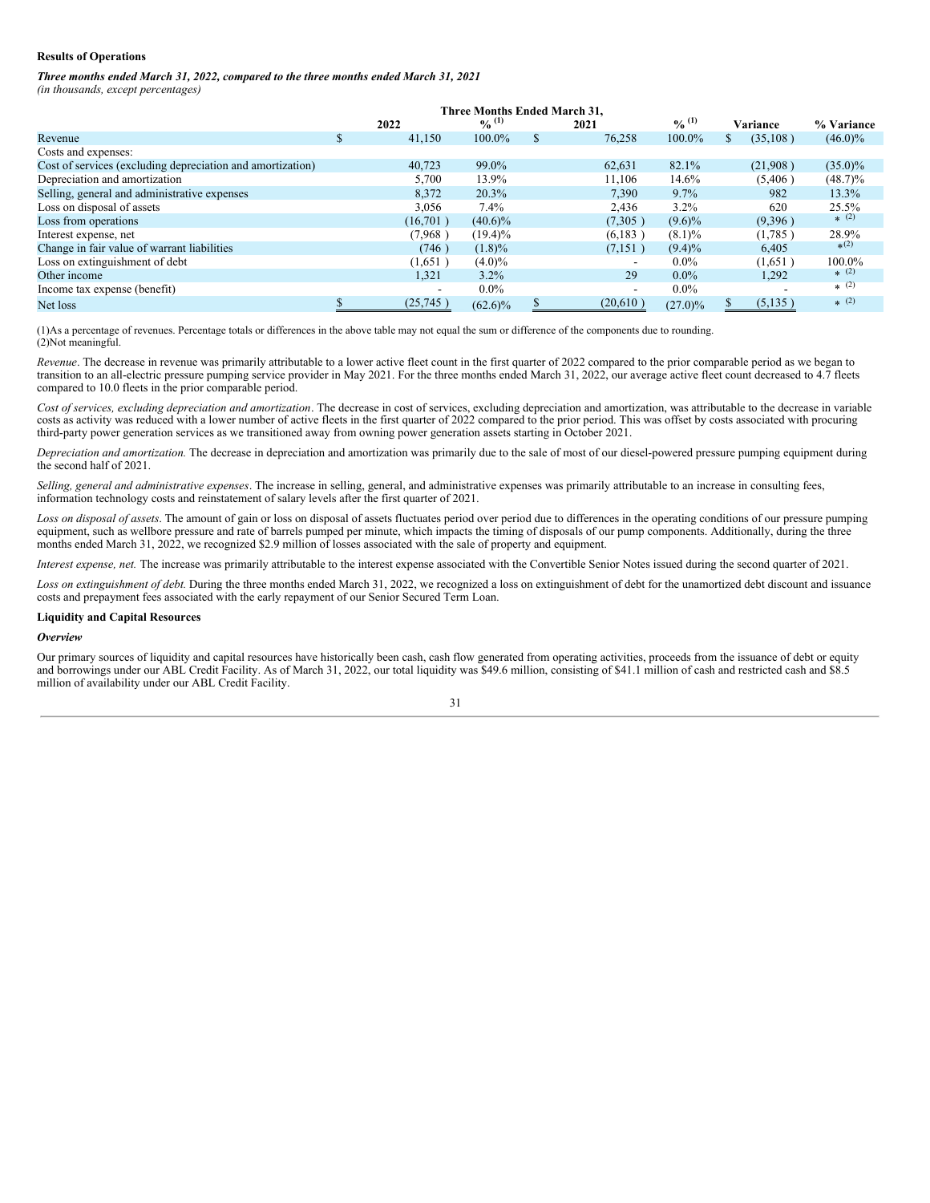**Results of Operations**

***Three months ended March 31, 2022, compared to the three months ended March 31, 2021***
*(in thousands, except percentages)*

| | Three Months Ended March 31, | | | | | |
|---|---|---|---|---|---|---|
| | 2022 | % (1) | 2021 | % (1) | Variance | % Variance |
| Revenue | $ 41,150 | 100.0% | $ 76,258 | 100.0% | $ (35,108) | (46.0)% |
| Costs and expenses: | | | | | | |
| Cost of services (excluding depreciation and amortization) | 40,723 | 99.0% | 62,631 | 82.1% | (21,908) | (35.0)% |
| Depreciation and amortization | 5,700 | 13.9% | 11,106 | 14.6% | (5,406) | (48.7)% |
| Selling, general and administrative expenses | 8,372 | 20.3% | 7,390 | 9.7% | 982 | 13.3% |
| Loss on disposal of assets | 3,056 | 7.4% | 2,436 | 3.2% | 620 | 25.5% |
| Loss from operations | (16,701) | (40.6)% | (7,305) | (9.6)% | (9,396) | * (2) |
| Interest expense, net | (7,968) | (19.4)% | (6,183) | (8.1)% | (1,785) | 28.9% |
| Change in fair value of warrant liabilities | (746) | (1.8)% | (7,151) | (9.4)% | 6,405 | * (2) |
| Loss on extinguishment of debt | (1,651) | (4.0)% | - | 0.0% | (1,651) | 100.0% |
| Other income | 1,321 | 3.2% | 29 | 0.0% | 1,292 | * (2) |
| Income tax expense (benefit) | - | 0.0% | - | 0.0% | - | * (2) |
| Net loss | $ (25,745) | (62.6)% | $ (20,610) | (27.0)% | $ (5,135) | * (2) |

(1)As a percentage of revenues. Percentage totals or differences in the above table may not equal the sum or difference of the components due to rounding.
(2)Not meaningful.

*Revenue*. The decrease in revenue was primarily attributable to a lower active fleet count in the first quarter of 2022 compared to the prior comparable period as we began to transition to an all-electric pressure pumping service provider in May 2021. For the three months ended March 31, 2022, our average active fleet count decreased to 4.7 fleets compared to 10.0 fleets in the prior comparable period.

*Cost of services, excluding depreciation and amortization*. The decrease in cost of services, excluding depreciation and amortization, was attributable to the decrease in variable costs as activity was reduced with a lower number of active fleets in the first quarter of 2022 compared to the prior period. This was offset by costs associated with procuring third-party power generation services as we transitioned away from owning power generation assets starting in October 2021.

*Depreciation and amortization.* The decrease in depreciation and amortization was primarily due to the sale of most of our diesel-powered pressure pumping equipment during the second half of 2021.

*Selling, general and administrative expenses*. The increase in selling, general, and administrative expenses was primarily attributable to an increase in consulting fees, information technology costs and reinstatement of salary levels after the first quarter of 2021.

*Loss on disposal of assets*. The amount of gain or loss on disposal of assets fluctuates period over period due to differences in the operating conditions of our pressure pumping equipment, such as wellbore pressure and rate of barrels pumped per minute, which impacts the timing of disposals of our pump components. Additionally, during the three months ended March 31, 2022, we recognized $2.9 million of losses associated with the sale of property and equipment.

*Interest expense, net.* The increase was primarily attributable to the interest expense associated with the Convertible Senior Notes issued during the second quarter of 2021.

*Loss on extinguishment of debt.* During the three months ended March 31, 2022, we recognized a loss on extinguishment of debt for the unamortized debt discount and issuance costs and prepayment fees associated with the early repayment of our Senior Secured Term Loan.

**Liquidity and Capital Resources**

***Overview***

Our primary sources of liquidity and capital resources have historically been cash, cash flow generated from operating activities, proceeds from the issuance of debt or equity and borrowings under our ABL Credit Facility. As of March 31, 2022, our total liquidity was $49.6 million, consisting of $41.1 million of cash and restricted cash and $8.5 million of availability under our ABL Credit Facility.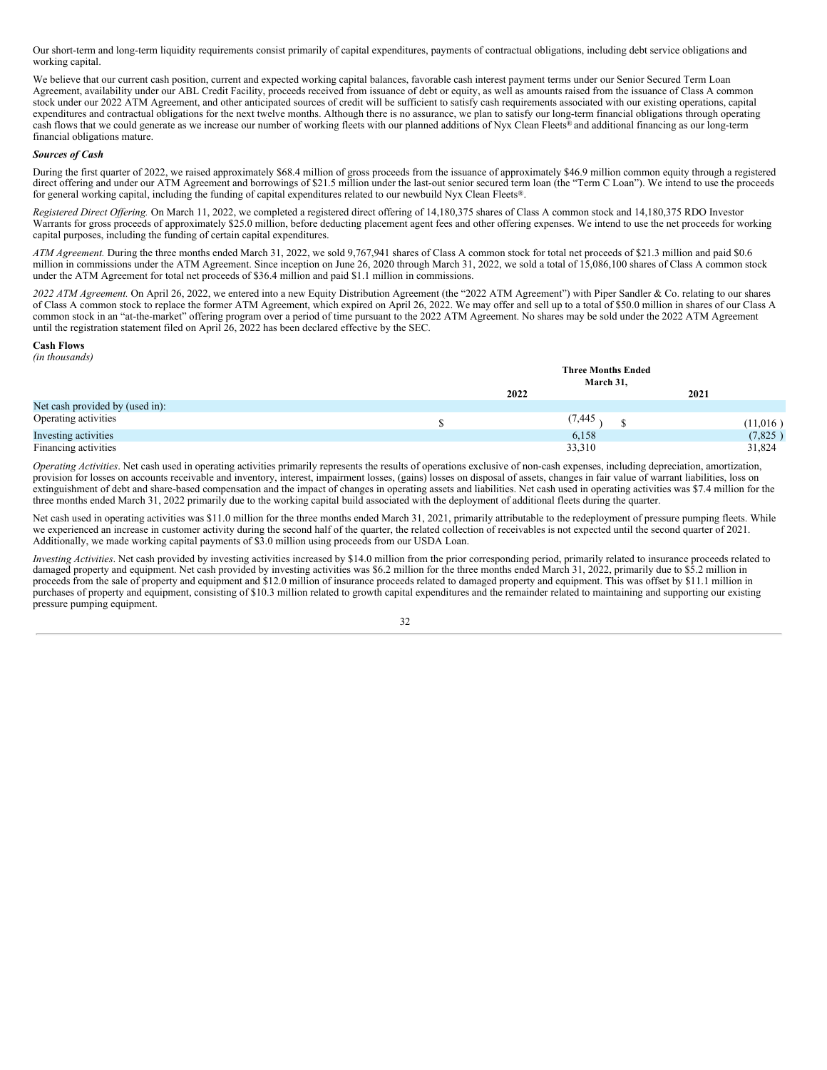Our short-term and long-term liquidity requirements consist primarily of capital expenditures, payments of contractual obligations, including debt service obligations and working capital.

We believe that our current cash position, current and expected working capital balances, favorable cash interest payment terms under our Senior Secured Term Loan Agreement, availability under our ABL Credit Facility, proceeds received from issuance of debt or equity, as well as amounts raised from the issuance of Class A common stock under our 2022 ATM Agreement, and other anticipated sources of credit will be sufficient to satisfy cash requirements associated with our existing operations, capital expenditures and contractual obligations for the next twelve months. Although there is no assurance, we plan to satisfy our long-term financial obligations through operating cash flows that we could generate as we increase our number of working fleets with our planned additions of Nyx Clean Fleets® and additional financing as our long-term financial obligations mature.

***Sources of Cash***

During the first quarter of 2022, we raised approximately $68.4 million of gross proceeds from the issuance of approximately $46.9 million common equity through a registered direct offering and under our ATM Agreement and borrowings of $21.5 million under the last-out senior secured term loan (the "Term C Loan"). We intend to use the proceeds for general working capital, including the funding of capital expenditures related to our newbuild Nyx Clean Fleets®.

*Registered Direct Offering.* On March 11, 2022, we completed a registered direct offering of 14,180,375 shares of Class A common stock and 14,180,375 RDO Investor Warrants for gross proceeds of approximately $25.0 million, before deducting placement agent fees and other offering expenses. We intend to use the net proceeds for working capital purposes, including the funding of certain capital expenditures.

*ATM Agreement.* During the three months ended March 31, 2022, we sold 9,767,941 shares of Class A common stock for total net proceeds of $21.3 million and paid $0.6 million in commissions under the ATM Agreement. Since inception on June 26, 2020 through March 31, 2022, we sold a total of 15,086,100 shares of Class A common stock under the ATM Agreement for total net proceeds of $36.4 million and paid $1.1 million in commissions.

*2022 ATM Agreement.* On April 26, 2022, we entered into a new Equity Distribution Agreement (the "2022 ATM Agreement") with Piper Sandler & Co. relating to our shares of Class A common stock to replace the former ATM Agreement, which expired on April 26, 2022. We may offer and sell up to a total of $50.0 million in shares of our Class A common stock in an "at-the-market" offering program over a period of time pursuant to the 2022 ATM Agreement. No shares may be sold under the 2022 ATM Agreement until the registration statement filed on April 26, 2022 has been declared effective by the SEC.

**Cash Flows**
*(in thousands)*

| | Three Months Ended March 31, | |
|---|---|---|
| | 2022 | 2021 |
| Net cash provided by (used in): | | |
| Operating activities | $ (7,445) | $ (11,016) |
| Investing activities | 6,158 | (7,825) |
| Financing activities | 33,310 | 31,824 |

*Operating Activities*. Net cash used in operating activities primarily represents the results of operations exclusive of non-cash expenses, including depreciation, amortization, provision for losses on accounts receivable and inventory, interest, impairment losses, (gains) losses on disposal of assets, changes in fair value of warrant liabilities, loss on extinguishment of debt and share-based compensation and the impact of changes in operating assets and liabilities. Net cash used in operating activities was $7.4 million for the three months ended March 31, 2022 primarily due to the working capital build associated with the deployment of additional fleets during the quarter.

Net cash used in operating activities was $11.0 million for the three months ended March 31, 2021, primarily attributable to the redeployment of pressure pumping fleets. While we experienced an increase in customer activity during the second half of the quarter, the related collection of receivables is not expected until the second quarter of 2021. Additionally, we made working capital payments of $3.0 million using proceeds from our USDA Loan.

*Investing Activities*. Net cash provided by investing activities increased by $14.0 million from the prior corresponding period, primarily related to insurance proceeds related to damaged property and equipment. Net cash provided by investing activities was $6.2 million for the three months ended March 31, 2022, primarily due to $5.2 million in proceeds from the sale of property and equipment and $12.0 million of insurance proceeds related to damaged property and equipment. This was offset by $11.1 million in purchases of property and equipment, consisting of $10.3 million related to growth capital expenditures and the remainder related to maintaining and supporting our existing pressure pumping equipment.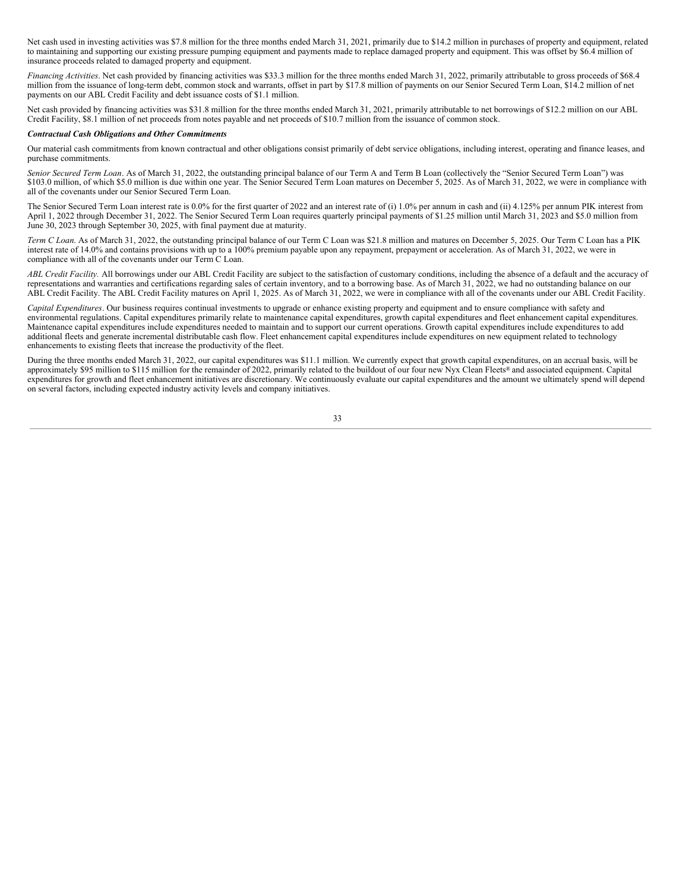Net cash used in investing activities was $7.8 million for the three months ended March 31, 2021, primarily due to $14.2 million in purchases of property and equipment, related to maintaining and supporting our existing pressure pumping equipment and payments made to replace damaged property and equipment. This was offset by $6.4 million of insurance proceeds related to damaged property and equipment.

*Financing Activities*. Net cash provided by financing activities was $33.3 million for the three months ended March 31, 2022, primarily attributable to gross proceeds of $68.4 million from the issuance of long-term debt, common stock and warrants, offset in part by $17.8 million of payments on our Senior Secured Term Loan, $14.2 million of net payments on our ABL Credit Facility and debt issuance costs of $1.1 million.

Net cash provided by financing activities was $31.8 million for the three months ended March 31, 2021, primarily attributable to net borrowings of $12.2 million on our ABL Credit Facility, $8.1 million of net proceeds from notes payable and net proceeds of $10.7 million from the issuance of common stock.

***Contractual Cash Obligations and Other Commitments***

Our material cash commitments from known contractual and other obligations consist primarily of debt service obligations, including interest, operating and finance leases, and purchase commitments.

*Senior Secured Term Loan*. As of March 31, 2022, the outstanding principal balance of our Term A and Term B Loan (collectively the "Senior Secured Term Loan") was $103.0 million, of which $5.0 million is due within one year. The Senior Secured Term Loan matures on December 5, 2025. As of March 31, 2022, we were in compliance with all of the covenants under our Senior Secured Term Loan.

The Senior Secured Term Loan interest rate is 0.0% for the first quarter of 2022 and an interest rate of (i) 1.0% per annum in cash and (ii) 4.125% per annum PIK interest from April 1, 2022 through December 31, 2022. The Senior Secured Term Loan requires quarterly principal payments of $1.25 million until March 31, 2023 and $5.0 million from June 30, 2023 through September 30, 2025, with final payment due at maturity.

*Term C Loan*. As of March 31, 2022, the outstanding principal balance of our Term C Loan was $21.8 million and matures on December 5, 2025. Our Term C Loan has a PIK interest rate of 14.0% and contains provisions with up to a 100% premium payable upon any repayment, prepayment or acceleration. As of March 31, 2022, we were in compliance with all of the covenants under our Term C Loan.

*ABL Credit Facility.* All borrowings under our ABL Credit Facility are subject to the satisfaction of customary conditions, including the absence of a default and the accuracy of representations and warranties and certifications regarding sales of certain inventory, and to a borrowing base. As of March 31, 2022, we had no outstanding balance on our ABL Credit Facility. The ABL Credit Facility matures on April 1, 2025. As of March 31, 2022, we were in compliance with all of the covenants under our ABL Credit Facility.

*Capital Expenditures*. Our business requires continual investments to upgrade or enhance existing property and equipment and to ensure compliance with safety and environmental regulations. Capital expenditures primarily relate to maintenance capital expenditures, growth capital expenditures and fleet enhancement capital expenditures. Maintenance capital expenditures include expenditures needed to maintain and to support our current operations. Growth capital expenditures include expenditures to add additional fleets and generate incremental distributable cash flow. Fleet enhancement capital expenditures include expenditures on new equipment related to technology enhancements to existing fleets that increase the productivity of the fleet.

During the three months ended March 31, 2022, our capital expenditures was $11.1 million. We currently expect that growth capital expenditures, on an accrual basis, will be approximately $95 million to $115 million for the remainder of 2022, primarily related to the buildout of our four new Nyx Clean Fleets® and associated equipment. Capital expenditures for growth and fleet enhancement initiatives are discretionary. We continuously evaluate our capital expenditures and the amount we ultimately spend will depend on several factors, including expected industry activity levels and company initiatives.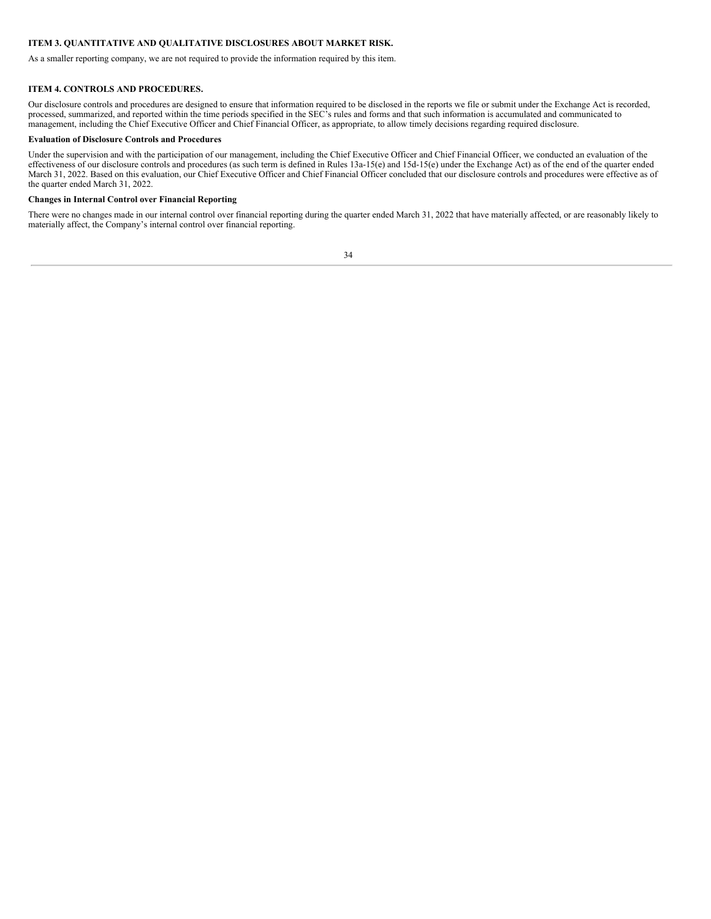## ITEM 3. QUANTITATIVE AND QUALITATIVE DISCLOSURES ABOUT MARKET RISK.

As a smaller reporting company, we are not required to provide the information required by this item.

## ITEM 4. CONTROLS AND PROCEDURES.

Our disclosure controls and procedures are designed to ensure that information required to be disclosed in the reports we file or submit under the Exchange Act is recorded, processed, summarized, and reported within the time periods specified in the SEC's rules and forms and that such information is accumulated and communicated to management, including the Chief Executive Officer and Chief Financial Officer, as appropriate, to allow timely decisions regarding required disclosure.

**Evaluation of Disclosure Controls and Procedures**

Under the supervision and with the participation of our management, including the Chief Executive Officer and Chief Financial Officer, we conducted an evaluation of the effectiveness of our disclosure controls and procedures (as such term is defined in Rules 13a-15(e) and 15d-15(e) under the Exchange Act) as of the end of the quarter ended March 31, 2022. Based on this evaluation, our Chief Executive Officer and Chief Financial Officer concluded that our disclosure controls and procedures were effective as of the quarter ended March 31, 2022.

**Changes in Internal Control over Financial Reporting**

There were no changes made in our internal control over financial reporting during the quarter ended March 31, 2022 that have materially affected, or are reasonably likely to materially affect, the Company's internal control over financial reporting.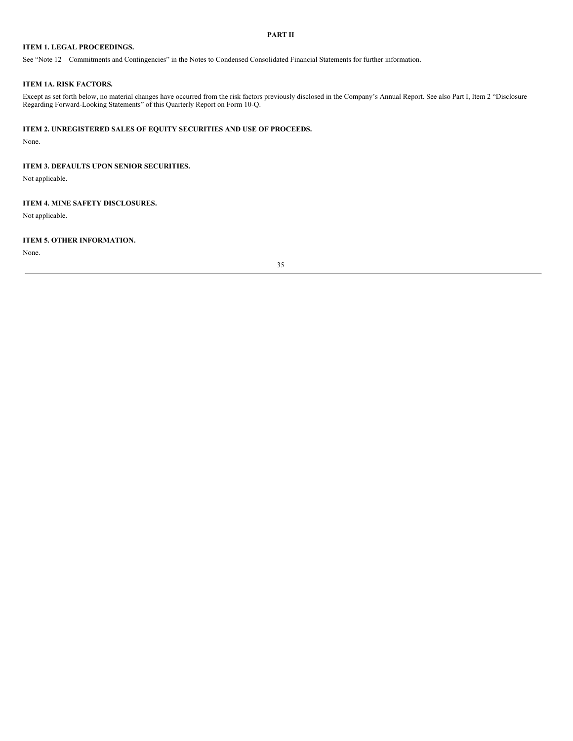## PART II

### ITEM 1. LEGAL PROCEEDINGS.

See "Note 12 – Commitments and Contingencies" in the Notes to Condensed Consolidated Financial Statements for further information.

### ITEM 1A. RISK FACTORS.

Except as set forth below, no material changes have occurred from the risk factors previously disclosed in the Company's Annual Report. See also Part I, Item 2 "Disclosure Regarding Forward-Looking Statements" of this Quarterly Report on Form 10-Q.

### ITEM 2. UNREGISTERED SALES OF EQUITY SECURITIES AND USE OF PROCEEDS.

None.

### ITEM 3. DEFAULTS UPON SENIOR SECURITIES.

Not applicable.

### ITEM 4. MINE SAFETY DISCLOSURES.

Not applicable.

### ITEM 5. OTHER INFORMATION.

None.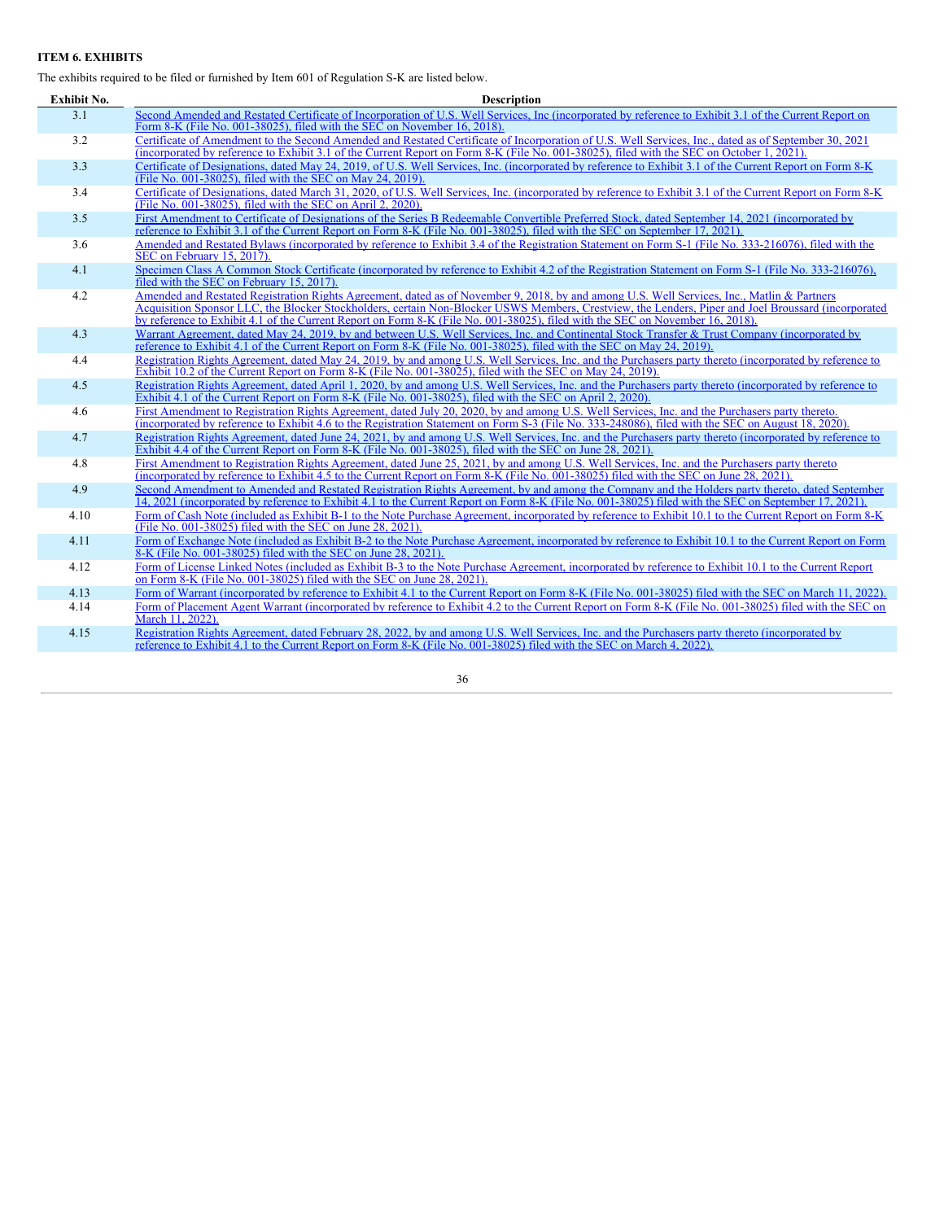**ITEM 6. EXHIBITS**

The exhibits required to be filed or furnished by Item 601 of Regulation S-K are listed below.

| Exhibit No. | Description |
|---|---|
| 3.1 | Second Amended and Restated Certificate of Incorporation of U.S. Well Services, Inc (incorporated by reference to Exhibit 3.1 of the Current Report on Form 8-K (File No. 001-38025), filed with the SEC on November 16, 2018). |
| 3.2 | Certificate of Amendment to the Second Amended and Restated Certificate of Incorporation of U.S. Well Services, Inc., dated as of September 30, 2021 (incorporated by reference to Exhibit 3.1 of the Current Report on Form 8-K (File No. 001-38025), filed with the SEC on October 1, 2021). |
| 3.3 | Certificate of Designations, dated May 24, 2019, of U.S. Well Services, Inc. (incorporated by reference to Exhibit 3.1 of the Current Report on Form 8-K (File No. 001-38025), filed with the SEC on May 24, 2019). |
| 3.4 | Certificate of Designations, dated March 31, 2020, of U.S. Well Services, Inc. (incorporated by reference to Exhibit 3.1 of the Current Report on Form 8-K (File No. 001-38025), filed with the SEC on April 2, 2020). |
| 3.5 | First Amendment to Certificate of Designations of the Series B Redeemable Convertible Preferred Stock, dated September 14, 2021 (incorporated by reference to Exhibit 3.1 of the Current Report on Form 8-K (File No. 001-38025), filed with the SEC on September 17, 2021). |
| 3.6 | Amended and Restated Bylaws (incorporated by reference to Exhibit 3.4 of the Registration Statement on Form S-1 (File No. 333-216076), filed with the SEC on February 15, 2017). |
| 4.1 | Specimen Class A Common Stock Certificate (incorporated by reference to Exhibit 4.2 of the Registration Statement on Form S-1 (File No. 333-216076), filed with the SEC on February 15, 2017). |
| 4.2 | Amended and Restated Registration Rights Agreement, dated as of November 9, 2018, by and among U.S. Well Services, Inc., Matlin & Partners Acquisition Sponsor LLC, the Blocker Stockholders, certain Non-Blocker USWS Members, Crestview, the Lenders, Piper and Joel Broussard (incorporated by reference to Exhibit 4.1 of the Current Report on Form 8-K (File No. 001-38025), filed with the SEC on November 16, 2018). |
| 4.3 | Warrant Agreement, dated May 24, 2019, by and between U.S. Well Services, Inc. and Continental Stock Transfer & Trust Company (incorporated by reference to Exhibit 4.1 of the Current Report on Form 8-K (File No. 001-38025), filed with the SEC on May 24, 2019). |
| 4.4 | Registration Rights Agreement, dated May 24, 2019, by and among U.S. Well Services, Inc. and the Purchasers party thereto (incorporated by reference to Exhibit 10.2 of the Current Report on Form 8-K (File No. 001-38025), filed with the SEC on May 24, 2019). |
| 4.5 | Registration Rights Agreement, dated April 1, 2020, by and among U.S. Well Services, Inc. and the Purchasers party thereto (incorporated by reference to Exhibit 4.1 of the Current Report on Form 8-K (File No. 001-38025), filed with the SEC on April 2, 2020). |
| 4.6 | First Amendment to Registration Rights Agreement, dated July 20, 2020, by and among U.S. Well Services, Inc. and the Purchasers party thereto. (incorporated by reference to Exhibit 4.6 to the Registration Statement on Form S-3 (File No. 333-248086), filed with the SEC on August 18, 2020). |
| 4.7 | Registration Rights Agreement, dated June 24, 2021, by and among U.S. Well Services, Inc. and the Purchasers party thereto (incorporated by reference to Exhibit 4.4 of the Current Report on Form 8-K (File No. 001-38025), filed with the SEC on June 28, 2021). |
| 4.8 | First Amendment to Registration Rights Agreement, dated June 25, 2021, by and among U.S. Well Services, Inc. and the Purchasers party thereto (incorporated by reference to Exhibit 4.5 to the Current Report on Form 8-K (File No. 001-38025) filed with the SEC on June 28, 2021). |
| 4.9 | Second Amendment to Amended and Restated Registration Rights Agreement, by and among the Company and the Holders party thereto, dated September 14, 2021 (incorporated by reference to Exhibit 4.1 to the Current Report on Form 8-K (File No. 001-38025) filed with the SEC on September 17, 2021). |
| 4.10 | Form of Cash Note (included as Exhibit B-1 to the Note Purchase Agreement, incorporated by reference to Exhibit 10.1 to the Current Report on Form 8-K (File No. 001-38025) filed with the SEC on June 28, 2021). |
| 4.11 | Form of Exchange Note (included as Exhibit B-2 to the Note Purchase Agreement, incorporated by reference to Exhibit 10.1 to the Current Report on Form 8-K (File No. 001-38025) filed with the SEC on June 28, 2021). |
| 4.12 | Form of License Linked Notes (included as Exhibit B-3 to the Note Purchase Agreement, incorporated by reference to Exhibit 10.1 to the Current Report on Form 8-K (File No. 001-38025) filed with the SEC on June 28, 2021). |
| 4.13 | Form of Warrant (incorporated by reference to Exhibit 4.1 to the Current Report on Form 8-K (File No. 001-38025) filed with the SEC on March 11, 2022). |
| 4.14 | Form of Placement Agent Warrant (incorporated by reference to Exhibit 4.2 to the Current Report on Form 8-K (File No. 001-38025) filed with the SEC on March 11, 2022). |
| 4.15 | Registration Rights Agreement, dated February 28, 2022, by and among U.S. Well Services, Inc. and the Purchasers party thereto (incorporated by reference to Exhibit 4.1 to the Current Report on Form 8-K (File No. 001-38025) filed with the SEC on March 4, 2022). |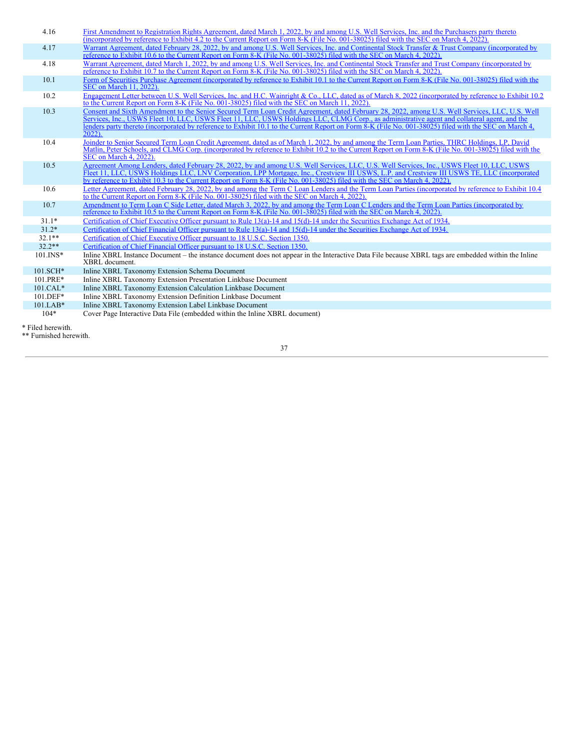| | |
|---|---|
| 4.16 | First Amendment to Registration Rights Agreement, dated March 1, 2022, by and among U.S. Well Services, Inc. and the Purchasers party thereto (incorporated by reference to Exhibit 4.2 to the Current Report on Form 8-K (File No. 001-38025) filed with the SEC on March 4, 2022). |
| 4.17 | Warrant Agreement, dated February 28, 2022, by and among U.S. Well Services, Inc. and Continental Stock Transfer & Trust Company (incorporated by reference to Exhibit 10.6 to the Current Report on Form 8-K (File No. 001-38025) filed with the SEC on March 4, 2022). |
| 4.18 | Warrant Agreement, dated March 1, 2022, by and among U.S. Well Services, Inc. and Continental Stock Transfer and Trust Company (incorporated by reference to Exhibit 10.7 to the Current Report on Form 8-K (File No. 001-38025) filed with the SEC on March 4, 2022). |
| 10.1 | Form of Securities Purchase Agreement (incorporated by reference to Exhibit 10.1 to the Current Report on Form 8-K (File No. 001-38025) filed with the SEC on March 11, 2022). |
| 10.2 | Engagement Letter between U.S. Well Services, Inc. and H.C. Wainright & Co., LLC, dated as of March 8, 2022 (incorporated by reference to Exhibit 10.2 to the Current Report on Form 8-K (File No. 001-38025) filed with the SEC on March 11, 2022). |
| 10.3 | Consent and Sixth Amendment to the Senior Secured Term Loan Credit Agreement, dated February 28, 2022, among U.S. Well Services, LLC, U.S. Well Services, Inc., USWS Fleet 10, LLC, USWS Fleet 11, LLC, USWS Holdings LLC, CLMG Corp., as administrative agent and collateral agent, and the lenders party thereto (incorporated by reference to Exhibit 10.1 to the Current Report on Form 8-K (File No. 001-38025) filed with the SEC on March 4, 2022). |
| 10.4 | Joinder to Senior Secured Term Loan Credit Agreement, dated as of March 1, 2022, by and among the Term Loan Parties, THRC Holdings, LP, David Matlin, Peter Schoels, and CLMG Corp. (incorporated by reference to Exhibit 10.2 to the Current Report on Form 8-K (File No. 001-38025) filed with the SEC on March 4, 2022). |
| 10.5 | Agreement Among Lenders, dated February 28, 2022, by and among U.S. Well Services, LLC, U.S. Well Services, Inc., USWS Fleet 10, LLC, USWS Fleet 11, LLC, USWS Holdings LLC, LNV Corporation, LPP Mortgage, Inc., Crestview III USWS, L.P. and Crestview III USWS TE, LLC (incorporated by reference to Exhibit 10.3 to the Current Report on Form 8-K (File No. 001-38025) filed with the SEC on March 4, 2022). |
| 10.6 | Letter Agreement, dated February 28, 2022, by and among the Term C Loan Lenders and the Term Loan Parties (incorporated by reference to Exhibit 10.4 to the Current Report on Form 8-K (File No. 001-38025) filed with the SEC on March 4, 2022). |
| 10.7 | Amendment to Term Loan C Side Letter, dated March 3, 2022, by and among the Term Loan C Lenders and the Term Loan Parties (incorporated by reference to Exhibit 10.5 to the Current Report on Form 8-K (File No. 001-38025) filed with the SEC on March 4, 2022). |
| 31.1* | Certification of Chief Executive Officer pursuant to Rule 13(a)-14 and 15(d)-14 under the Securities Exchange Act of 1934. |
| 31.2* | Certification of Chief Financial Officer pursuant to Rule 13(a)-14 and 15(d)-14 under the Securities Exchange Act of 1934. |
| 32.1** | Certification of Chief Executive Officer pursuant to 18 U.S.C. Section 1350. |
| 32.2** | Certification of Chief Financial Officer pursuant to 18 U.S.C. Section 1350. |
| 101.INS* | Inline XBRL Instance Document – the instance document does not appear in the Interactive Data File because XBRL tags are embedded within the Inline XBRL document. |
| 101.SCH* | Inline XBRL Taxonomy Extension Schema Document |
| 101.PRE* | Inline XBRL Taxonomy Extension Presentation Linkbase Document |
| 101.CAL* | Inline XBRL Taxonomy Extension Calculation Linkbase Document |
| 101.DEF* | Inline XBRL Taxonomy Extension Definition Linkbase Document |
| 101.LAB* | Inline XBRL Taxonomy Extension Label Linkbase Document |
| 104* | Cover Page Interactive Data File (embedded within the Inline XBRL document) |

* Filed herewith.

** Furnished herewith.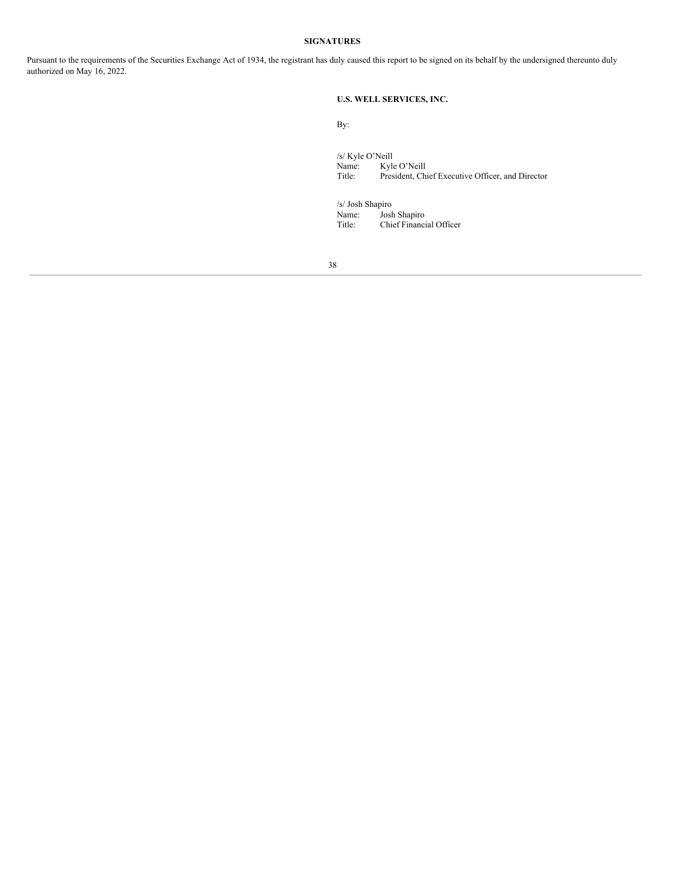**SIGNATURES**

Pursuant to the requirements of the Securities Exchange Act of 1934, the registrant has duly caused this report to be signed on its behalf by the undersigned thereunto duly authorized on May 16, 2022.

**U.S. WELL SERVICES, INC.**

By:

/s/ Kyle O'Neill
Name: Kyle O'Neill
Title: President, Chief Executive Officer, and Director

/s/ Josh Shapiro
Name: Josh Shapiro
Title: Chief Financial Officer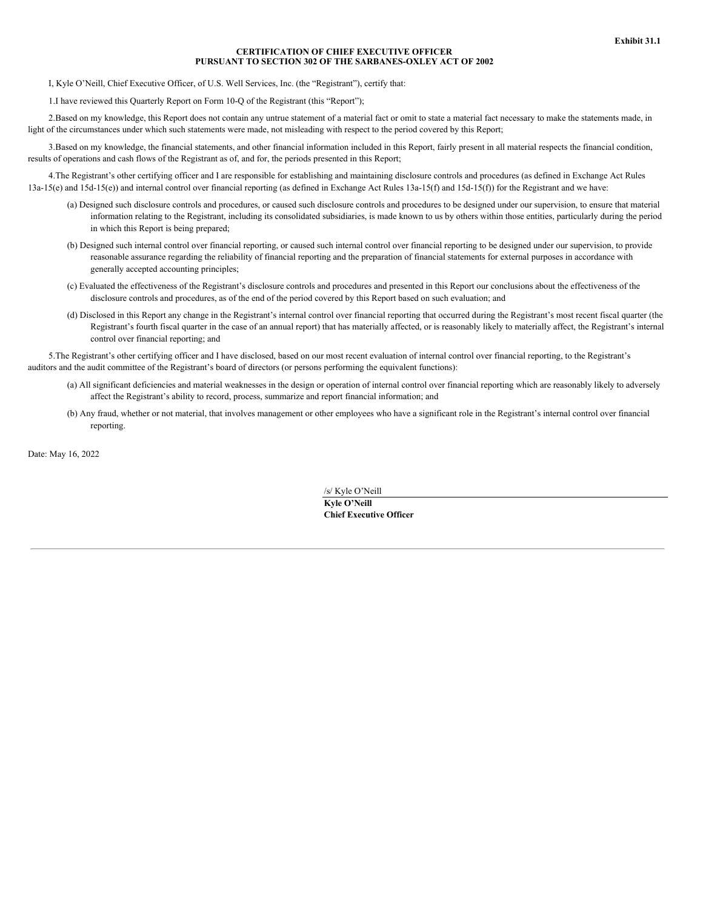**Exhibit 31.1**

**CERTIFICATION OF CHIEF EXECUTIVE OFFICER**
**PURSUANT TO SECTION 302 OF THE SARBANES-OXLEY ACT OF 2002**

I, Kyle O'Neill, Chief Executive Officer, of U.S. Well Services, Inc. (the "Registrant"), certify that:

1.I have reviewed this Quarterly Report on Form 10-Q of the Registrant (this "Report");

2.Based on my knowledge, this Report does not contain any untrue statement of a material fact or omit to state a material fact necessary to make the statements made, in light of the circumstances under which such statements were made, not misleading with respect to the period covered by this Report;

3.Based on my knowledge, the financial statements, and other financial information included in this Report, fairly present in all material respects the financial condition, results of operations and cash flows of the Registrant as of, and for, the periods presented in this Report;

4.The Registrant's other certifying officer and I are responsible for establishing and maintaining disclosure controls and procedures (as defined in Exchange Act Rules 13a-15(e) and 15d-15(e)) and internal control over financial reporting (as defined in Exchange Act Rules 13a-15(f) and 15d-15(f)) for the Registrant and we have:

(a) Designed such disclosure controls and procedures, or caused such disclosure controls and procedures to be designed under our supervision, to ensure that material information relating to the Registrant, including its consolidated subsidiaries, is made known to us by others within those entities, particularly during the period in which this Report is being prepared;

(b) Designed such internal control over financial reporting, or caused such internal control over financial reporting to be designed under our supervision, to provide reasonable assurance regarding the reliability of financial reporting and the preparation of financial statements for external purposes in accordance with generally accepted accounting principles;

(c) Evaluated the effectiveness of the Registrant's disclosure controls and procedures and presented in this Report our conclusions about the effectiveness of the disclosure controls and procedures, as of the end of the period covered by this Report based on such evaluation; and

(d) Disclosed in this Report any change in the Registrant's internal control over financial reporting that occurred during the Registrant's most recent fiscal quarter (the Registrant's fourth fiscal quarter in the case of an annual report) that has materially affected, or is reasonably likely to materially affect, the Registrant's internal control over financial reporting; and

5.The Registrant's other certifying officer and I have disclosed, based on our most recent evaluation of internal control over financial reporting, to the Registrant's auditors and the audit committee of the Registrant's board of directors (or persons performing the equivalent functions):

(a) All significant deficiencies and material weaknesses in the design or operation of internal control over financial reporting which are reasonably likely to adversely affect the Registrant's ability to record, process, summarize and report financial information; and

(b) Any fraud, whether or not material, that involves management or other employees who have a significant role in the Registrant's internal control over financial reporting.

Date: May 16, 2022

/s/ Kyle O'Neill
**Kyle O'Neill**
**Chief Executive Officer**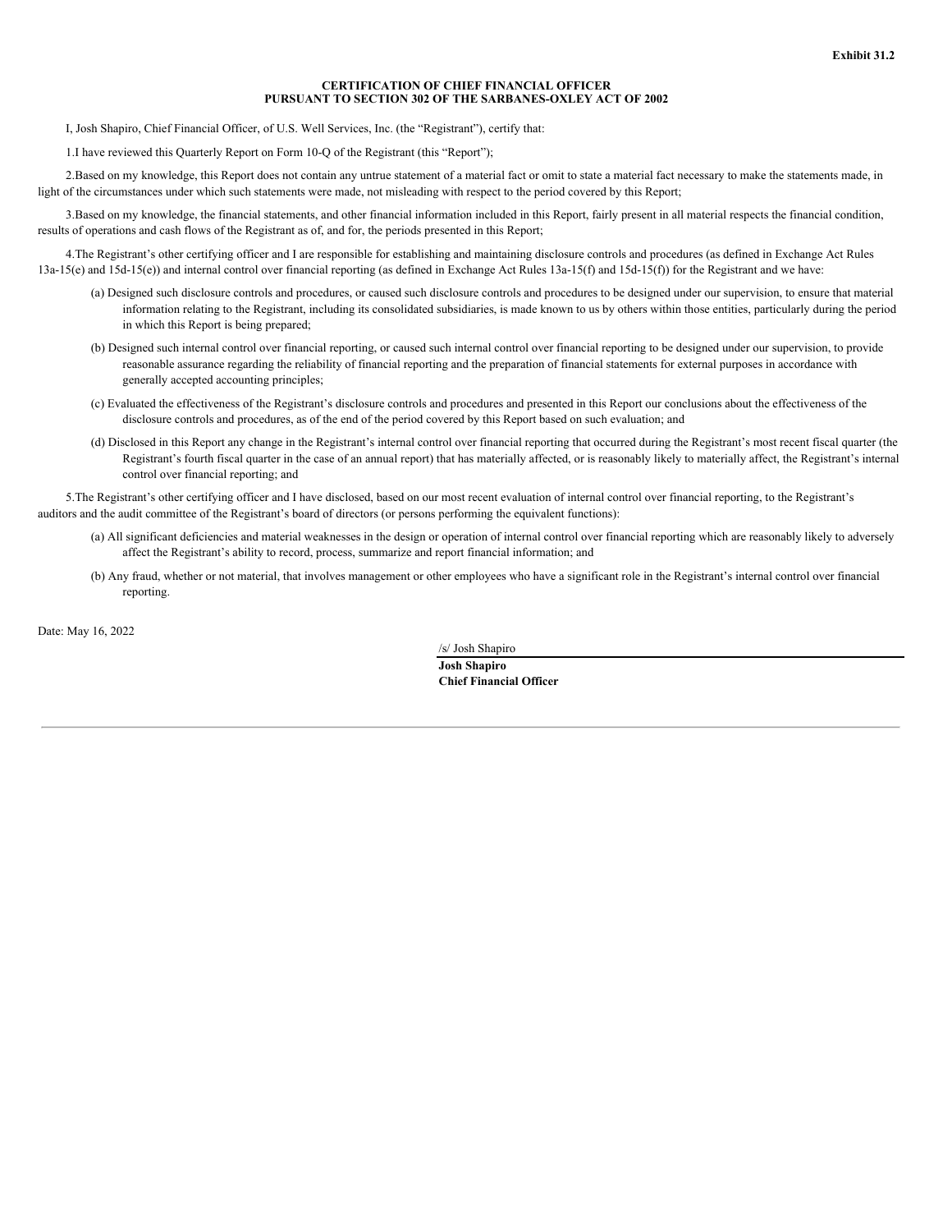**Exhibit 31.2**

**CERTIFICATION OF CHIEF FINANCIAL OFFICER**
**PURSUANT TO SECTION 302 OF THE SARBANES-OXLEY ACT OF 2002**

I, Josh Shapiro, Chief Financial Officer, of U.S. Well Services, Inc. (the "Registrant"), certify that:

1.I have reviewed this Quarterly Report on Form 10-Q of the Registrant (this "Report");

2.Based on my knowledge, this Report does not contain any untrue statement of a material fact or omit to state a material fact necessary to make the statements made, in light of the circumstances under which such statements were made, not misleading with respect to the period covered by this Report;

3.Based on my knowledge, the financial statements, and other financial information included in this Report, fairly present in all material respects the financial condition, results of operations and cash flows of the Registrant as of, and for, the periods presented in this Report;

4.The Registrant's other certifying officer and I are responsible for establishing and maintaining disclosure controls and procedures (as defined in Exchange Act Rules 13a-15(e) and 15d-15(e)) and internal control over financial reporting (as defined in Exchange Act Rules 13a-15(f) and 15d-15(f)) for the Registrant and we have:

(a) Designed such disclosure controls and procedures, or caused such disclosure controls and procedures to be designed under our supervision, to ensure that material information relating to the Registrant, including its consolidated subsidiaries, is made known to us by others within those entities, particularly during the period in which this Report is being prepared;

(b) Designed such internal control over financial reporting, or caused such internal control over financial reporting to be designed under our supervision, to provide reasonable assurance regarding the reliability of financial reporting and the preparation of financial statements for external purposes in accordance with generally accepted accounting principles;

(c) Evaluated the effectiveness of the Registrant's disclosure controls and procedures and presented in this Report our conclusions about the effectiveness of the disclosure controls and procedures, as of the end of the period covered by this Report based on such evaluation; and

(d) Disclosed in this Report any change in the Registrant's internal control over financial reporting that occurred during the Registrant's most recent fiscal quarter (the Registrant's fourth fiscal quarter in the case of an annual report) that has materially affected, or is reasonably likely to materially affect, the Registrant's internal control over financial reporting; and

5.The Registrant's other certifying officer and I have disclosed, based on our most recent evaluation of internal control over financial reporting, to the Registrant's auditors and the audit committee of the Registrant's board of directors (or persons performing the equivalent functions):

(a) All significant deficiencies and material weaknesses in the design or operation of internal control over financial reporting which are reasonably likely to adversely affect the Registrant's ability to record, process, summarize and report financial information; and

(b) Any fraud, whether or not material, that involves management or other employees who have a significant role in the Registrant's internal control over financial reporting.

Date: May 16, 2022

/s/ Josh Shapiro

**Josh Shapiro**
**Chief Financial Officer**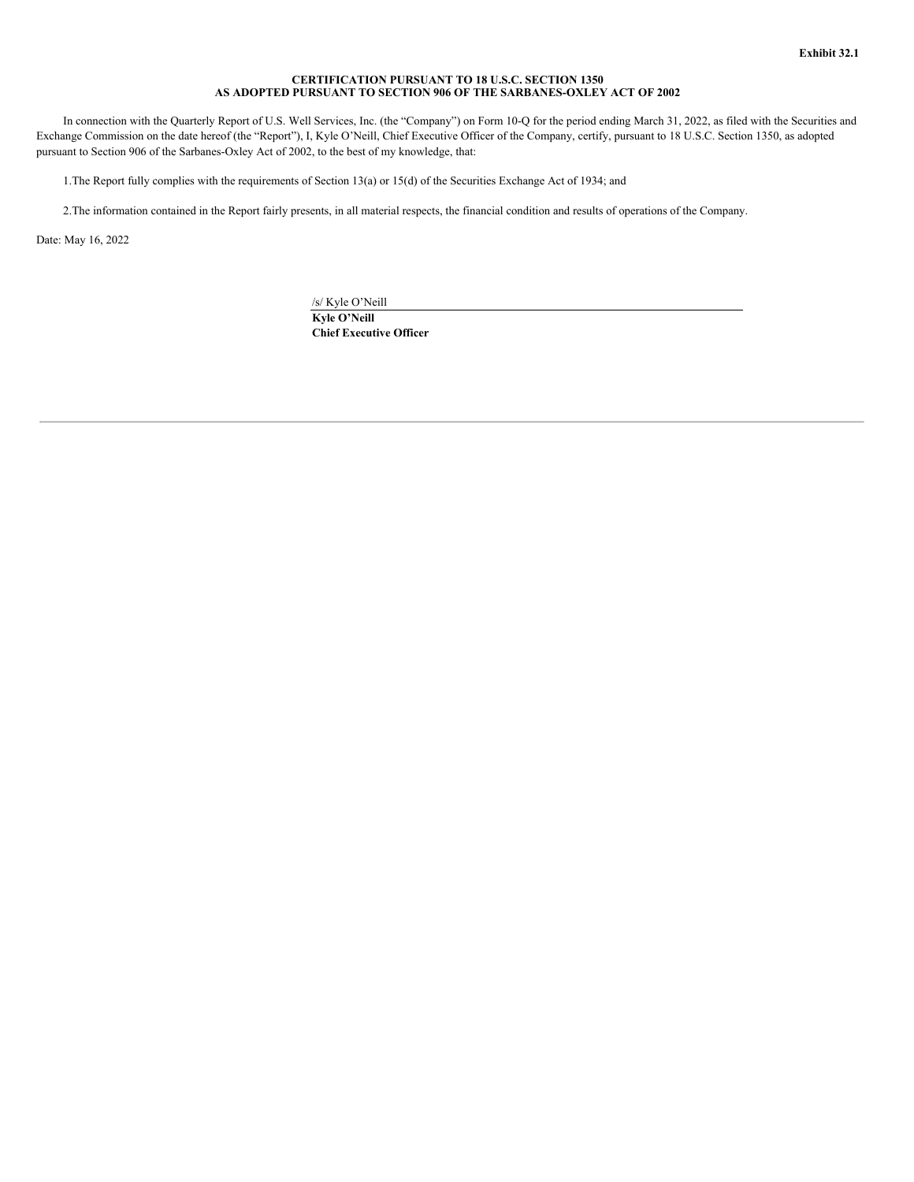Exhibit 32.1

**CERTIFICATION PURSUANT TO 18 U.S.C. SECTION 1350
AS ADOPTED PURSUANT TO SECTION 906 OF THE SARBANES-OXLEY ACT OF 2002**

In connection with the Quarterly Report of U.S. Well Services, Inc. (the “Company”) on Form 10-Q for the period ending March 31, 2022, as filed with the Securities and Exchange Commission on the date hereof (the “Report”), I, Kyle O’Neill, Chief Executive Officer of the Company, certify, pursuant to 18 U.S.C. Section 1350, as adopted pursuant to Section 906 of the Sarbanes-Oxley Act of 2002, to the best of my knowledge, that:

1. The Report fully complies with the requirements of Section 13(a) or 15(d) of the Securities Exchange Act of 1934; and

2. The information contained in the Report fairly presents, in all material respects, the financial condition and results of operations of the Company.

Date: May 16, 2022

/s/ Kyle O’Neill

**Kyle O’Neill**
**Chief Executive Officer**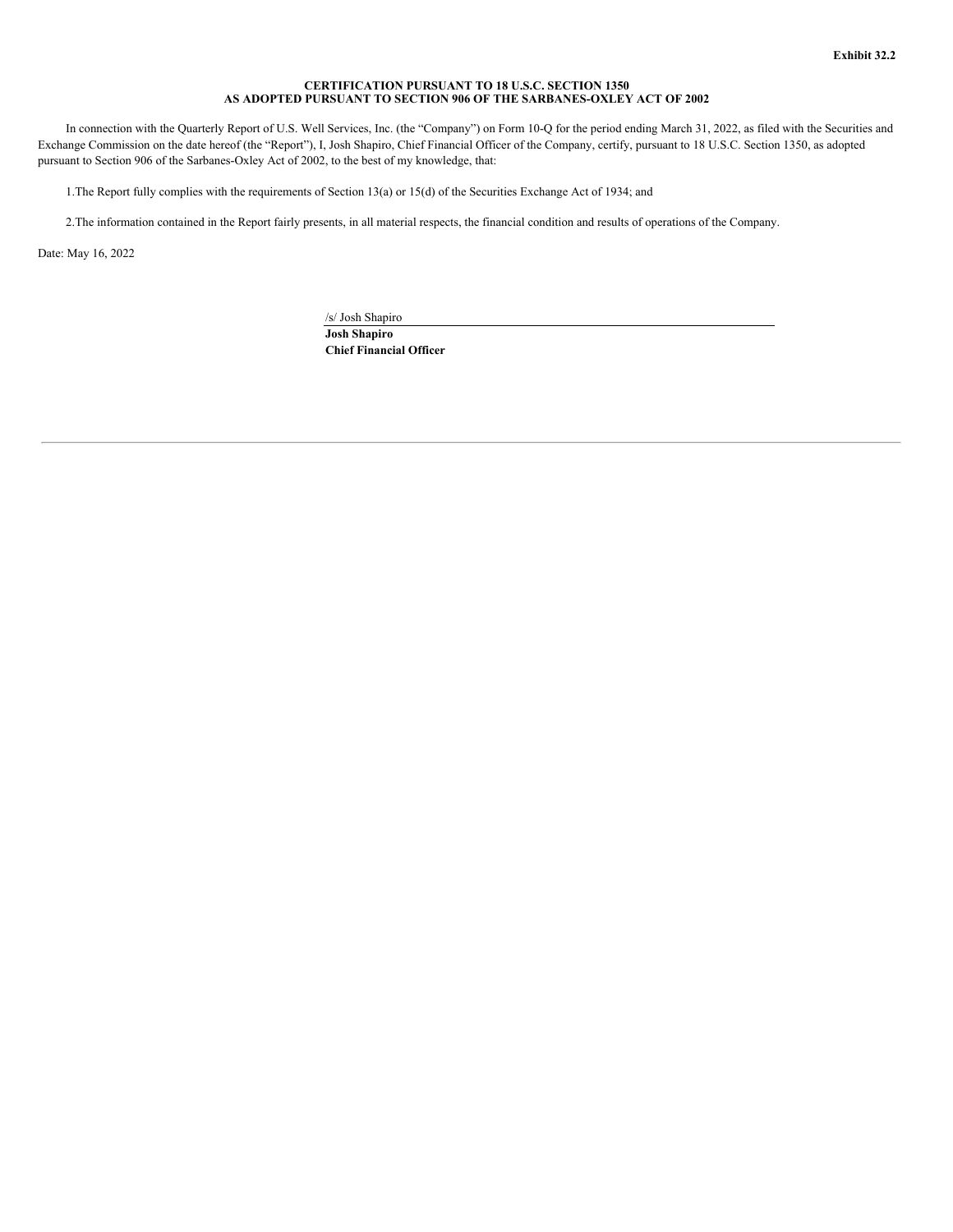**Exhibit 32.2**

**CERTIFICATION PURSUANT TO 18 U.S.C. SECTION 1350
AS ADOPTED PURSUANT TO SECTION 906 OF THE SARBANES-OXLEY ACT OF 2002**

In connection with the Quarterly Report of U.S. Well Services, Inc. (the "Company") on Form 10-Q for the period ending March 31, 2022, as filed with the Securities and Exchange Commission on the date hereof (the "Report"), I, Josh Shapiro, Chief Financial Officer of the Company, certify, pursuant to 18 U.S.C. Section 1350, as adopted pursuant to Section 906 of the Sarbanes-Oxley Act of 2002, to the best of my knowledge, that:

1.The Report fully complies with the requirements of Section 13(a) or 15(d) of the Securities Exchange Act of 1934; and

2.The information contained in the Report fairly presents, in all material respects, the financial condition and results of operations of the Company.

Date: May 16, 2022

/s/ Josh Shapiro

**Josh Shapiro**
**Chief Financial Officer**